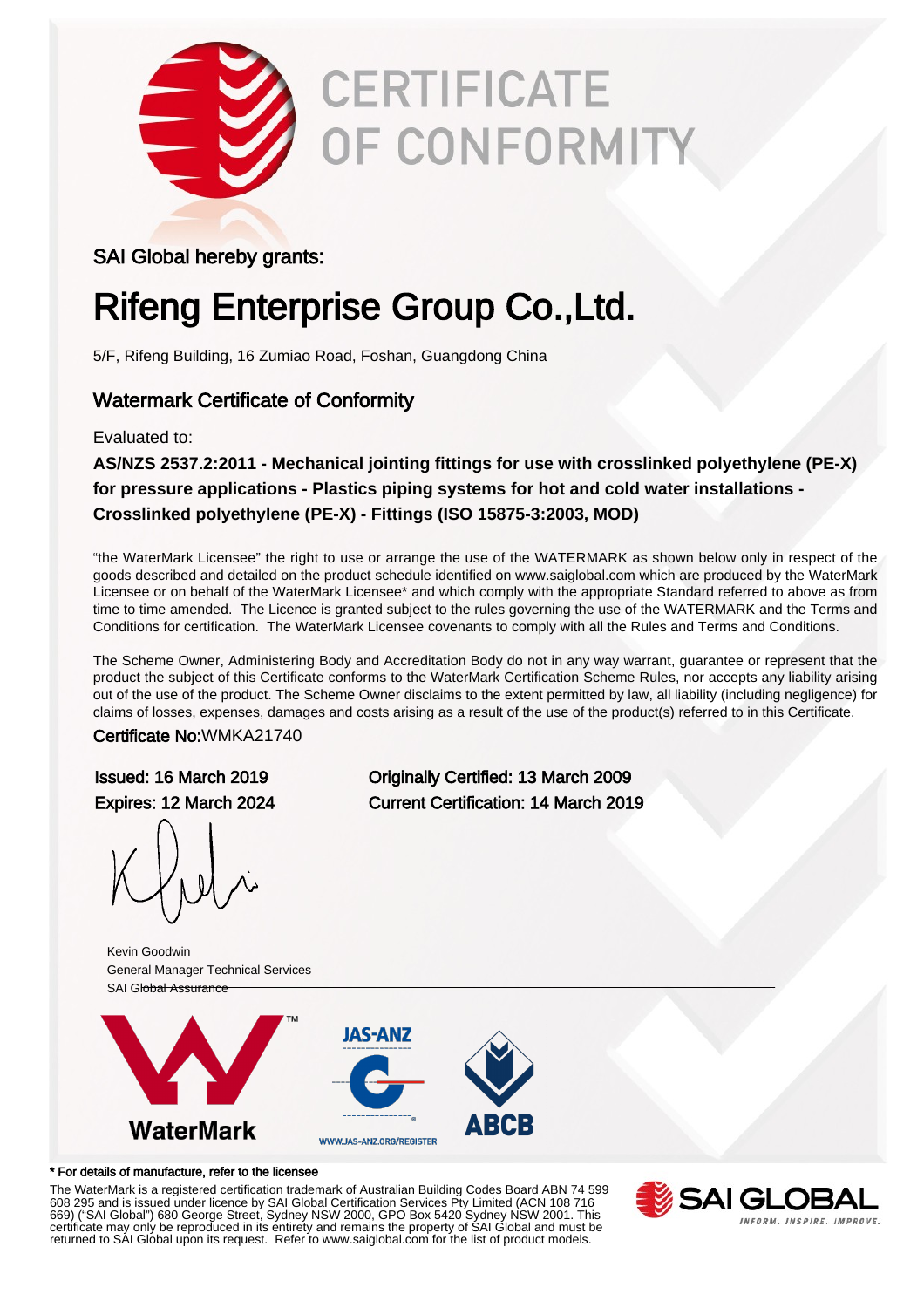# CERTIFICATE OF CONFORMITY

SAI Global hereby grants:

## Rifeng Enterprise Group Co.,Ltd.

5/F, Rifeng Building, 16 Zumiao Road, Foshan, Guangdong China

### Watermark Certificate of Conformity

Evaluated to:

**AS/NZS 2537.2:2011 - Mechanical jointing fittings for use with crosslinked polyethylene (PE-X) for pressure applications - Plastics piping systems for hot and cold water installations - Crosslinked polyethylene (PE-X) - Fittings (ISO 15875-3:2003, MOD)**

"the WaterMark Licensee" the right to use or arrange the use of the WATERMARK as shown below only in respect of the goods described and detailed on the product schedule identified on www.saiglobal.com which are produced by the WaterMark Licensee or on behalf of the WaterMark Licensee* and which comply with the appropriate Standard referred to above as from time to time amended. The Licence is granted subject to the rules governing the use of the WATERMARK and the Terms and Conditions for certification. The WaterMark Licensee covenants to comply with all the Rules and Terms and Conditions.

The Scheme Owner, Administering Body and Accreditation Body do not in any way warrant, guarantee or represent that the product the subject of this Certificate conforms to the WaterMark Certification Scheme Rules, nor accepts any liability arising out of the use of the product. The Scheme Owner disclaims to the extent permitted by law, all liability (including negligence) for claims of losses, expenses, damages and costs arising as a result of the use of the product(s) referred to in this Certificate.

Certificate No:WMKA21740

Issued: 16 March 2019
Expires: 12 March 2024

Originally Certified: 13 March 2009
Current Certification: 14 March 2019

Kevin Goodwin
General Manager Technical Services
SAI Global Assurance

WaterMark™

JAS-ANZ
WWW.JAS-ANZ.ORG/REGISTER

ABCB

\* For details of manufacture, refer to the licensee

The WaterMark is a registered certification trademark of Australian Building Codes Board ABN 74 599 608 295 and is issued under licence by SAI Global Certification Services Pty Limited (ACN 108 716 669) ("SAI Global") 680 George Street, Sydney NSW 2000, GPO Box 5420 Sydney NSW 2001. This certificate may only be reproduced in its entirety and remains the property of SAI Global and must be returned to SAI Global upon its request. Refer to www.saiglobal.com for the list of product models.

SAI GLOBAL
INFORM. INSPIRE. IMPROVE.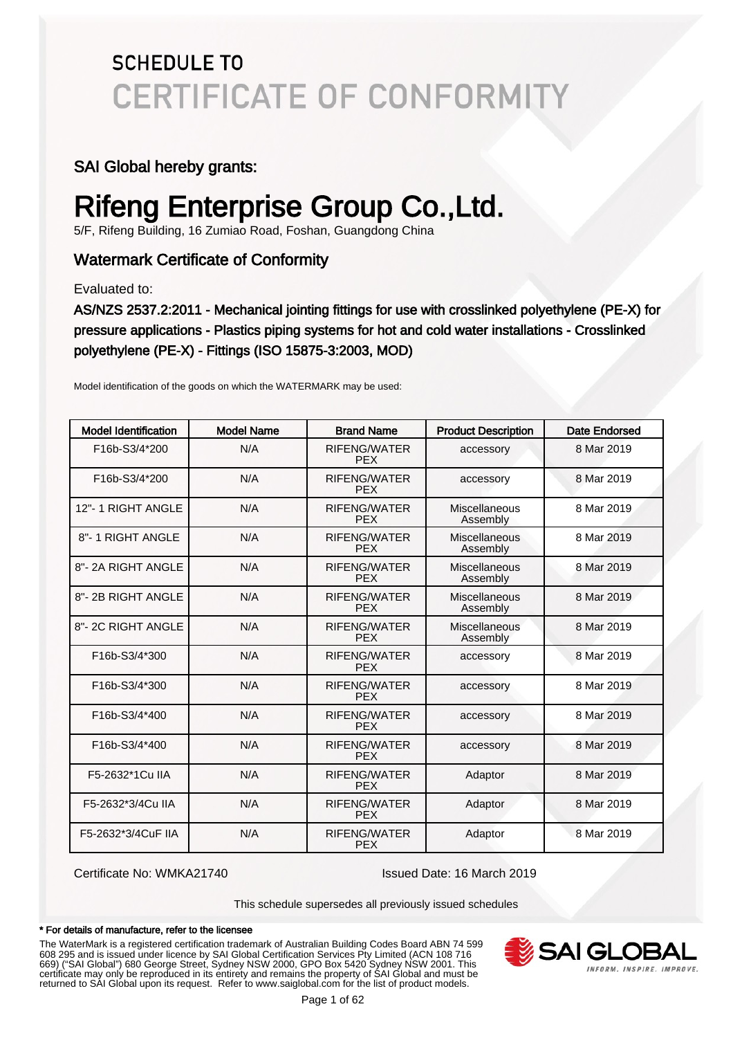# SCHEDULE TO
# CERTIFICATE OF CONFORMITY

## SAI Global hereby grants:

# Rifeng Enterprise Group Co.,Ltd.

5/F, Rifeng Building, 16 Zumiao Road, Foshan, Guangdong China

## Watermark Certificate of Conformity

Evaluated to:

**AS/NZS 2537.2:2011 - Mechanical jointing fittings for use with crosslinked polyethylene (PE-X) for pressure applications - Plastics piping systems for hot and cold water installations - Crosslinked polyethylene (PE-X) - Fittings (ISO 15875-3:2003, MOD)**

Model identification of the goods on which the WATERMARK may be used:

| Model Identification | Model Name | Brand Name | Product Description | Date Endorsed |
|---|---|---|---|---|
| F16b-S3/4*200 | N/A | RIFENG/WATER PEX | accessory | 8 Mar 2019 |
| F16b-S3/4*200 | N/A | RIFENG/WATER PEX | accessory | 8 Mar 2019 |
| 12"- 1 RIGHT ANGLE | N/A | RIFENG/WATER PEX | Miscellaneous Assembly | 8 Mar 2019 |
| 8"- 1 RIGHT ANGLE | N/A | RIFENG/WATER PEX | Miscellaneous Assembly | 8 Mar 2019 |
| 8"- 2A RIGHT ANGLE | N/A | RIFENG/WATER PEX | Miscellaneous Assembly | 8 Mar 2019 |
| 8"- 2B RIGHT ANGLE | N/A | RIFENG/WATER PEX | Miscellaneous Assembly | 8 Mar 2019 |
| 8"- 2C RIGHT ANGLE | N/A | RIFENG/WATER PEX | Miscellaneous Assembly | 8 Mar 2019 |
| F16b-S3/4*300 | N/A | RIFENG/WATER PEX | accessory | 8 Mar 2019 |
| F16b-S3/4*300 | N/A | RIFENG/WATER PEX | accessory | 8 Mar 2019 |
| F16b-S3/4*400 | N/A | RIFENG/WATER PEX | accessory | 8 Mar 2019 |
| F16b-S3/4*400 | N/A | RIFENG/WATER PEX | accessory | 8 Mar 2019 |
| F5-2632*1Cu IIA | N/A | RIFENG/WATER PEX | Adaptor | 8 Mar 2019 |
| F5-2632*3/4Cu IIA | N/A | RIFENG/WATER PEX | Adaptor | 8 Mar 2019 |
| F5-2632*3/4CuF IIA | N/A | RIFENG/WATER PEX | Adaptor | 8 Mar 2019 |

Certificate No: WMKA21740 Issued Date: 16 March 2019

This schedule supersedes all previously issued schedules

**\* For details of manufacture, refer to the licensee**

The WaterMark is a registered certification trademark of Australian Building Codes Board ABN 74 599 608 295 and is issued under licence by SAI Global Certification Services Pty Limited (ACN 108 716 669) ("SAI Global") 680 George Street, Sydney NSW 2000, GPO Box 5420 Sydney NSW 2001. This certificate may only be reproduced in its entirety and remains the property of SAI Global and must be returned to SAI Global upon its request. Refer to www.saiglobal.com for the list of product models.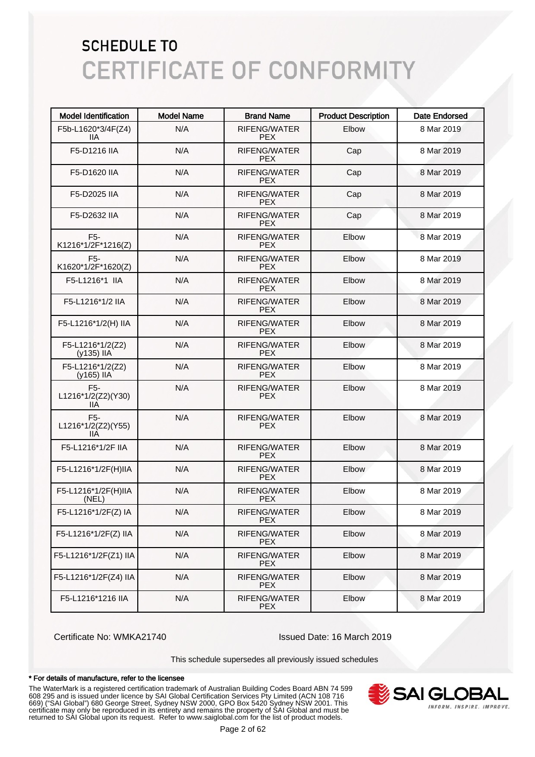# SCHEDULE TO
# CERTIFICATE OF CONFORMITY

| Model Identification | Model Name | Brand Name | Product Description | Date Endorsed |
|---|---|---|---|---|
| F5b-L1620*3/4F(Z4) IIA | N/A | RIFENG/WATER PEX | Elbow | 8 Mar 2019 |
| F5-D1216 IIA | N/A | RIFENG/WATER PEX | Cap | 8 Mar 2019 |
| F5-D1620 IIA | N/A | RIFENG/WATER PEX | Cap | 8 Mar 2019 |
| F5-D2025 IIA | N/A | RIFENG/WATER PEX | Cap | 8 Mar 2019 |
| F5-D2632 IIA | N/A | RIFENG/WATER PEX | Cap | 8 Mar 2019 |
| F5-K1216*1/2F*1216(Z) | N/A | RIFENG/WATER PEX | Elbow | 8 Mar 2019 |
| F5-K1620*1/2F*1620(Z) | N/A | RIFENG/WATER PEX | Elbow | 8 Mar 2019 |
| F5-L1216*1 IIA | N/A | RIFENG/WATER PEX | Elbow | 8 Mar 2019 |
| F5-L1216*1/2 IIA | N/A | RIFENG/WATER PEX | Elbow | 8 Mar 2019 |
| F5-L1216*1/2(H) IIA | N/A | RIFENG/WATER PEX | Elbow | 8 Mar 2019 |
| F5-L1216*1/2(Z2) (y135) IIA | N/A | RIFENG/WATER PEX | Elbow | 8 Mar 2019 |
| F5-L1216*1/2(Z2) (y165) IIA | N/A | RIFENG/WATER PEX | Elbow | 8 Mar 2019 |
| F5-L1216*1/2(Z2)(Y30) IIA | N/A | RIFENG/WATER PEX | Elbow | 8 Mar 2019 |
| F5-L1216*1/2(Z2)(Y55) IIA | N/A | RIFENG/WATER PEX | Elbow | 8 Mar 2019 |
| F5-L1216*1/2F IIA | N/A | RIFENG/WATER PEX | Elbow | 8 Mar 2019 |
| F5-L1216*1/2F(H)IIA | N/A | RIFENG/WATER PEX | Elbow | 8 Mar 2019 |
| F5-L1216*1/2F(H)IIA (NEL) | N/A | RIFENG/WATER PEX | Elbow | 8 Mar 2019 |
| F5-L1216*1/2F(Z) IA | N/A | RIFENG/WATER PEX | Elbow | 8 Mar 2019 |
| F5-L1216*1/2F(Z) IIA | N/A | RIFENG/WATER PEX | Elbow | 8 Mar 2019 |
| F5-L1216*1/2F(Z1) IIA | N/A | RIFENG/WATER PEX | Elbow | 8 Mar 2019 |
| F5-L1216*1/2F(Z4) IIA | N/A | RIFENG/WATER PEX | Elbow | 8 Mar 2019 |
| F5-L1216*1216 IIA | N/A | RIFENG/WATER PEX | Elbow | 8 Mar 2019 |

Certificate No: WMKA21740

Issued Date: 16 March 2019

This schedule supersedes all previously issued schedules

**\* For details of manufacture, refer to the licensee**

The WaterMark is a registered certification trademark of Australian Building Codes Board ABN 74 599 608 295 and is issued under licence by SAI Global Certification Services Pty Limited (ACN 108 716 669) ("SAI Global") 680 George Street, Sydney NSW 2000, GPO Box 5420 Sydney NSW 2001. This certificate may only be reproduced in its entirety and remains the property of SAI Global and must be returned to SAI Global upon its request. Refer to www.saiglobal.com for the list of product models.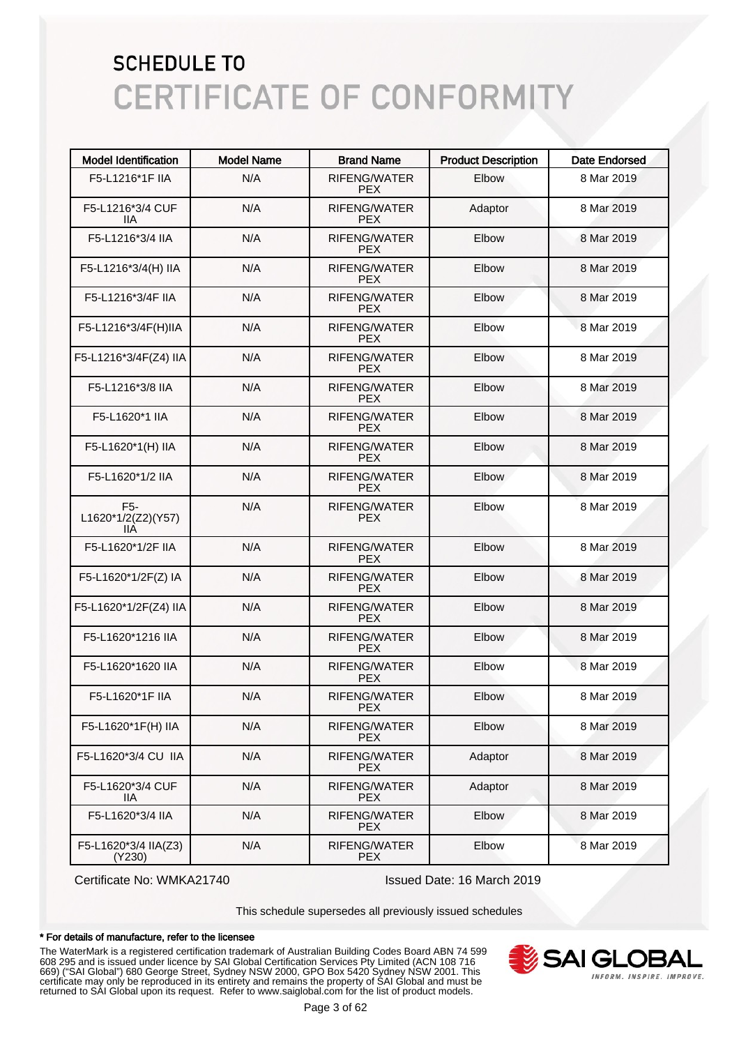# SCHEDULE TO
# CERTIFICATE OF CONFORMITY

| Model Identification | Model Name | Brand Name | Product Description | Date Endorsed |
|---|---|---|---|---|
| F5-L1216*1F IIA | N/A | RIFENG/WATER PEX | Elbow | 8 Mar 2019 |
| F5-L1216*3/4 CUF IIA | N/A | RIFENG/WATER PEX | Adaptor | 8 Mar 2019 |
| F5-L1216*3/4 IIA | N/A | RIFENG/WATER PEX | Elbow | 8 Mar 2019 |
| F5-L1216*3/4(H) IIA | N/A | RIFENG/WATER PEX | Elbow | 8 Mar 2019 |
| F5-L1216*3/4F IIA | N/A | RIFENG/WATER PEX | Elbow | 8 Mar 2019 |
| F5-L1216*3/4F(H)IIA | N/A | RIFENG/WATER PEX | Elbow | 8 Mar 2019 |
| F5-L1216*3/4F(Z4) IIA | N/A | RIFENG/WATER PEX | Elbow | 8 Mar 2019 |
| F5-L1216*3/8 IIA | N/A | RIFENG/WATER PEX | Elbow | 8 Mar 2019 |
| F5-L1620*1 IIA | N/A | RIFENG/WATER PEX | Elbow | 8 Mar 2019 |
| F5-L1620*1(H) IIA | N/A | RIFENG/WATER PEX | Elbow | 8 Mar 2019 |
| F5-L1620*1/2 IIA | N/A | RIFENG/WATER PEX | Elbow | 8 Mar 2019 |
| F5-L1620*1/2(Z2)(Y57) IIA | N/A | RIFENG/WATER PEX | Elbow | 8 Mar 2019 |
| F5-L1620*1/2F IIA | N/A | RIFENG/WATER PEX | Elbow | 8 Mar 2019 |
| F5-L1620*1/2F(Z) IA | N/A | RIFENG/WATER PEX | Elbow | 8 Mar 2019 |
| F5-L1620*1/2F(Z4) IIA | N/A | RIFENG/WATER PEX | Elbow | 8 Mar 2019 |
| F5-L1620*1216 IIA | N/A | RIFENG/WATER PEX | Elbow | 8 Mar 2019 |
| F5-L1620*1620 IIA | N/A | RIFENG/WATER PEX | Elbow | 8 Mar 2019 |
| F5-L1620*1F IIA | N/A | RIFENG/WATER PEX | Elbow | 8 Mar 2019 |
| F5-L1620*1F(H) IIA | N/A | RIFENG/WATER PEX | Elbow | 8 Mar 2019 |
| F5-L1620*3/4 CU IIA | N/A | RIFENG/WATER PEX | Adaptor | 8 Mar 2019 |
| F5-L1620*3/4 CUF IIA | N/A | RIFENG/WATER PEX | Adaptor | 8 Mar 2019 |
| F5-L1620*3/4 IIA | N/A | RIFENG/WATER PEX | Elbow | 8 Mar 2019 |
| F5-L1620*3/4 IIA(Z3) (Y230) | N/A | RIFENG/WATER PEX | Elbow | 8 Mar 2019 |

Certificate No: WMKA21740

Issued Date: 16 March 2019

This schedule supersedes all previously issued schedules

**\* For details of manufacture, refer to the licensee**

The WaterMark is a registered certification trademark of Australian Building Codes Board ABN 74 599 608 295 and is issued under licence by SAI Global Certification Services Pty Limited (ACN 108 716 669) ("SAI Global") 680 George Street, Sydney NSW 2000, GPO Box 5420 Sydney NSW 2001. This certificate may only be reproduced in its entirety and remains the property of SAI Global and must be returned to SAI Global upon its request. Refer to www.saiglobal.com for the list of product models.

SAI GLOBAL
INFORM. INSPIRE. IMPROVE.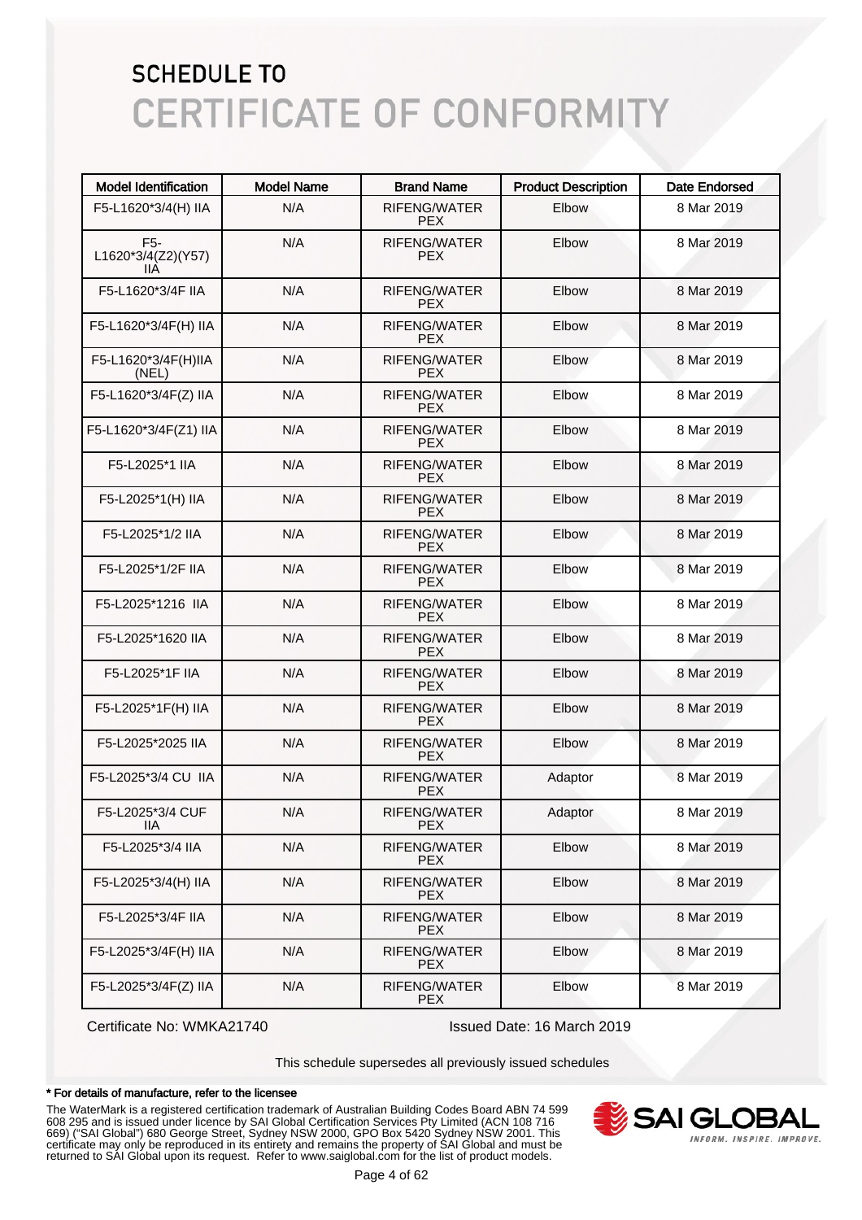# SCHEDULE TO
# CERTIFICATE OF CONFORMITY

| Model Identification | Model Name | Brand Name | Product Description | Date Endorsed |
|---|---|---|---|---|
| F5-L1620*3/4(H) IIA | N/A | RIFENG/WATER PEX | Elbow | 8 Mar 2019 |
| F5-L1620*3/4(Z2)(Y57) IIA | N/A | RIFENG/WATER PEX | Elbow | 8 Mar 2019 |
| F5-L1620*3/4F IIA | N/A | RIFENG/WATER PEX | Elbow | 8 Mar 2019 |
| F5-L1620*3/4F(H) IIA | N/A | RIFENG/WATER PEX | Elbow | 8 Mar 2019 |
| F5-L1620*3/4F(H)IIA (NEL) | N/A | RIFENG/WATER PEX | Elbow | 8 Mar 2019 |
| F5-L1620*3/4F(Z) IIA | N/A | RIFENG/WATER PEX | Elbow | 8 Mar 2019 |
| F5-L1620*3/4F(Z1) IIA | N/A | RIFENG/WATER PEX | Elbow | 8 Mar 2019 |
| F5-L2025*1 IIA | N/A | RIFENG/WATER PEX | Elbow | 8 Mar 2019 |
| F5-L2025*1(H) IIA | N/A | RIFENG/WATER PEX | Elbow | 8 Mar 2019 |
| F5-L2025*1/2 IIA | N/A | RIFENG/WATER PEX | Elbow | 8 Mar 2019 |
| F5-L2025*1/2F IIA | N/A | RIFENG/WATER PEX | Elbow | 8 Mar 2019 |
| F5-L2025*1216 IIA | N/A | RIFENG/WATER PEX | Elbow | 8 Mar 2019 |
| F5-L2025*1620 IIA | N/A | RIFENG/WATER PEX | Elbow | 8 Mar 2019 |
| F5-L2025*1F IIA | N/A | RIFENG/WATER PEX | Elbow | 8 Mar 2019 |
| F5-L2025*1F(H) IIA | N/A | RIFENG/WATER PEX | Elbow | 8 Mar 2019 |
| F5-L2025*2025 IIA | N/A | RIFENG/WATER PEX | Elbow | 8 Mar 2019 |
| F5-L2025*3/4 CU IIA | N/A | RIFENG/WATER PEX | Adaptor | 8 Mar 2019 |
| F5-L2025*3/4 CUF IIA | N/A | RIFENG/WATER PEX | Adaptor | 8 Mar 2019 |
| F5-L2025*3/4 IIA | N/A | RIFENG/WATER PEX | Elbow | 8 Mar 2019 |
| F5-L2025*3/4(H) IIA | N/A | RIFENG/WATER PEX | Elbow | 8 Mar 2019 |
| F5-L2025*3/4F IIA | N/A | RIFENG/WATER PEX | Elbow | 8 Mar 2019 |
| F5-L2025*3/4F(H) IIA | N/A | RIFENG/WATER PEX | Elbow | 8 Mar 2019 |
| F5-L2025*3/4F(Z) IIA | N/A | RIFENG/WATER PEX | Elbow | 8 Mar 2019 |

Certificate No: WMKA21740

Issued Date: 16 March 2019

This schedule supersedes all previously issued schedules

**\* For details of manufacture, refer to the licensee**

The WaterMark is a registered certification trademark of Australian Building Codes Board ABN 74 599 608 295 and is issued under licence by SAI Global Certification Services Pty Limited (ACN 108 716 669) ("SAI Global") 680 George Street, Sydney NSW 2000, GPO Box 5420 Sydney NSW 2001. This certificate may only be reproduced in its entirety and remains the property of SAI Global and must be returned to SAI Global upon its request. Refer to www.saiglobal.com for the list of product models.

SAI GLOBAL
INFORM. INSPIRE. IMPROVE.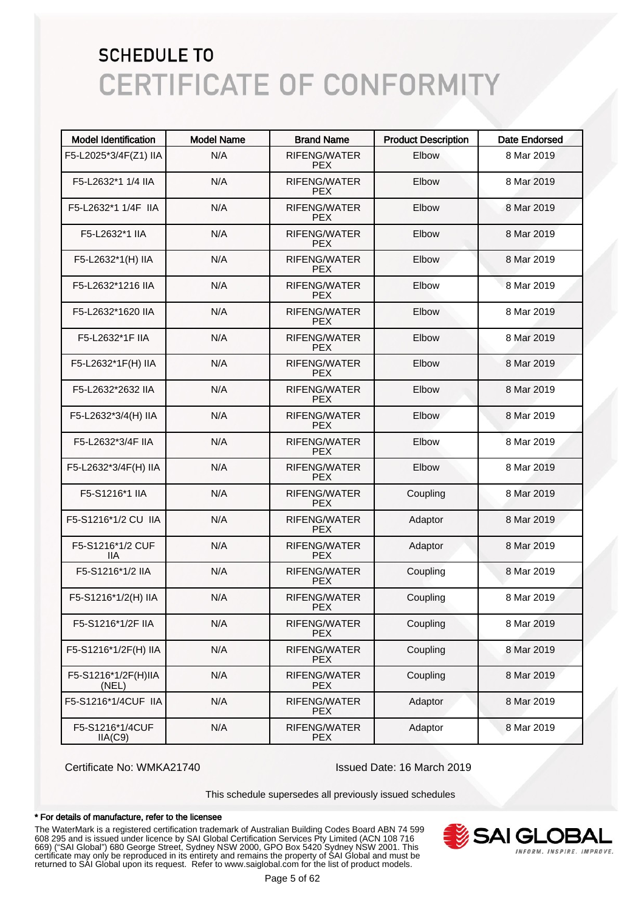# SCHEDULE TO
# CERTIFICATE OF CONFORMITY

| Model Identification | Model Name | Brand Name | Product Description | Date Endorsed |
|---|---|---|---|---|
| F5-L2025*3/4F(Z1) IIA | N/A | RIFENG/WATER PEX | Elbow | 8 Mar 2019 |
| F5-L2632*1 1/4 IIA | N/A | RIFENG/WATER PEX | Elbow | 8 Mar 2019 |
| F5-L2632*1 1/4F IIA | N/A | RIFENG/WATER PEX | Elbow | 8 Mar 2019 |
| F5-L2632*1 IIA | N/A | RIFENG/WATER PEX | Elbow | 8 Mar 2019 |
| F5-L2632*1(H) IIA | N/A | RIFENG/WATER PEX | Elbow | 8 Mar 2019 |
| F5-L2632*1216 IIA | N/A | RIFENG/WATER PEX | Elbow | 8 Mar 2019 |
| F5-L2632*1620 IIA | N/A | RIFENG/WATER PEX | Elbow | 8 Mar 2019 |
| F5-L2632*1F IIA | N/A | RIFENG/WATER PEX | Elbow | 8 Mar 2019 |
| F5-L2632*1F(H) IIA | N/A | RIFENG/WATER PEX | Elbow | 8 Mar 2019 |
| F5-L2632*2632 IIA | N/A | RIFENG/WATER PEX | Elbow | 8 Mar 2019 |
| F5-L2632*3/4(H) IIA | N/A | RIFENG/WATER PEX | Elbow | 8 Mar 2019 |
| F5-L2632*3/4F IIA | N/A | RIFENG/WATER PEX | Elbow | 8 Mar 2019 |
| F5-L2632*3/4F(H) IIA | N/A | RIFENG/WATER PEX | Elbow | 8 Mar 2019 |
| F5-S1216*1 IIA | N/A | RIFENG/WATER PEX | Coupling | 8 Mar 2019 |
| F5-S1216*1/2 CU IIA | N/A | RIFENG/WATER PEX | Adaptor | 8 Mar 2019 |
| F5-S1216*1/2 CUF IIA | N/A | RIFENG/WATER PEX | Adaptor | 8 Mar 2019 |
| F5-S1216*1/2 IIA | N/A | RIFENG/WATER PEX | Coupling | 8 Mar 2019 |
| F5-S1216*1/2(H) IIA | N/A | RIFENG/WATER PEX | Coupling | 8 Mar 2019 |
| F5-S1216*1/2F IIA | N/A | RIFENG/WATER PEX | Coupling | 8 Mar 2019 |
| F5-S1216*1/2F(H) IIA | N/A | RIFENG/WATER PEX | Coupling | 8 Mar 2019 |
| F5-S1216*1/2F(H)IIA (NEL) | N/A | RIFENG/WATER PEX | Coupling | 8 Mar 2019 |
| F5-S1216*1/4CUF IIA | N/A | RIFENG/WATER PEX | Adaptor | 8 Mar 2019 |
| F5-S1216*1/4CUF IIA(C9) | N/A | RIFENG/WATER PEX | Adaptor | 8 Mar 2019 |

Certificate No: WMKA21740

Issued Date: 16 March 2019

This schedule supersedes all previously issued schedules

**\* For details of manufacture, refer to the licensee**

The WaterMark is a registered certification trademark of Australian Building Codes Board ABN 74 599 608 295 and is issued under licence by SAI Global Certification Services Pty Limited (ACN 108 716 669) ("SAI Global") 680 George Street, Sydney NSW 2000, GPO Box 5420 Sydney NSW 2001. This certificate may only be reproduced in its entirety and remains the property of SAI Global and must be returned to SAI Global upon its request. Refer to www.saiglobal.com for the list of product models.

SAI GLOBAL
INFORM. INSPIRE. IMPROVE.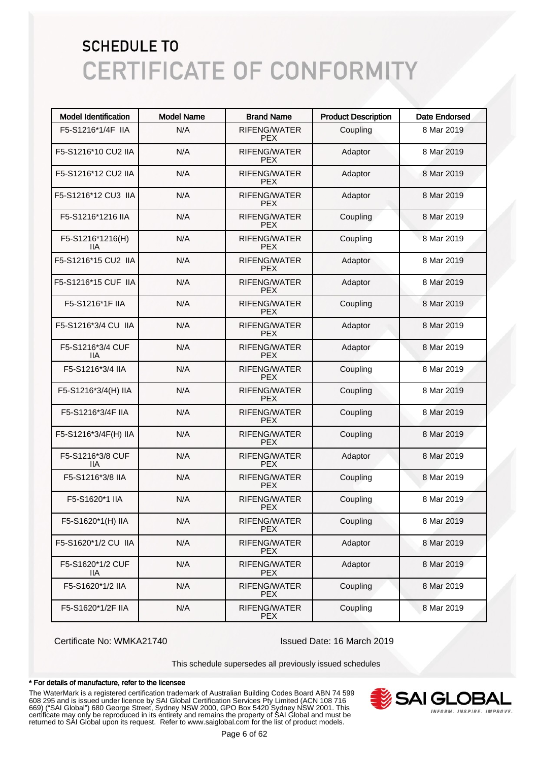# SCHEDULE TO
# CERTIFICATE OF CONFORMITY

| Model Identification | Model Name | Brand Name | Product Description | Date Endorsed |
|---|---|---|---|---|
| F5-S1216*1/4F IIA | N/A | RIFENG/WATER PEX | Coupling | 8 Mar 2019 |
| F5-S1216*10 CU2 IIA | N/A | RIFENG/WATER PEX | Adaptor | 8 Mar 2019 |
| F5-S1216*12 CU2 IIA | N/A | RIFENG/WATER PEX | Adaptor | 8 Mar 2019 |
| F5-S1216*12 CU3 IIA | N/A | RIFENG/WATER PEX | Adaptor | 8 Mar 2019 |
| F5-S1216*1216 IIA | N/A | RIFENG/WATER PEX | Coupling | 8 Mar 2019 |
| F5-S1216*1216(H) IIA | N/A | RIFENG/WATER PEX | Coupling | 8 Mar 2019 |
| F5-S1216*15 CU2 IIA | N/A | RIFENG/WATER PEX | Adaptor | 8 Mar 2019 |
| F5-S1216*15 CUF IIA | N/A | RIFENG/WATER PEX | Adaptor | 8 Mar 2019 |
| F5-S1216*1F IIA | N/A | RIFENG/WATER PEX | Coupling | 8 Mar 2019 |
| F5-S1216*3/4 CU IIA | N/A | RIFENG/WATER PEX | Adaptor | 8 Mar 2019 |
| F5-S1216*3/4 CUF IIA | N/A | RIFENG/WATER PEX | Adaptor | 8 Mar 2019 |
| F5-S1216*3/4 IIA | N/A | RIFENG/WATER PEX | Coupling | 8 Mar 2019 |
| F5-S1216*3/4(H) IIA | N/A | RIFENG/WATER PEX | Coupling | 8 Mar 2019 |
| F5-S1216*3/4F IIA | N/A | RIFENG/WATER PEX | Coupling | 8 Mar 2019 |
| F5-S1216*3/4F(H) IIA | N/A | RIFENG/WATER PEX | Coupling | 8 Mar 2019 |
| F5-S1216*3/8 CUF IIA | N/A | RIFENG/WATER PEX | Adaptor | 8 Mar 2019 |
| F5-S1216*3/8 IIA | N/A | RIFENG/WATER PEX | Coupling | 8 Mar 2019 |
| F5-S1620*1 IIA | N/A | RIFENG/WATER PEX | Coupling | 8 Mar 2019 |
| F5-S1620*1(H) IIA | N/A | RIFENG/WATER PEX | Coupling | 8 Mar 2019 |
| F5-S1620*1/2 CU IIA | N/A | RIFENG/WATER PEX | Adaptor | 8 Mar 2019 |
| F5-S1620*1/2 CUF IIA | N/A | RIFENG/WATER PEX | Adaptor | 8 Mar 2019 |
| F5-S1620*1/2 IIA | N/A | RIFENG/WATER PEX | Coupling | 8 Mar 2019 |
| F5-S1620*1/2F IIA | N/A | RIFENG/WATER PEX | Coupling | 8 Mar 2019 |

Certificate No: WMKA21740

Issued Date: 16 March 2019

This schedule supersedes all previously issued schedules

**\* For details of manufacture, refer to the licensee**

The WaterMark is a registered certification trademark of Australian Building Codes Board ABN 74 599 608 295 and is issued under licence by SAI Global Certification Services Pty Limited (ACN 108 716 669) ("SAI Global") 680 George Street, Sydney NSW 2000, GPO Box 5420 Sydney NSW 2001. This certificate may only be reproduced in its entirety and remains the property of SAI Global and must be returned to SAI Global upon its request. Refer to www.saiglobal.com for the list of product models.

SAI GLOBAL
INFORM. INSPIRE. IMPROVE.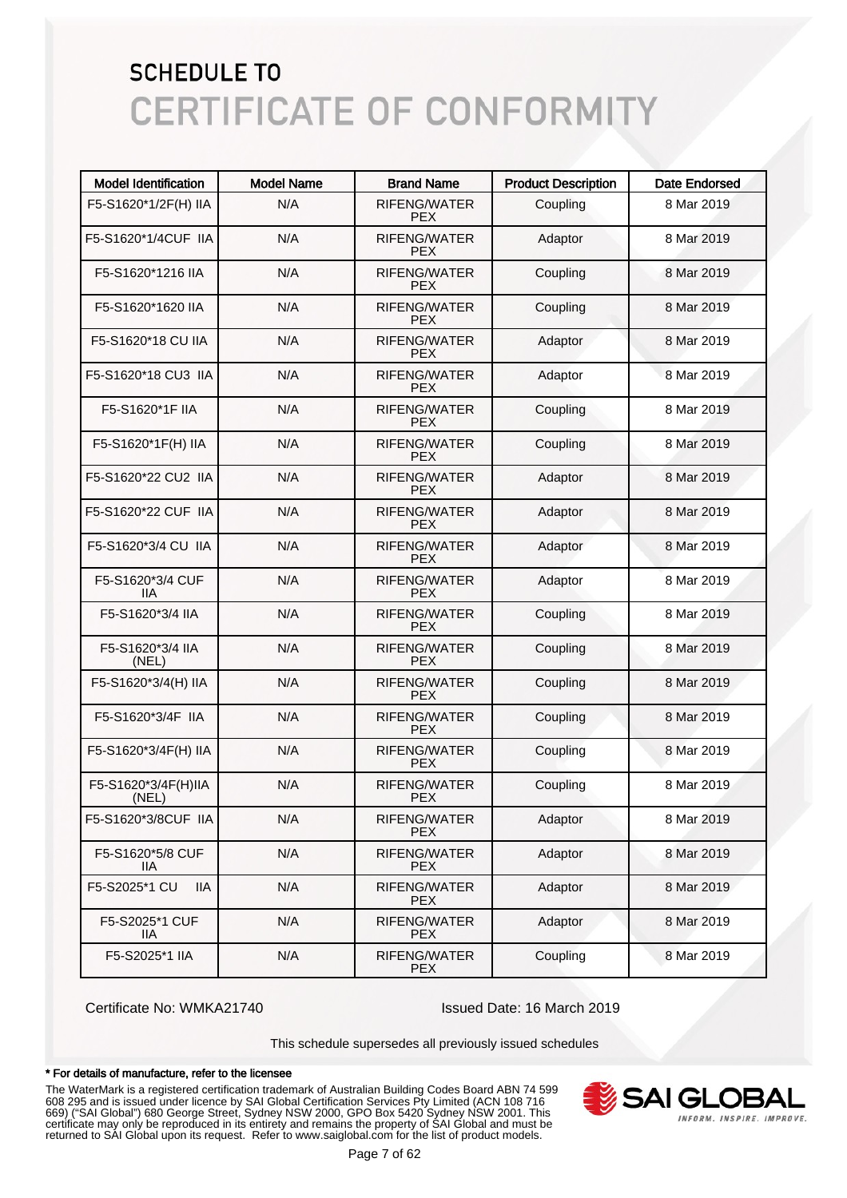# SCHEDULE TO
# CERTIFICATE OF CONFORMITY

| Model Identification | Model Name | Brand Name | Product Description | Date Endorsed |
|---|---|---|---|---|
| F5-S1620*1/2F(H) IIA | N/A | RIFENG/WATER PEX | Coupling | 8 Mar 2019 |
| F5-S1620*1/4CUF IIA | N/A | RIFENG/WATER PEX | Adaptor | 8 Mar 2019 |
| F5-S1620*1216 IIA | N/A | RIFENG/WATER PEX | Coupling | 8 Mar 2019 |
| F5-S1620*1620 IIA | N/A | RIFENG/WATER PEX | Coupling | 8 Mar 2019 |
| F5-S1620*18 CU IIA | N/A | RIFENG/WATER PEX | Adaptor | 8 Mar 2019 |
| F5-S1620*18 CU3 IIA | N/A | RIFENG/WATER PEX | Adaptor | 8 Mar 2019 |
| F5-S1620*1F IIA | N/A | RIFENG/WATER PEX | Coupling | 8 Mar 2019 |
| F5-S1620*1F(H) IIA | N/A | RIFENG/WATER PEX | Coupling | 8 Mar 2019 |
| F5-S1620*22 CU2 IIA | N/A | RIFENG/WATER PEX | Adaptor | 8 Mar 2019 |
| F5-S1620*22 CUF IIA | N/A | RIFENG/WATER PEX | Adaptor | 8 Mar 2019 |
| F5-S1620*3/4 CU IIA | N/A | RIFENG/WATER PEX | Adaptor | 8 Mar 2019 |
| F5-S1620*3/4 CUF IIA | N/A | RIFENG/WATER PEX | Adaptor | 8 Mar 2019 |
| F5-S1620*3/4 IIA | N/A | RIFENG/WATER PEX | Coupling | 8 Mar 2019 |
| F5-S1620*3/4 IIA (NEL) | N/A | RIFENG/WATER PEX | Coupling | 8 Mar 2019 |
| F5-S1620*3/4(H) IIA | N/A | RIFENG/WATER PEX | Coupling | 8 Mar 2019 |
| F5-S1620*3/4F IIA | N/A | RIFENG/WATER PEX | Coupling | 8 Mar 2019 |
| F5-S1620*3/4F(H) IIA | N/A | RIFENG/WATER PEX | Coupling | 8 Mar 2019 |
| F5-S1620*3/4F(H)IIA (NEL) | N/A | RIFENG/WATER PEX | Coupling | 8 Mar 2019 |
| F5-S1620*3/8CUF IIA | N/A | RIFENG/WATER PEX | Adaptor | 8 Mar 2019 |
| F5-S1620*5/8 CUF IIA | N/A | RIFENG/WATER PEX | Adaptor | 8 Mar 2019 |
| F5-S2025*1 CU IIA | N/A | RIFENG/WATER PEX | Adaptor | 8 Mar 2019 |
| F5-S2025*1 CUF IIA | N/A | RIFENG/WATER PEX | Adaptor | 8 Mar 2019 |
| F5-S2025*1 IIA | N/A | RIFENG/WATER PEX | Coupling | 8 Mar 2019 |

Certificate No: WMKA21740

Issued Date: 16 March 2019

This schedule supersedes all previously issued schedules

**\* For details of manufacture, refer to the licensee**

The WaterMark is a registered certification trademark of Australian Building Codes Board ABN 74 599 608 295 and is issued under licence by SAI Global Certification Services Pty Limited (ACN 108 716 669) ("SAI Global") 680 George Street, Sydney NSW 2000, GPO Box 5420 Sydney NSW 2001. This certificate may only be reproduced in its entirety and remains the property of SAI Global and must be returned to SAI Global upon its request. Refer to www.saiglobal.com for the list of product models.

SAI GLOBAL — INFORM. INSPIRE. IMPROVE.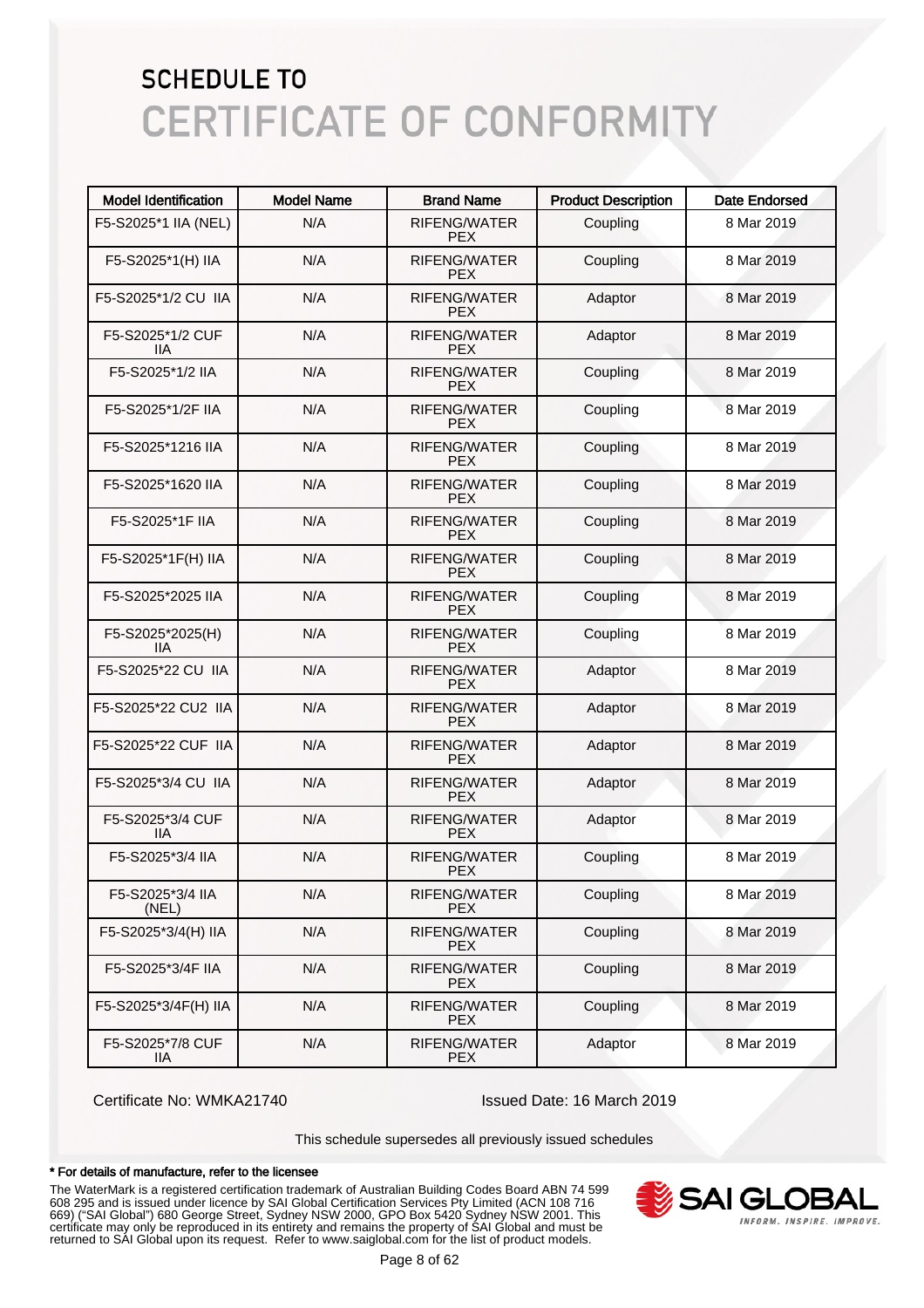# SCHEDULE TO
# CERTIFICATE OF CONFORMITY

| Model Identification | Model Name | Brand Name | Product Description | Date Endorsed |
|---|---|---|---|---|
| F5-S2025*1 IIA (NEL) | N/A | RIFENG/WATER PEX | Coupling | 8 Mar 2019 |
| F5-S2025*1(H) IIA | N/A | RIFENG/WATER PEX | Coupling | 8 Mar 2019 |
| F5-S2025*1/2 CU IIA | N/A | RIFENG/WATER PEX | Adaptor | 8 Mar 2019 |
| F5-S2025*1/2 CUF IIA | N/A | RIFENG/WATER PEX | Adaptor | 8 Mar 2019 |
| F5-S2025*1/2 IIA | N/A | RIFENG/WATER PEX | Coupling | 8 Mar 2019 |
| F5-S2025*1/2F IIA | N/A | RIFENG/WATER PEX | Coupling | 8 Mar 2019 |
| F5-S2025*1216 IIA | N/A | RIFENG/WATER PEX | Coupling | 8 Mar 2019 |
| F5-S2025*1620 IIA | N/A | RIFENG/WATER PEX | Coupling | 8 Mar 2019 |
| F5-S2025*1F IIA | N/A | RIFENG/WATER PEX | Coupling | 8 Mar 2019 |
| F5-S2025*1F(H) IIA | N/A | RIFENG/WATER PEX | Coupling | 8 Mar 2019 |
| F5-S2025*2025 IIA | N/A | RIFENG/WATER PEX | Coupling | 8 Mar 2019 |
| F5-S2025*2025(H) IIA | N/A | RIFENG/WATER PEX | Coupling | 8 Mar 2019 |
| F5-S2025*22 CU IIA | N/A | RIFENG/WATER PEX | Adaptor | 8 Mar 2019 |
| F5-S2025*22 CU2 IIA | N/A | RIFENG/WATER PEX | Adaptor | 8 Mar 2019 |
| F5-S2025*22 CUF IIA | N/A | RIFENG/WATER PEX | Adaptor | 8 Mar 2019 |
| F5-S2025*3/4 CU IIA | N/A | RIFENG/WATER PEX | Adaptor | 8 Mar 2019 |
| F5-S2025*3/4 CUF IIA | N/A | RIFENG/WATER PEX | Adaptor | 8 Mar 2019 |
| F5-S2025*3/4 IIA | N/A | RIFENG/WATER PEX | Coupling | 8 Mar 2019 |
| F5-S2025*3/4 IIA (NEL) | N/A | RIFENG/WATER PEX | Coupling | 8 Mar 2019 |
| F5-S2025*3/4(H) IIA | N/A | RIFENG/WATER PEX | Coupling | 8 Mar 2019 |
| F5-S2025*3/4F IIA | N/A | RIFENG/WATER PEX | Coupling | 8 Mar 2019 |
| F5-S2025*3/4F(H) IIA | N/A | RIFENG/WATER PEX | Coupling | 8 Mar 2019 |
| F5-S2025*7/8 CUF IIA | N/A | RIFENG/WATER PEX | Adaptor | 8 Mar 2019 |

Certificate No: WMKA21740

Issued Date: 16 March 2019

This schedule supersedes all previously issued schedules

**\* For details of manufacture, refer to the licensee**

The WaterMark is a registered certification trademark of Australian Building Codes Board ABN 74 599 608 295 and is issued under licence by SAI Global Certification Services Pty Limited (ACN 108 716 669) ("SAI Global") 680 George Street, Sydney NSW 2000, GPO Box 5420 Sydney NSW 2001. This certificate may only be reproduced in its entirety and remains the property of SAI Global and must be returned to SAI Global upon its request. Refer to www.saiglobal.com for the list of product models.

SAI GLOBAL
INFORM. INSPIRE. IMPROVE.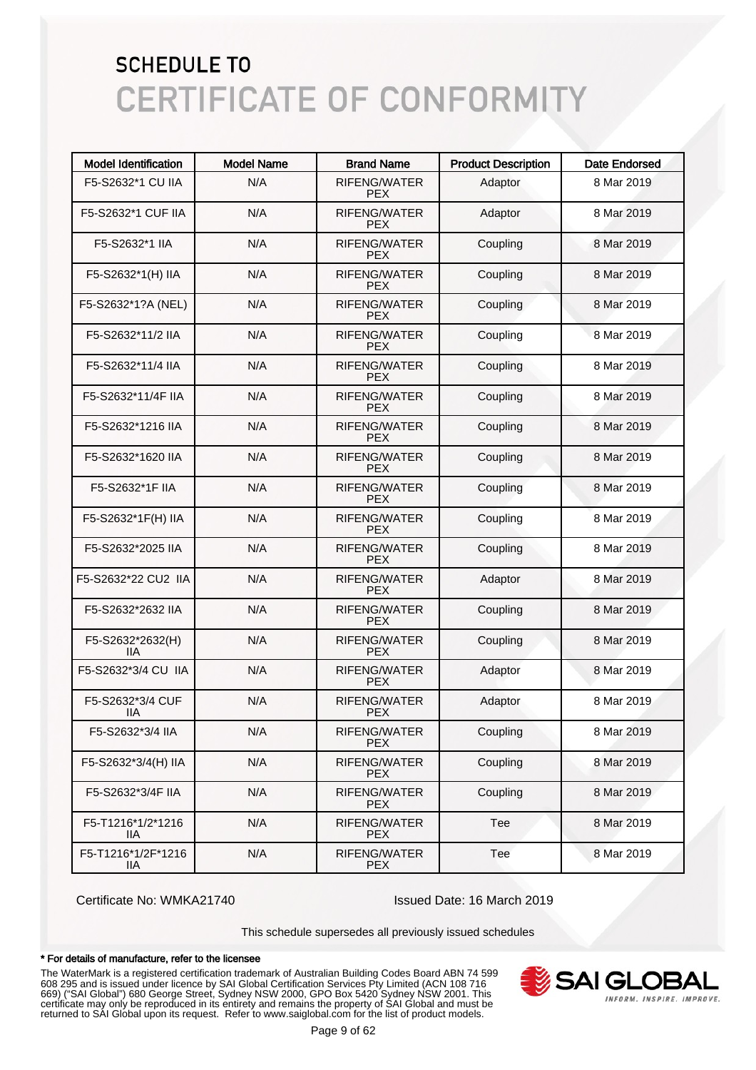# SCHEDULE TO

# CERTIFICATE OF CONFORMITY

| Model Identification | Model Name | Brand Name | Product Description | Date Endorsed |
|---|---|---|---|---|
| F5-S2632*1 CU IIA | N/A | RIFENG/WATER PEX | Adaptor | 8 Mar 2019 |
| F5-S2632*1 CUF IIA | N/A | RIFENG/WATER PEX | Adaptor | 8 Mar 2019 |
| F5-S2632*1 IIA | N/A | RIFENG/WATER PEX | Coupling | 8 Mar 2019 |
| F5-S2632*1(H) IIA | N/A | RIFENG/WATER PEX | Coupling | 8 Mar 2019 |
| F5-S2632*1?A (NEL) | N/A | RIFENG/WATER PEX | Coupling | 8 Mar 2019 |
| F5-S2632*11/2 IIA | N/A | RIFENG/WATER PEX | Coupling | 8 Mar 2019 |
| F5-S2632*11/4 IIA | N/A | RIFENG/WATER PEX | Coupling | 8 Mar 2019 |
| F5-S2632*11/4F IIA | N/A | RIFENG/WATER PEX | Coupling | 8 Mar 2019 |
| F5-S2632*1216 IIA | N/A | RIFENG/WATER PEX | Coupling | 8 Mar 2019 |
| F5-S2632*1620 IIA | N/A | RIFENG/WATER PEX | Coupling | 8 Mar 2019 |
| F5-S2632*1F IIA | N/A | RIFENG/WATER PEX | Coupling | 8 Mar 2019 |
| F5-S2632*1F(H) IIA | N/A | RIFENG/WATER PEX | Coupling | 8 Mar 2019 |
| F5-S2632*2025 IIA | N/A | RIFENG/WATER PEX | Coupling | 8 Mar 2019 |
| F5-S2632*22 CU2 IIA | N/A | RIFENG/WATER PEX | Adaptor | 8 Mar 2019 |
| F5-S2632*2632 IIA | N/A | RIFENG/WATER PEX | Coupling | 8 Mar 2019 |
| F5-S2632*2632(H) IIA | N/A | RIFENG/WATER PEX | Coupling | 8 Mar 2019 |
| F5-S2632*3/4 CU IIA | N/A | RIFENG/WATER PEX | Adaptor | 8 Mar 2019 |
| F5-S2632*3/4 CUF IIA | N/A | RIFENG/WATER PEX | Adaptor | 8 Mar 2019 |
| F5-S2632*3/4 IIA | N/A | RIFENG/WATER PEX | Coupling | 8 Mar 2019 |
| F5-S2632*3/4(H) IIA | N/A | RIFENG/WATER PEX | Coupling | 8 Mar 2019 |
| F5-S2632*3/4F IIA | N/A | RIFENG/WATER PEX | Coupling | 8 Mar 2019 |
| F5-T1216*1/2*1216 IIA | N/A | RIFENG/WATER PEX | Tee | 8 Mar 2019 |
| F5-T1216*1/2F*1216 IIA | N/A | RIFENG/WATER PEX | Tee | 8 Mar 2019 |

Certificate No: WMKA21740

Issued Date: 16 March 2019

This schedule supersedes all previously issued schedules

**\* For details of manufacture, refer to the licensee**

The WaterMark is a registered certification trademark of Australian Building Codes Board ABN 74 599 608 295 and is issued under licence by SAI Global Certification Services Pty Limited (ACN 108 716 669) ("SAI Global") 680 George Street, Sydney NSW 2000, GPO Box 5420 Sydney NSW 2001. This certificate may only be reproduced in its entirety and remains the property of SAI Global and must be returned to SAI Global upon its request. Refer to www.saiglobal.com for the list of product models.

SAI GLOBAL
INFORM. INSPIRE. IMPROVE.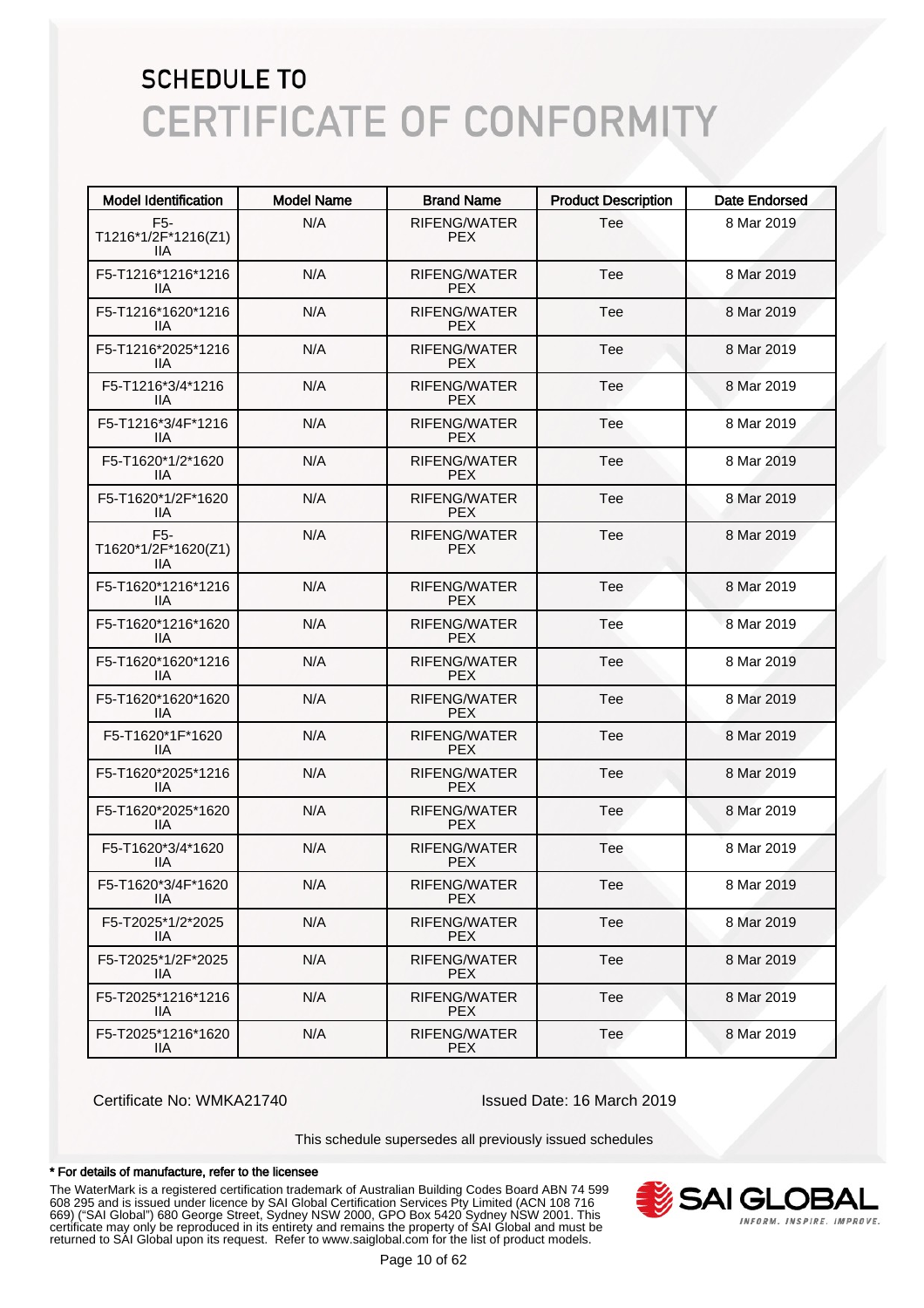# SCHEDULE TO
# CERTIFICATE OF CONFORMITY

| Model Identification | Model Name | Brand Name | Product Description | Date Endorsed |
|---|---|---|---|---|
| F5-T1216*1/2F*1216(Z1) IIA | N/A | RIFENG/WATER PEX | Tee | 8 Mar 2019 |
| F5-T1216*1216*1216 IIA | N/A | RIFENG/WATER PEX | Tee | 8 Mar 2019 |
| F5-T1216*1620*1216 IIA | N/A | RIFENG/WATER PEX | Tee | 8 Mar 2019 |
| F5-T1216*2025*1216 IIA | N/A | RIFENG/WATER PEX | Tee | 8 Mar 2019 |
| F5-T1216*3/4*1216 IIA | N/A | RIFENG/WATER PEX | Tee | 8 Mar 2019 |
| F5-T1216*3/4F*1216 IIA | N/A | RIFENG/WATER PEX | Tee | 8 Mar 2019 |
| F5-T1620*1/2*1620 IIA | N/A | RIFENG/WATER PEX | Tee | 8 Mar 2019 |
| F5-T1620*1/2F*1620 IIA | N/A | RIFENG/WATER PEX | Tee | 8 Mar 2019 |
| F5-T1620*1/2F*1620(Z1) IIA | N/A | RIFENG/WATER PEX | Tee | 8 Mar 2019 |
| F5-T1620*1216*1216 IIA | N/A | RIFENG/WATER PEX | Tee | 8 Mar 2019 |
| F5-T1620*1216*1620 IIA | N/A | RIFENG/WATER PEX | Tee | 8 Mar 2019 |
| F5-T1620*1620*1216 IIA | N/A | RIFENG/WATER PEX | Tee | 8 Mar 2019 |
| F5-T1620*1620*1620 IIA | N/A | RIFENG/WATER PEX | Tee | 8 Mar 2019 |
| F5-T1620*1F*1620 IIA | N/A | RIFENG/WATER PEX | Tee | 8 Mar 2019 |
| F5-T1620*2025*1216 IIA | N/A | RIFENG/WATER PEX | Tee | 8 Mar 2019 |
| F5-T1620*2025*1620 IIA | N/A | RIFENG/WATER PEX | Tee | 8 Mar 2019 |
| F5-T1620*3/4*1620 IIA | N/A | RIFENG/WATER PEX | Tee | 8 Mar 2019 |
| F5-T1620*3/4F*1620 IIA | N/A | RIFENG/WATER PEX | Tee | 8 Mar 2019 |
| F5-T2025*1/2*2025 IIA | N/A | RIFENG/WATER PEX | Tee | 8 Mar 2019 |
| F5-T2025*1/2F*2025 IIA | N/A | RIFENG/WATER PEX | Tee | 8 Mar 2019 |
| F5-T2025*1216*1216 IIA | N/A | RIFENG/WATER PEX | Tee | 8 Mar 2019 |
| F5-T2025*1216*1620 IIA | N/A | RIFENG/WATER PEX | Tee | 8 Mar 2019 |

Certificate No: WMKA21740

Issued Date: 16 March 2019

This schedule supersedes all previously issued schedules

**\* For details of manufacture, refer to the licensee**

The WaterMark is a registered certification trademark of Australian Building Codes Board ABN 74 599 608 295 and is issued under licence by SAI Global Certification Services Pty Limited (ACN 108 716 669) ("SAI Global") 680 George Street, Sydney NSW 2000, GPO Box 5420 Sydney NSW 2001. This certificate may only be reproduced in its entirety and remains the property of SAI Global and must be returned to SAI Global upon its request. Refer to www.saiglobal.com for the list of product models.

SAI GLOBAL
INFORM. INSPIRE. IMPROVE.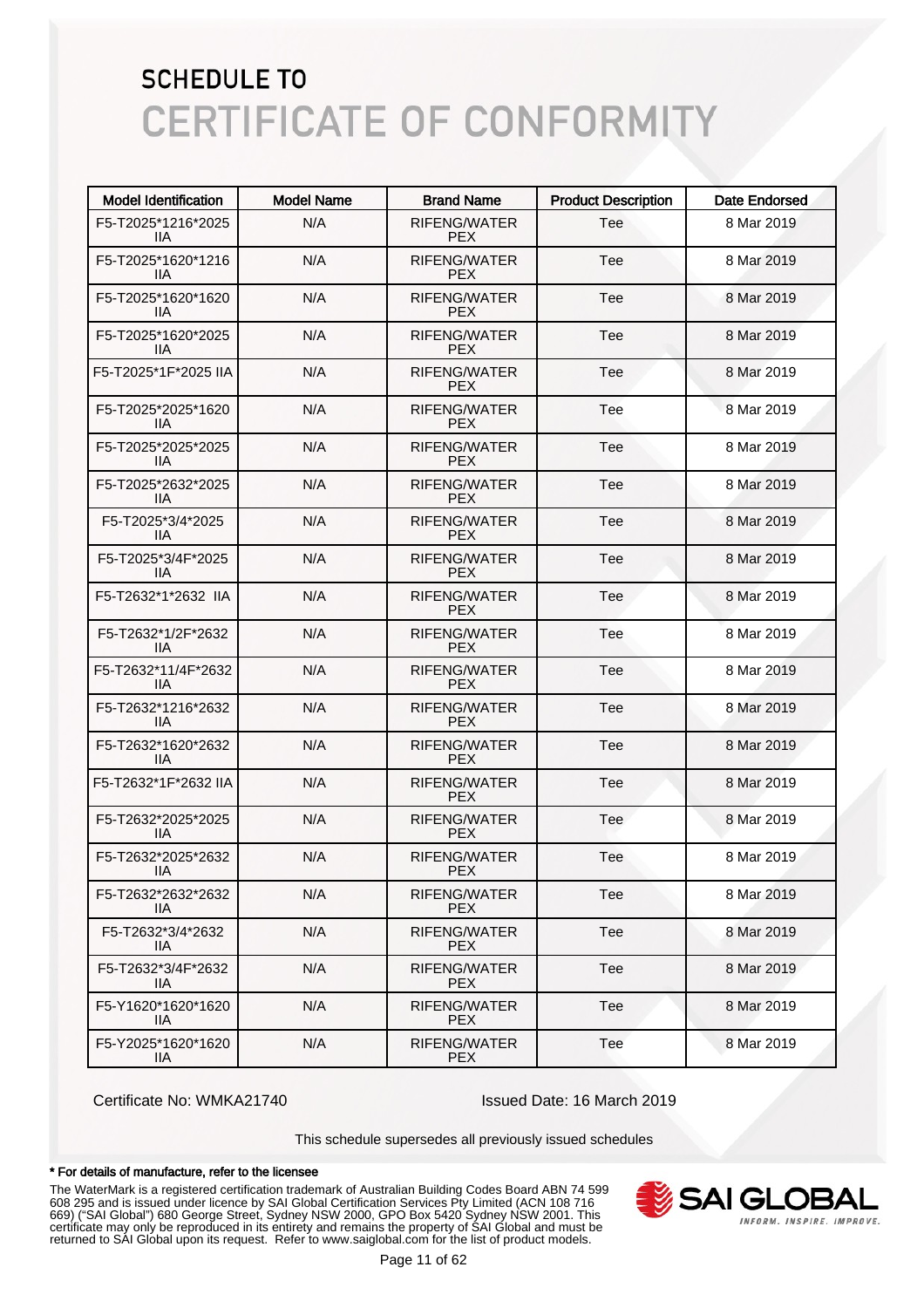# SCHEDULE TO

# CERTIFICATE OF CONFORMITY

| Model Identification | Model Name | Brand Name | Product Description | Date Endorsed |
|---|---|---|---|---|
| F5-T2025*1216*2025 IIA | N/A | RIFENG/WATER PEX | Tee | 8 Mar 2019 |
| F5-T2025*1620*1216 IIA | N/A | RIFENG/WATER PEX | Tee | 8 Mar 2019 |
| F5-T2025*1620*1620 IIA | N/A | RIFENG/WATER PEX | Tee | 8 Mar 2019 |
| F5-T2025*1620*2025 IIA | N/A | RIFENG/WATER PEX | Tee | 8 Mar 2019 |
| F5-T2025*1F*2025 IIA | N/A | RIFENG/WATER PEX | Tee | 8 Mar 2019 |
| F5-T2025*2025*1620 IIA | N/A | RIFENG/WATER PEX | Tee | 8 Mar 2019 |
| F5-T2025*2025*2025 IIA | N/A | RIFENG/WATER PEX | Tee | 8 Mar 2019 |
| F5-T2025*2632*2025 IIA | N/A | RIFENG/WATER PEX | Tee | 8 Mar 2019 |
| F5-T2025*3/4*2025 IIA | N/A | RIFENG/WATER PEX | Tee | 8 Mar 2019 |
| F5-T2025*3/4F*2025 IIA | N/A | RIFENG/WATER PEX | Tee | 8 Mar 2019 |
| F5-T2632*1*2632 IIA | N/A | RIFENG/WATER PEX | Tee | 8 Mar 2019 |
| F5-T2632*1/2F*2632 IIA | N/A | RIFENG/WATER PEX | Tee | 8 Mar 2019 |
| F5-T2632*11/4F*2632 IIA | N/A | RIFENG/WATER PEX | Tee | 8 Mar 2019 |
| F5-T2632*1216*2632 IIA | N/A | RIFENG/WATER PEX | Tee | 8 Mar 2019 |
| F5-T2632*1620*2632 IIA | N/A | RIFENG/WATER PEX | Tee | 8 Mar 2019 |
| F5-T2632*1F*2632 IIA | N/A | RIFENG/WATER PEX | Tee | 8 Mar 2019 |
| F5-T2632*2025*2025 IIA | N/A | RIFENG/WATER PEX | Tee | 8 Mar 2019 |
| F5-T2632*2025*2632 IIA | N/A | RIFENG/WATER PEX | Tee | 8 Mar 2019 |
| F5-T2632*2632*2632 IIA | N/A | RIFENG/WATER PEX | Tee | 8 Mar 2019 |
| F5-T2632*3/4*2632 IIA | N/A | RIFENG/WATER PEX | Tee | 8 Mar 2019 |
| F5-T2632*3/4F*2632 IIA | N/A | RIFENG/WATER PEX | Tee | 8 Mar 2019 |
| F5-Y1620*1620*1620 IIA | N/A | RIFENG/WATER PEX | Tee | 8 Mar 2019 |
| F5-Y2025*1620*1620 IIA | N/A | RIFENG/WATER PEX | Tee | 8 Mar 2019 |

Certificate No: WMKA21740

Issued Date: 16 March 2019

This schedule supersedes all previously issued schedules

**\* For details of manufacture, refer to the licensee**

The WaterMark is a registered certification trademark of Australian Building Codes Board ABN 74 599 608 295 and is issued under licence by SAI Global Certification Services Pty Limited (ACN 108 716 669) ("SAI Global") 680 George Street, Sydney NSW 2000, GPO Box 5420 Sydney NSW 2001. This certificate may only be reproduced in its entirety and remains the property of SAI Global and must be returned to SAI Global upon its request. Refer to www.saiglobal.com for the list of product models.

SAI GLOBAL
INFORM. INSPIRE. IMPROVE.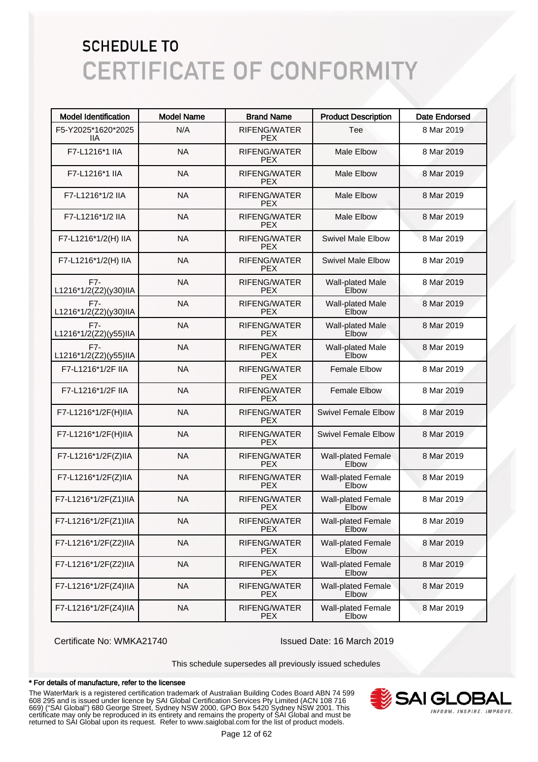# SCHEDULE TO

# CERTIFICATE OF CONFORMITY

| Model Identification | Model Name | Brand Name | Product Description | Date Endorsed |
|---|---|---|---|---|
| F5-Y2025*1620*2025 IIA | N/A | RIFENG/WATER PEX | Tee | 8 Mar 2019 |
| F7-L1216*1 IIA | NA | RIFENG/WATER PEX | Male Elbow | 8 Mar 2019 |
| F7-L1216*1 IIA | NA | RIFENG/WATER PEX | Male Elbow | 8 Mar 2019 |
| F7-L1216*1/2 IIA | NA | RIFENG/WATER PEX | Male Elbow | 8 Mar 2019 |
| F7-L1216*1/2 IIA | NA | RIFENG/WATER PEX | Male Elbow | 8 Mar 2019 |
| F7-L1216*1/2(H) IIA | NA | RIFENG/WATER PEX | Swivel Male Elbow | 8 Mar 2019 |
| F7-L1216*1/2(H) IIA | NA | RIFENG/WATER PEX | Swivel Male Elbow | 8 Mar 2019 |
| F7-L1216*1/2(Z2)(y30)IIA | NA | RIFENG/WATER PEX | Wall-plated Male Elbow | 8 Mar 2019 |
| F7-L1216*1/2(Z2)(y30)IIA | NA | RIFENG/WATER PEX | Wall-plated Male Elbow | 8 Mar 2019 |
| F7-L1216*1/2(Z2)(y55)IIA | NA | RIFENG/WATER PEX | Wall-plated Male Elbow | 8 Mar 2019 |
| F7-L1216*1/2(Z2)(y55)IIA | NA | RIFENG/WATER PEX | Wall-plated Male Elbow | 8 Mar 2019 |
| F7-L1216*1/2F IIA | NA | RIFENG/WATER PEX | Female Elbow | 8 Mar 2019 |
| F7-L1216*1/2F IIA | NA | RIFENG/WATER PEX | Female Elbow | 8 Mar 2019 |
| F7-L1216*1/2F(H)IIA | NA | RIFENG/WATER PEX | Swivel Female Elbow | 8 Mar 2019 |
| F7-L1216*1/2F(H)IIA | NA | RIFENG/WATER PEX | Swivel Female Elbow | 8 Mar 2019 |
| F7-L1216*1/2F(Z)IIA | NA | RIFENG/WATER PEX | Wall-plated Female Elbow | 8 Mar 2019 |
| F7-L1216*1/2F(Z)IIA | NA | RIFENG/WATER PEX | Wall-plated Female Elbow | 8 Mar 2019 |
| F7-L1216*1/2F(Z1)IIA | NA | RIFENG/WATER PEX | Wall-plated Female Elbow | 8 Mar 2019 |
| F7-L1216*1/2F(Z1)IIA | NA | RIFENG/WATER PEX | Wall-plated Female Elbow | 8 Mar 2019 |
| F7-L1216*1/2F(Z2)IIA | NA | RIFENG/WATER PEX | Wall-plated Female Elbow | 8 Mar 2019 |
| F7-L1216*1/2F(Z2)IIA | NA | RIFENG/WATER PEX | Wall-plated Female Elbow | 8 Mar 2019 |
| F7-L1216*1/2F(Z4)IIA | NA | RIFENG/WATER PEX | Wall-plated Female Elbow | 8 Mar 2019 |
| F7-L1216*1/2F(Z4)IIA | NA | RIFENG/WATER PEX | Wall-plated Female Elbow | 8 Mar 2019 |

Certificate No: WMKA21740

Issued Date: 16 March 2019

This schedule supersedes all previously issued schedules

**\* For details of manufacture, refer to the licensee**

The WaterMark is a registered certification trademark of Australian Building Codes Board ABN 74 599 608 295 and is issued under licence by SAI Global Certification Services Pty Limited (ACN 108 716 669) ("SAI Global") 680 George Street, Sydney NSW 2000, GPO Box 5420 Sydney NSW 2001. This certificate may only be reproduced in its entirety and remains the property of SAI Global and must be returned to SAI Global upon its request. Refer to www.saiglobal.com for the list of product models.

SAI GLOBAL
INFORM. INSPIRE. IMPROVE.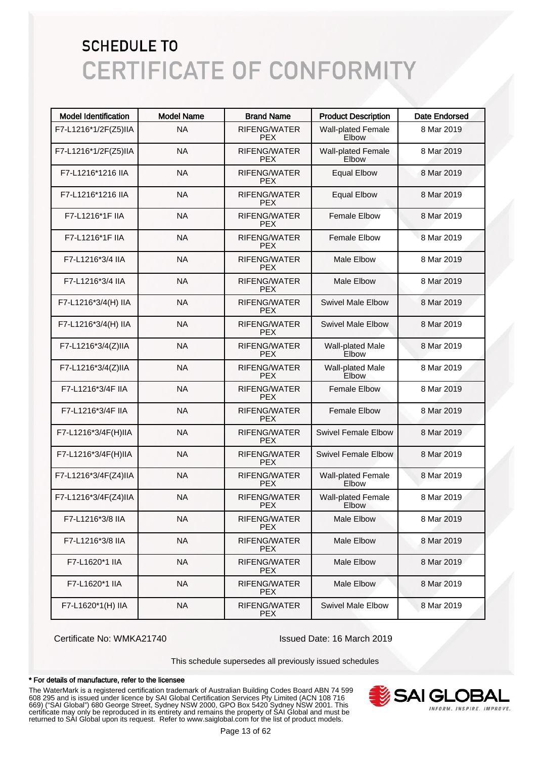# SCHEDULE TO
# CERTIFICATE OF CONFORMITY

| Model Identification | Model Name | Brand Name | Product Description | Date Endorsed |
|---|---|---|---|---|
| F7-L1216*1/2F(Z5)IIA | NA | RIFENG/WATER PEX | Wall-plated Female Elbow | 8 Mar 2019 |
| F7-L1216*1/2F(Z5)IIA | NA | RIFENG/WATER PEX | Wall-plated Female Elbow | 8 Mar 2019 |
| F7-L1216*1216 IIA | NA | RIFENG/WATER PEX | Equal Elbow | 8 Mar 2019 |
| F7-L1216*1216 IIA | NA | RIFENG/WATER PEX | Equal Elbow | 8 Mar 2019 |
| F7-L1216*1F IIA | NA | RIFENG/WATER PEX | Female Elbow | 8 Mar 2019 |
| F7-L1216*1F IIA | NA | RIFENG/WATER PEX | Female Elbow | 8 Mar 2019 |
| F7-L1216*3/4 IIA | NA | RIFENG/WATER PEX | Male Elbow | 8 Mar 2019 |
| F7-L1216*3/4 IIA | NA | RIFENG/WATER PEX | Male Elbow | 8 Mar 2019 |
| F7-L1216*3/4(H) IIA | NA | RIFENG/WATER PEX | Swivel Male Elbow | 8 Mar 2019 |
| F7-L1216*3/4(H) IIA | NA | RIFENG/WATER PEX | Swivel Male Elbow | 8 Mar 2019 |
| F7-L1216*3/4(Z)IIA | NA | RIFENG/WATER PEX | Wall-plated Male Elbow | 8 Mar 2019 |
| F7-L1216*3/4(Z)IIA | NA | RIFENG/WATER PEX | Wall-plated Male Elbow | 8 Mar 2019 |
| F7-L1216*3/4F IIA | NA | RIFENG/WATER PEX | Female Elbow | 8 Mar 2019 |
| F7-L1216*3/4F IIA | NA | RIFENG/WATER PEX | Female Elbow | 8 Mar 2019 |
| F7-L1216*3/4F(H)IIA | NA | RIFENG/WATER PEX | Swivel Female Elbow | 8 Mar 2019 |
| F7-L1216*3/4F(H)IIA | NA | RIFENG/WATER PEX | Swivel Female Elbow | 8 Mar 2019 |
| F7-L1216*3/4F(Z4)IIA | NA | RIFENG/WATER PEX | Wall-plated Female Elbow | 8 Mar 2019 |
| F7-L1216*3/4F(Z4)IIA | NA | RIFENG/WATER PEX | Wall-plated Female Elbow | 8 Mar 2019 |
| F7-L1216*3/8 IIA | NA | RIFENG/WATER PEX | Male Elbow | 8 Mar 2019 |
| F7-L1216*3/8 IIA | NA | RIFENG/WATER PEX | Male Elbow | 8 Mar 2019 |
| F7-L1620*1 IIA | NA | RIFENG/WATER PEX | Male Elbow | 8 Mar 2019 |
| F7-L1620*1 IIA | NA | RIFENG/WATER PEX | Male Elbow | 8 Mar 2019 |
| F7-L1620*1(H) IIA | NA | RIFENG/WATER PEX | Swivel Male Elbow | 8 Mar 2019 |

Certificate No: WMKA21740 Issued Date: 16 March 2019

This schedule supersedes all previously issued schedules

**\* For details of manufacture, refer to the licensee**

The WaterMark is a registered certification trademark of Australian Building Codes Board ABN 74 599 608 295 and is issued under licence by SAI Global Certification Services Pty Limited (ACN 108 716 669) ("SAI Global") 680 George Street, Sydney NSW 2000, GPO Box 5420 Sydney NSW 2001. This certificate may only be reproduced in its entirety and remains the property of SAI Global and must be returned to SAI Global upon its request. Refer to www.saiglobal.com for the list of product models.

SAI GLOBAL
INFORM. INSPIRE. IMPROVE.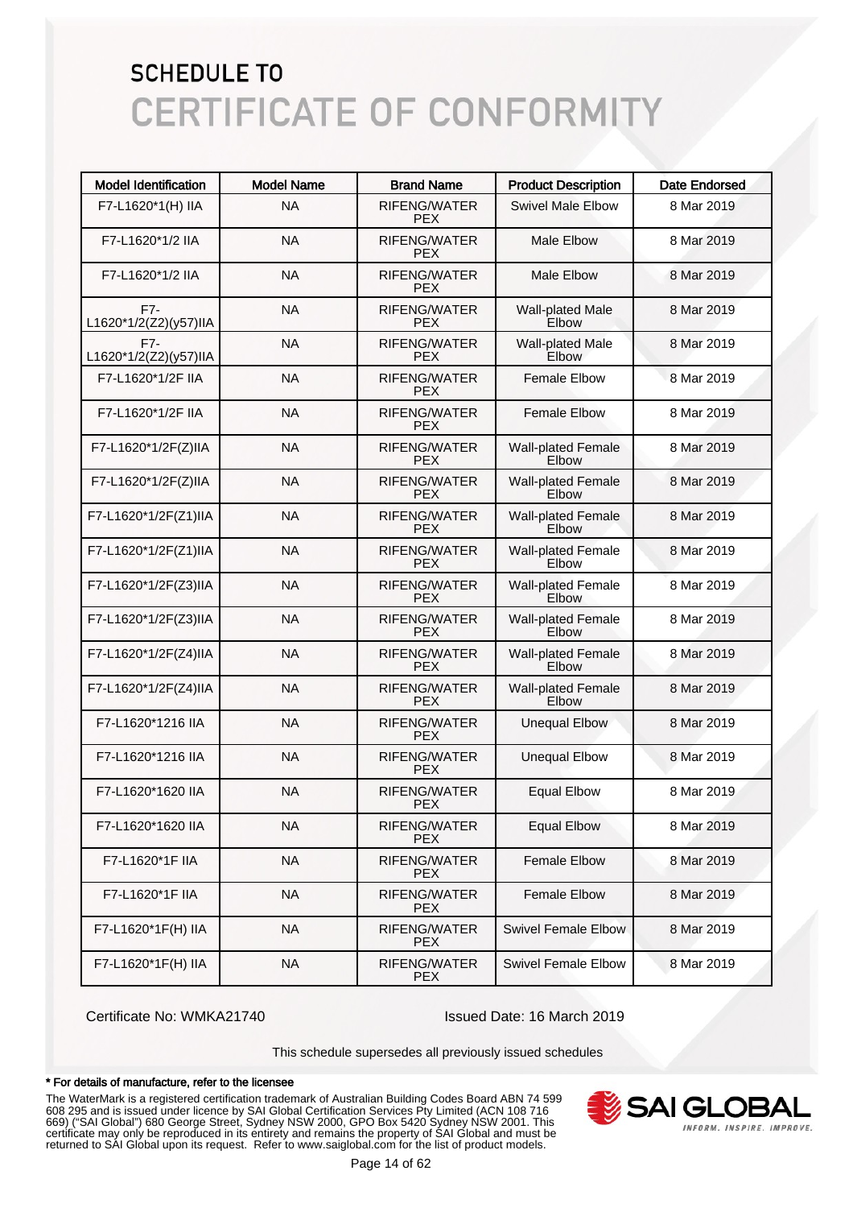# SCHEDULE TO
# CERTIFICATE OF CONFORMITY

| Model Identification | Model Name | Brand Name | Product Description | Date Endorsed |
|---|---|---|---|---|
| F7-L1620*1(H) IIA | NA | RIFENG/WATER PEX | Swivel Male Elbow | 8 Mar 2019 |
| F7-L1620*1/2 IIA | NA | RIFENG/WATER PEX | Male Elbow | 8 Mar 2019 |
| F7-L1620*1/2 IIA | NA | RIFENG/WATER PEX | Male Elbow | 8 Mar 2019 |
| F7-L1620*1/2(Z2)(y57)IIA | NA | RIFENG/WATER PEX | Wall-plated Male Elbow | 8 Mar 2019 |
| F7-L1620*1/2(Z2)(y57)IIA | NA | RIFENG/WATER PEX | Wall-plated Male Elbow | 8 Mar 2019 |
| F7-L1620*1/2F IIA | NA | RIFENG/WATER PEX | Female Elbow | 8 Mar 2019 |
| F7-L1620*1/2F IIA | NA | RIFENG/WATER PEX | Female Elbow | 8 Mar 2019 |
| F7-L1620*1/2F(Z)IIA | NA | RIFENG/WATER PEX | Wall-plated Female Elbow | 8 Mar 2019 |
| F7-L1620*1/2F(Z)IIA | NA | RIFENG/WATER PEX | Wall-plated Female Elbow | 8 Mar 2019 |
| F7-L1620*1/2F(Z1)IIA | NA | RIFENG/WATER PEX | Wall-plated Female Elbow | 8 Mar 2019 |
| F7-L1620*1/2F(Z1)IIA | NA | RIFENG/WATER PEX | Wall-plated Female Elbow | 8 Mar 2019 |
| F7-L1620*1/2F(Z3)IIA | NA | RIFENG/WATER PEX | Wall-plated Female Elbow | 8 Mar 2019 |
| F7-L1620*1/2F(Z3)IIA | NA | RIFENG/WATER PEX | Wall-plated Female Elbow | 8 Mar 2019 |
| F7-L1620*1/2F(Z4)IIA | NA | RIFENG/WATER PEX | Wall-plated Female Elbow | 8 Mar 2019 |
| F7-L1620*1/2F(Z4)IIA | NA | RIFENG/WATER PEX | Wall-plated Female Elbow | 8 Mar 2019 |
| F7-L1620*1216 IIA | NA | RIFENG/WATER PEX | Unequal Elbow | 8 Mar 2019 |
| F7-L1620*1216 IIA | NA | RIFENG/WATER PEX | Unequal Elbow | 8 Mar 2019 |
| F7-L1620*1620 IIA | NA | RIFENG/WATER PEX | Equal Elbow | 8 Mar 2019 |
| F7-L1620*1620 IIA | NA | RIFENG/WATER PEX | Equal Elbow | 8 Mar 2019 |
| F7-L1620*1F IIA | NA | RIFENG/WATER PEX | Female Elbow | 8 Mar 2019 |
| F7-L1620*1F IIA | NA | RIFENG/WATER PEX | Female Elbow | 8 Mar 2019 |
| F7-L1620*1F(H) IIA | NA | RIFENG/WATER PEX | Swivel Female Elbow | 8 Mar 2019 |
| F7-L1620*1F(H) IIA | NA | RIFENG/WATER PEX | Swivel Female Elbow | 8 Mar 2019 |

Certificate No: WMKA21740 Issued Date: 16 March 2019

This schedule supersedes all previously issued schedules

**\* For details of manufacture, refer to the licensee**

The WaterMark is a registered certification trademark of Australian Building Codes Board ABN 74 599 608 295 and is issued under licence by SAI Global Certification Services Pty Limited (ACN 108 716 669) ("SAI Global") 680 George Street, Sydney NSW 2000, GPO Box 5420 Sydney NSW 2001. This certificate may only be reproduced in its entirety and remains the property of SAI Global and must be returned to SAI Global upon its request. Refer to www.saiglobal.com for the list of product models.

SAI GLOBAL
INFORM. INSPIRE. IMPROVE.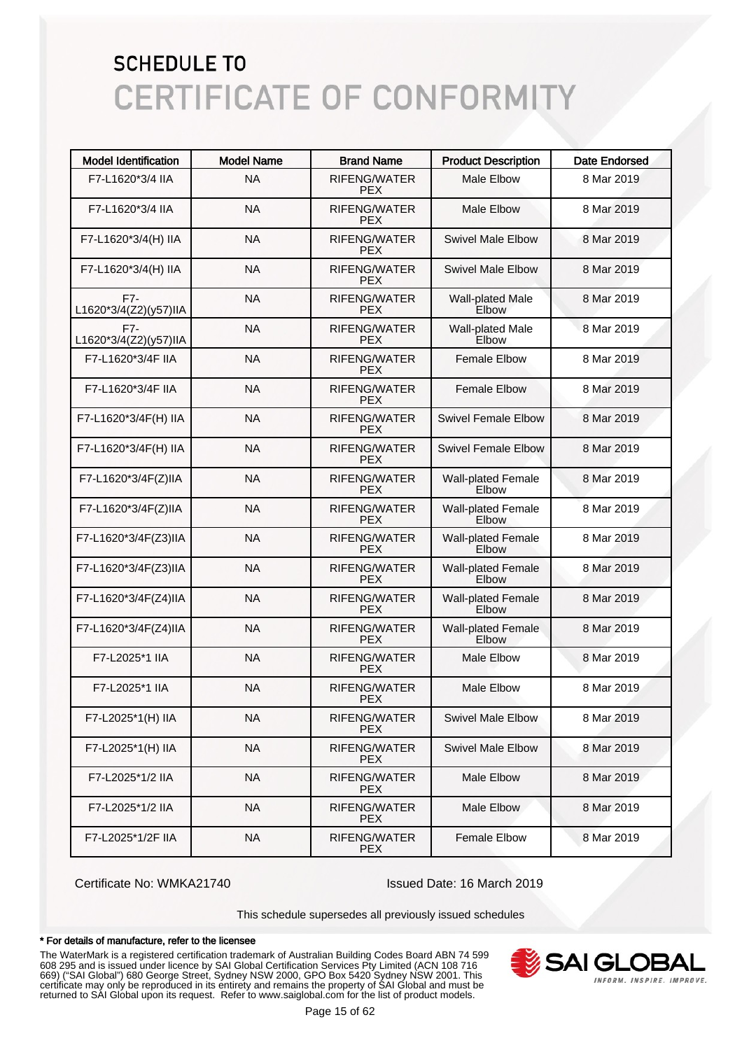# SCHEDULE TO
# CERTIFICATE OF CONFORMITY

| Model Identification | Model Name | Brand Name | Product Description | Date Endorsed |
|---|---|---|---|---|
| F7-L1620*3/4 IIA | NA | RIFENG/WATER PEX | Male Elbow | 8 Mar 2019 |
| F7-L1620*3/4 IIA | NA | RIFENG/WATER PEX | Male Elbow | 8 Mar 2019 |
| F7-L1620*3/4(H) IIA | NA | RIFENG/WATER PEX | Swivel Male Elbow | 8 Mar 2019 |
| F7-L1620*3/4(H) IIA | NA | RIFENG/WATER PEX | Swivel Male Elbow | 8 Mar 2019 |
| F7-L1620*3/4(Z2)(y57)IIA | NA | RIFENG/WATER PEX | Wall-plated Male Elbow | 8 Mar 2019 |
| F7-L1620*3/4(Z2)(y57)IIA | NA | RIFENG/WATER PEX | Wall-plated Male Elbow | 8 Mar 2019 |
| F7-L1620*3/4F IIA | NA | RIFENG/WATER PEX | Female Elbow | 8 Mar 2019 |
| F7-L1620*3/4F IIA | NA | RIFENG/WATER PEX | Female Elbow | 8 Mar 2019 |
| F7-L1620*3/4F(H) IIA | NA | RIFENG/WATER PEX | Swivel Female Elbow | 8 Mar 2019 |
| F7-L1620*3/4F(H) IIA | NA | RIFENG/WATER PEX | Swivel Female Elbow | 8 Mar 2019 |
| F7-L1620*3/4F(Z)IIA | NA | RIFENG/WATER PEX | Wall-plated Female Elbow | 8 Mar 2019 |
| F7-L1620*3/4F(Z)IIA | NA | RIFENG/WATER PEX | Wall-plated Female Elbow | 8 Mar 2019 |
| F7-L1620*3/4F(Z3)IIA | NA | RIFENG/WATER PEX | Wall-plated Female Elbow | 8 Mar 2019 |
| F7-L1620*3/4F(Z3)IIA | NA | RIFENG/WATER PEX | Wall-plated Female Elbow | 8 Mar 2019 |
| F7-L1620*3/4F(Z4)IIA | NA | RIFENG/WATER PEX | Wall-plated Female Elbow | 8 Mar 2019 |
| F7-L1620*3/4F(Z4)IIA | NA | RIFENG/WATER PEX | Wall-plated Female Elbow | 8 Mar 2019 |
| F7-L2025*1 IIA | NA | RIFENG/WATER PEX | Male Elbow | 8 Mar 2019 |
| F7-L2025*1 IIA | NA | RIFENG/WATER PEX | Male Elbow | 8 Mar 2019 |
| F7-L2025*1(H) IIA | NA | RIFENG/WATER PEX | Swivel Male Elbow | 8 Mar 2019 |
| F7-L2025*1(H) IIA | NA | RIFENG/WATER PEX | Swivel Male Elbow | 8 Mar 2019 |
| F7-L2025*1/2 IIA | NA | RIFENG/WATER PEX | Male Elbow | 8 Mar 2019 |
| F7-L2025*1/2 IIA | NA | RIFENG/WATER PEX | Male Elbow | 8 Mar 2019 |
| F7-L2025*1/2F IIA | NA | RIFENG/WATER PEX | Female Elbow | 8 Mar 2019 |

Certificate No: WMKA21740

Issued Date: 16 March 2019

This schedule supersedes all previously issued schedules

**\* For details of manufacture, refer to the licensee**

The WaterMark is a registered certification trademark of Australian Building Codes Board ABN 74 599 608 295 and is issued under licence by SAI Global Certification Services Pty Limited (ACN 108 716 669) ("SAI Global") 680 George Street, Sydney NSW 2000, GPO Box 5420 Sydney NSW 2001. This certificate may only be reproduced in its entirety and remains the property of SAI Global and must be returned to SAI Global upon its request. Refer to www.saiglobal.com for the list of product models.

SAI GLOBAL
INFORM. INSPIRE. IMPROVE.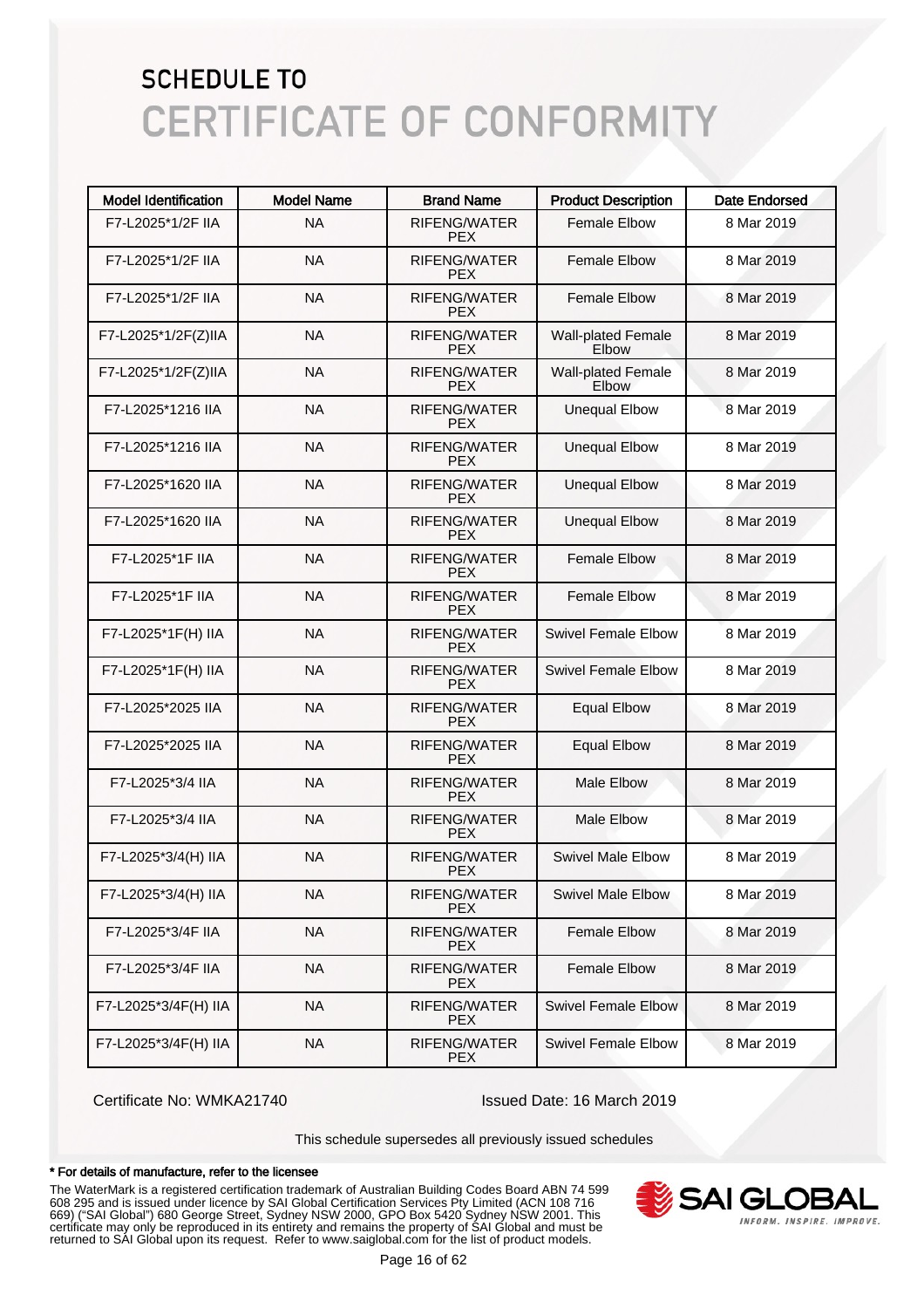# SCHEDULE TO
# CERTIFICATE OF CONFORMITY

| Model Identification | Model Name | Brand Name | Product Description | Date Endorsed |
|---|---|---|---|---|
| F7-L2025*1/2F IIA | NA | RIFENG/WATER PEX | Female Elbow | 8 Mar 2019 |
| F7-L2025*1/2F IIA | NA | RIFENG/WATER PEX | Female Elbow | 8 Mar 2019 |
| F7-L2025*1/2F IIA | NA | RIFENG/WATER PEX | Female Elbow | 8 Mar 2019 |
| F7-L2025*1/2F(Z)IIA | NA | RIFENG/WATER PEX | Wall-plated Female Elbow | 8 Mar 2019 |
| F7-L2025*1/2F(Z)IIA | NA | RIFENG/WATER PEX | Wall-plated Female Elbow | 8 Mar 2019 |
| F7-L2025*1216 IIA | NA | RIFENG/WATER PEX | Unequal Elbow | 8 Mar 2019 |
| F7-L2025*1216 IIA | NA | RIFENG/WATER PEX | Unequal Elbow | 8 Mar 2019 |
| F7-L2025*1620 IIA | NA | RIFENG/WATER PEX | Unequal Elbow | 8 Mar 2019 |
| F7-L2025*1620 IIA | NA | RIFENG/WATER PEX | Unequal Elbow | 8 Mar 2019 |
| F7-L2025*1F IIA | NA | RIFENG/WATER PEX | Female Elbow | 8 Mar 2019 |
| F7-L2025*1F IIA | NA | RIFENG/WATER PEX | Female Elbow | 8 Mar 2019 |
| F7-L2025*1F(H) IIA | NA | RIFENG/WATER PEX | Swivel Female Elbow | 8 Mar 2019 |
| F7-L2025*1F(H) IIA | NA | RIFENG/WATER PEX | Swivel Female Elbow | 8 Mar 2019 |
| F7-L2025*2025 IIA | NA | RIFENG/WATER PEX | Equal Elbow | 8 Mar 2019 |
| F7-L2025*2025 IIA | NA | RIFENG/WATER PEX | Equal Elbow | 8 Mar 2019 |
| F7-L2025*3/4 IIA | NA | RIFENG/WATER PEX | Male Elbow | 8 Mar 2019 |
| F7-L2025*3/4 IIA | NA | RIFENG/WATER PEX | Male Elbow | 8 Mar 2019 |
| F7-L2025*3/4(H) IIA | NA | RIFENG/WATER PEX | Swivel Male Elbow | 8 Mar 2019 |
| F7-L2025*3/4(H) IIA | NA | RIFENG/WATER PEX | Swivel Male Elbow | 8 Mar 2019 |
| F7-L2025*3/4F IIA | NA | RIFENG/WATER PEX | Female Elbow | 8 Mar 2019 |
| F7-L2025*3/4F IIA | NA | RIFENG/WATER PEX | Female Elbow | 8 Mar 2019 |
| F7-L2025*3/4F(H) IIA | NA | RIFENG/WATER PEX | Swivel Female Elbow | 8 Mar 2019 |
| F7-L2025*3/4F(H) IIA | NA | RIFENG/WATER PEX | Swivel Female Elbow | 8 Mar 2019 |

Certificate No: WMKA21740

Issued Date: 16 March 2019

This schedule supersedes all previously issued schedules

**\* For details of manufacture, refer to the licensee**

The WaterMark is a registered certification trademark of Australian Building Codes Board ABN 74 599 608 295 and is issued under licence by SAI Global Certification Services Pty Limited (ACN 108 716 669) ("SAI Global") 680 George Street, Sydney NSW 2000, GPO Box 5420 Sydney NSW 2001. This certificate may only be reproduced in its entirety and remains the property of SAI Global and must be returned to SAI Global upon its request. Refer to www.saiglobal.com for the list of product models.

SAI GLOBAL
INFORM. INSPIRE. IMPROVE.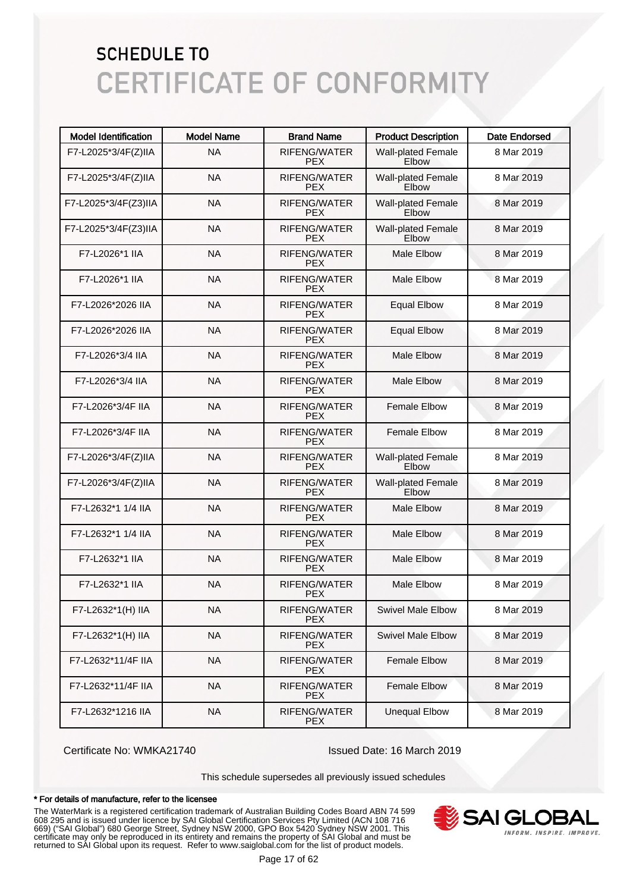# SCHEDULE TO
# CERTIFICATE OF CONFORMITY

| Model Identification | Model Name | Brand Name | Product Description | Date Endorsed |
|---|---|---|---|---|
| F7-L2025*3/4F(Z)IIA | NA | RIFENG/WATER PEX | Wall-plated Female Elbow | 8 Mar 2019 |
| F7-L2025*3/4F(Z)IIA | NA | RIFENG/WATER PEX | Wall-plated Female Elbow | 8 Mar 2019 |
| F7-L2025*3/4F(Z3)IIA | NA | RIFENG/WATER PEX | Wall-plated Female Elbow | 8 Mar 2019 |
| F7-L2025*3/4F(Z3)IIA | NA | RIFENG/WATER PEX | Wall-plated Female Elbow | 8 Mar 2019 |
| F7-L2026*1 IIA | NA | RIFENG/WATER PEX | Male Elbow | 8 Mar 2019 |
| F7-L2026*1 IIA | NA | RIFENG/WATER PEX | Male Elbow | 8 Mar 2019 |
| F7-L2026*2026 IIA | NA | RIFENG/WATER PEX | Equal Elbow | 8 Mar 2019 |
| F7-L2026*2026 IIA | NA | RIFENG/WATER PEX | Equal Elbow | 8 Mar 2019 |
| F7-L2026*3/4 IIA | NA | RIFENG/WATER PEX | Male Elbow | 8 Mar 2019 |
| F7-L2026*3/4 IIA | NA | RIFENG/WATER PEX | Male Elbow | 8 Mar 2019 |
| F7-L2026*3/4F IIA | NA | RIFENG/WATER PEX | Female Elbow | 8 Mar 2019 |
| F7-L2026*3/4F IIA | NA | RIFENG/WATER PEX | Female Elbow | 8 Mar 2019 |
| F7-L2026*3/4F(Z)IIA | NA | RIFENG/WATER PEX | Wall-plated Female Elbow | 8 Mar 2019 |
| F7-L2026*3/4F(Z)IIA | NA | RIFENG/WATER PEX | Wall-plated Female Elbow | 8 Mar 2019 |
| F7-L2632*1 1/4 IIA | NA | RIFENG/WATER PEX | Male Elbow | 8 Mar 2019 |
| F7-L2632*1 1/4 IIA | NA | RIFENG/WATER PEX | Male Elbow | 8 Mar 2019 |
| F7-L2632*1 IIA | NA | RIFENG/WATER PEX | Male Elbow | 8 Mar 2019 |
| F7-L2632*1 IIA | NA | RIFENG/WATER PEX | Male Elbow | 8 Mar 2019 |
| F7-L2632*1(H) IIA | NA | RIFENG/WATER PEX | Swivel Male Elbow | 8 Mar 2019 |
| F7-L2632*1(H) IIA | NA | RIFENG/WATER PEX | Swivel Male Elbow | 8 Mar 2019 |
| F7-L2632*11/4F IIA | NA | RIFENG/WATER PEX | Female Elbow | 8 Mar 2019 |
| F7-L2632*11/4F IIA | NA | RIFENG/WATER PEX | Female Elbow | 8 Mar 2019 |
| F7-L2632*1216 IIA | NA | RIFENG/WATER PEX | Unequal Elbow | 8 Mar 2019 |

Certificate No: WMKA21740

Issued Date: 16 March 2019

This schedule supersedes all previously issued schedules

**\* For details of manufacture, refer to the licensee**

The WaterMark is a registered certification trademark of Australian Building Codes Board ABN 74 599 608 295 and is issued under licence by SAI Global Certification Services Pty Limited (ACN 108 716 669) ("SAI Global") 680 George Street, Sydney NSW 2000, GPO Box 5420 Sydney NSW 2001. This certificate may only be reproduced in its entirety and remains the property of SAI Global and must be returned to SAI Global upon its request. Refer to www.saiglobal.com for the list of product models.

SAI GLOBAL
INFORM. INSPIRE. IMPROVE.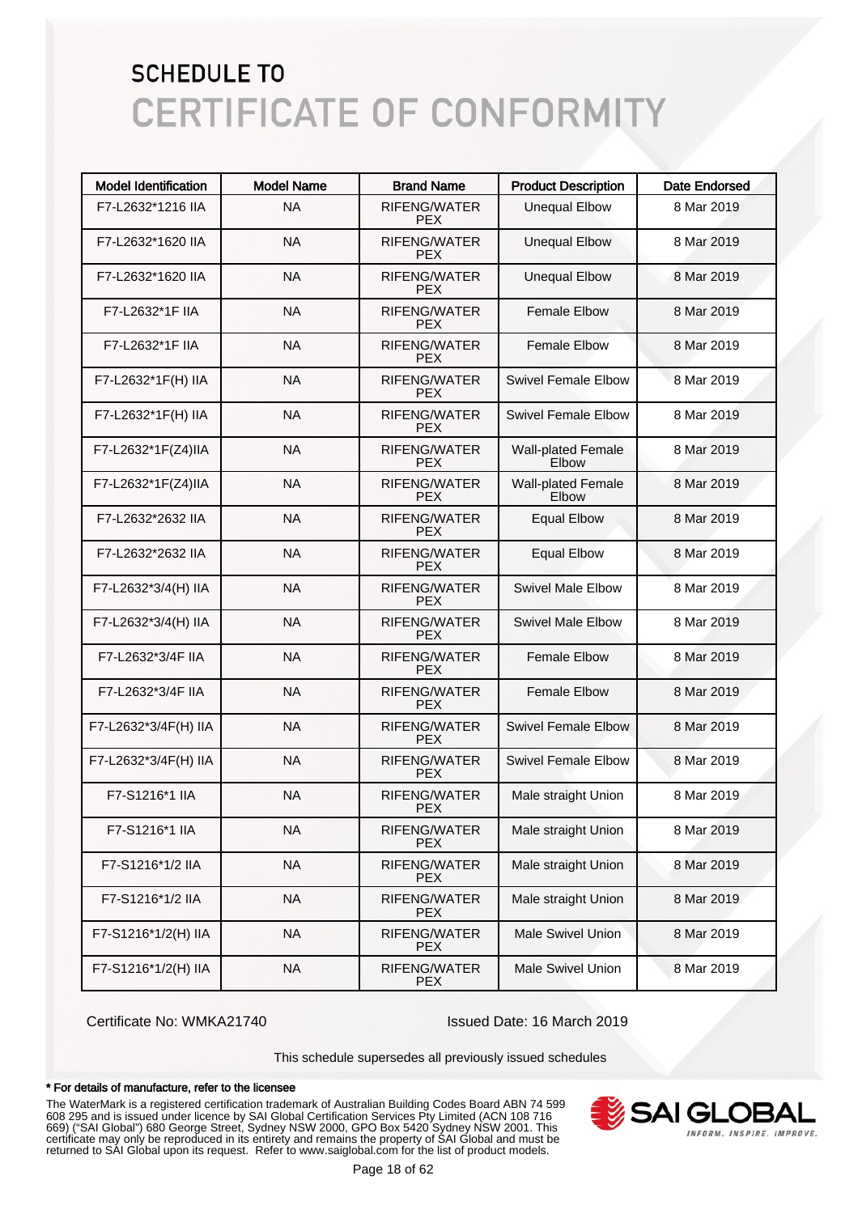# SCHEDULE TO
# CERTIFICATE OF CONFORMITY

| Model Identification | Model Name | Brand Name | Product Description | Date Endorsed |
|---|---|---|---|---|
| F7-L2632*1216 IIA | NA | RIFENG/WATER PEX | Unequal Elbow | 8 Mar 2019 |
| F7-L2632*1620 IIA | NA | RIFENG/WATER PEX | Unequal Elbow | 8 Mar 2019 |
| F7-L2632*1620 IIA | NA | RIFENG/WATER PEX | Unequal Elbow | 8 Mar 2019 |
| F7-L2632*1F IIA | NA | RIFENG/WATER PEX | Female Elbow | 8 Mar 2019 |
| F7-L2632*1F IIA | NA | RIFENG/WATER PEX | Female Elbow | 8 Mar 2019 |
| F7-L2632*1F(H) IIA | NA | RIFENG/WATER PEX | Swivel Female Elbow | 8 Mar 2019 |
| F7-L2632*1F(H) IIA | NA | RIFENG/WATER PEX | Swivel Female Elbow | 8 Mar 2019 |
| F7-L2632*1F(Z4)IIA | NA | RIFENG/WATER PEX | Wall-plated Female Elbow | 8 Mar 2019 |
| F7-L2632*1F(Z4)IIA | NA | RIFENG/WATER PEX | Wall-plated Female Elbow | 8 Mar 2019 |
| F7-L2632*2632 IIA | NA | RIFENG/WATER PEX | Equal Elbow | 8 Mar 2019 |
| F7-L2632*2632 IIA | NA | RIFENG/WATER PEX | Equal Elbow | 8 Mar 2019 |
| F7-L2632*3/4(H) IIA | NA | RIFENG/WATER PEX | Swivel Male Elbow | 8 Mar 2019 |
| F7-L2632*3/4(H) IIA | NA | RIFENG/WATER PEX | Swivel Male Elbow | 8 Mar 2019 |
| F7-L2632*3/4F IIA | NA | RIFENG/WATER PEX | Female Elbow | 8 Mar 2019 |
| F7-L2632*3/4F IIA | NA | RIFENG/WATER PEX | Female Elbow | 8 Mar 2019 |
| F7-L2632*3/4F(H) IIA | NA | RIFENG/WATER PEX | Swivel Female Elbow | 8 Mar 2019 |
| F7-L2632*3/4F(H) IIA | NA | RIFENG/WATER PEX | Swivel Female Elbow | 8 Mar 2019 |
| F7-S1216*1 IIA | NA | RIFENG/WATER PEX | Male straight Union | 8 Mar 2019 |
| F7-S1216*1 IIA | NA | RIFENG/WATER PEX | Male straight Union | 8 Mar 2019 |
| F7-S1216*1/2 IIA | NA | RIFENG/WATER PEX | Male straight Union | 8 Mar 2019 |
| F7-S1216*1/2 IIA | NA | RIFENG/WATER PEX | Male straight Union | 8 Mar 2019 |
| F7-S1216*1/2(H) IIA | NA | RIFENG/WATER PEX | Male Swivel Union | 8 Mar 2019 |
| F7-S1216*1/2(H) IIA | NA | RIFENG/WATER PEX | Male Swivel Union | 8 Mar 2019 |

Certificate No: WMKA21740

Issued Date: 16 March 2019

This schedule supersedes all previously issued schedules

**\* For details of manufacture, refer to the licensee**

The WaterMark is a registered certification trademark of Australian Building Codes Board ABN 74 599 608 295 and is issued under licence by SAI Global Certification Services Pty Limited (ACN 108 716 669) ("SAI Global") 680 George Street, Sydney NSW 2000, GPO Box 5420 Sydney NSW 2001. This certificate may only be reproduced in its entirety and remains the property of SAI Global and must be returned to SAI Global upon its request. Refer to www.saiglobal.com for the list of product models.

SAI GLOBAL
INFORM. INSPIRE. IMPROVE.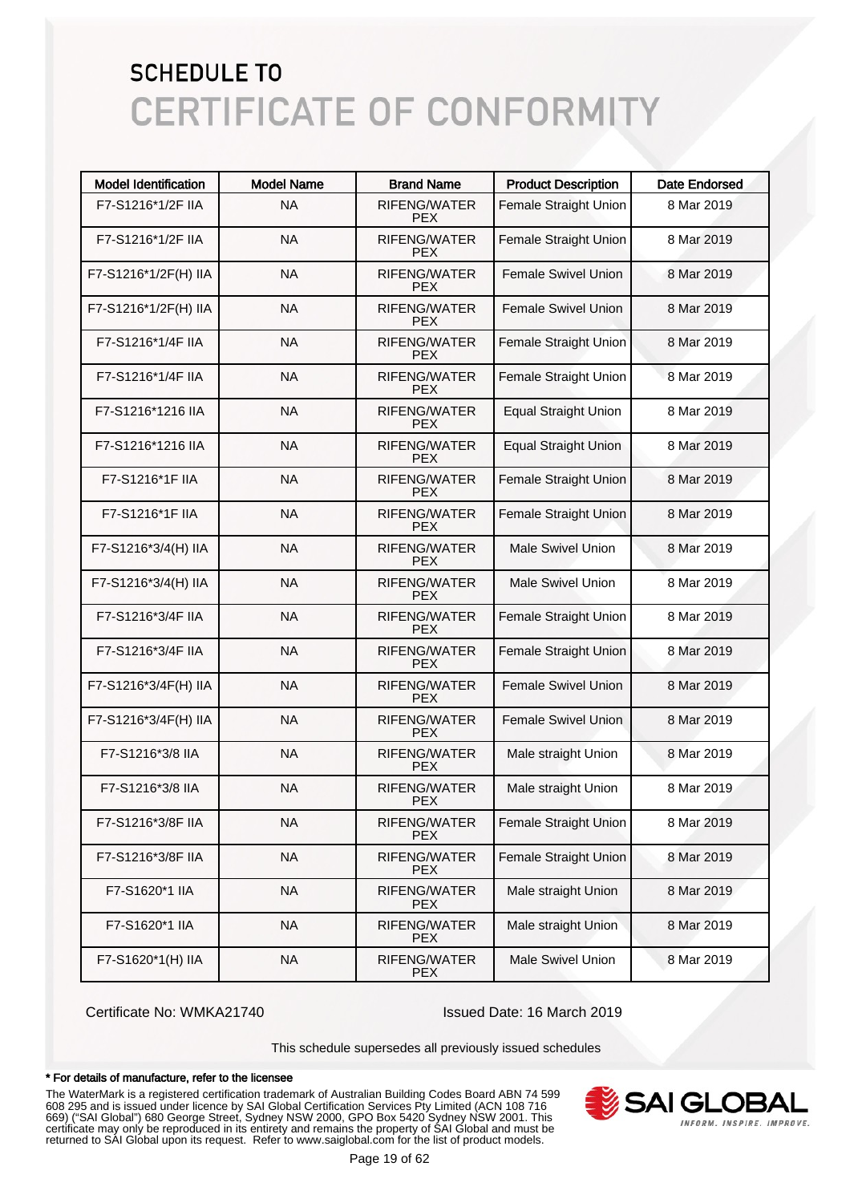# SCHEDULE TO
# CERTIFICATE OF CONFORMITY

| Model Identification | Model Name | Brand Name | Product Description | Date Endorsed |
|---|---|---|---|---|
| F7-S1216*1/2F IIA | NA | RIFENG/WATER PEX | Female Straight Union | 8 Mar 2019 |
| F7-S1216*1/2F IIA | NA | RIFENG/WATER PEX | Female Straight Union | 8 Mar 2019 |
| F7-S1216*1/2F(H) IIA | NA | RIFENG/WATER PEX | Female Swivel Union | 8 Mar 2019 |
| F7-S1216*1/2F(H) IIA | NA | RIFENG/WATER PEX | Female Swivel Union | 8 Mar 2019 |
| F7-S1216*1/4F IIA | NA | RIFENG/WATER PEX | Female Straight Union | 8 Mar 2019 |
| F7-S1216*1/4F IIA | NA | RIFENG/WATER PEX | Female Straight Union | 8 Mar 2019 |
| F7-S1216*1216 IIA | NA | RIFENG/WATER PEX | Equal Straight Union | 8 Mar 2019 |
| F7-S1216*1216 IIA | NA | RIFENG/WATER PEX | Equal Straight Union | 8 Mar 2019 |
| F7-S1216*1F IIA | NA | RIFENG/WATER PEX | Female Straight Union | 8 Mar 2019 |
| F7-S1216*1F IIA | NA | RIFENG/WATER PEX | Female Straight Union | 8 Mar 2019 |
| F7-S1216*3/4(H) IIA | NA | RIFENG/WATER PEX | Male Swivel Union | 8 Mar 2019 |
| F7-S1216*3/4(H) IIA | NA | RIFENG/WATER PEX | Male Swivel Union | 8 Mar 2019 |
| F7-S1216*3/4F IIA | NA | RIFENG/WATER PEX | Female Straight Union | 8 Mar 2019 |
| F7-S1216*3/4F IIA | NA | RIFENG/WATER PEX | Female Straight Union | 8 Mar 2019 |
| F7-S1216*3/4F(H) IIA | NA | RIFENG/WATER PEX | Female Swivel Union | 8 Mar 2019 |
| F7-S1216*3/4F(H) IIA | NA | RIFENG/WATER PEX | Female Swivel Union | 8 Mar 2019 |
| F7-S1216*3/8 IIA | NA | RIFENG/WATER PEX | Male straight Union | 8 Mar 2019 |
| F7-S1216*3/8 IIA | NA | RIFENG/WATER PEX | Male straight Union | 8 Mar 2019 |
| F7-S1216*3/8F IIA | NA | RIFENG/WATER PEX | Female Straight Union | 8 Mar 2019 |
| F7-S1216*3/8F IIA | NA | RIFENG/WATER PEX | Female Straight Union | 8 Mar 2019 |
| F7-S1620*1 IIA | NA | RIFENG/WATER PEX | Male straight Union | 8 Mar 2019 |
| F7-S1620*1 IIA | NA | RIFENG/WATER PEX | Male straight Union | 8 Mar 2019 |
| F7-S1620*1(H) IIA | NA | RIFENG/WATER PEX | Male Swivel Union | 8 Mar 2019 |

Certificate No: WMKA21740 Issued Date: 16 March 2019

This schedule supersedes all previously issued schedules

**\* For details of manufacture, refer to the licensee**

The WaterMark is a registered certification trademark of Australian Building Codes Board ABN 74 599 608 295 and is issued under licence by SAI Global Certification Services Pty Limited (ACN 108 716 669) ("SAI Global") 680 George Street, Sydney NSW 2000, GPO Box 5420 Sydney NSW 2001. This certificate may only be reproduced in its entirety and remains the property of SAI Global and must be returned to SAI Global upon its request. Refer to www.saiglobal.com for the list of product models.

SAI GLOBAL
INFORM. INSPIRE. IMPROVE.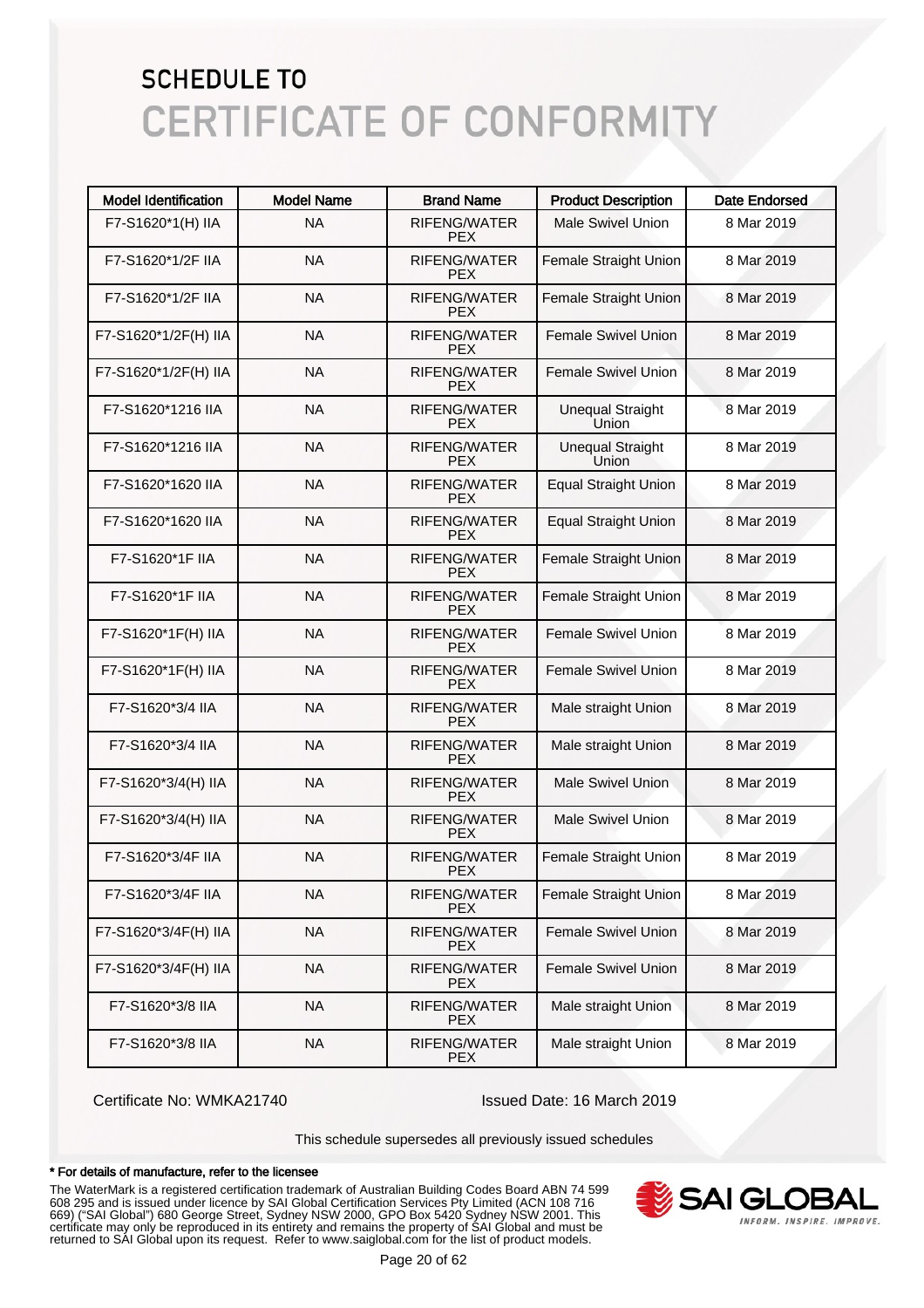# SCHEDULE TO
# CERTIFICATE OF CONFORMITY

| Model Identification | Model Name | Brand Name | Product Description | Date Endorsed |
|---|---|---|---|---|
| F7-S1620*1(H) IIA | NA | RIFENG/WATER PEX | Male Swivel Union | 8 Mar 2019 |
| F7-S1620*1/2F IIA | NA | RIFENG/WATER PEX | Female Straight Union | 8 Mar 2019 |
| F7-S1620*1/2F IIA | NA | RIFENG/WATER PEX | Female Straight Union | 8 Mar 2019 |
| F7-S1620*1/2F(H) IIA | NA | RIFENG/WATER PEX | Female Swivel Union | 8 Mar 2019 |
| F7-S1620*1/2F(H) IIA | NA | RIFENG/WATER PEX | Female Swivel Union | 8 Mar 2019 |
| F7-S1620*1216 IIA | NA | RIFENG/WATER PEX | Unequal Straight Union | 8 Mar 2019 |
| F7-S1620*1216 IIA | NA | RIFENG/WATER PEX | Unequal Straight Union | 8 Mar 2019 |
| F7-S1620*1620 IIA | NA | RIFENG/WATER PEX | Equal Straight Union | 8 Mar 2019 |
| F7-S1620*1620 IIA | NA | RIFENG/WATER PEX | Equal Straight Union | 8 Mar 2019 |
| F7-S1620*1F IIA | NA | RIFENG/WATER PEX | Female Straight Union | 8 Mar 2019 |
| F7-S1620*1F IIA | NA | RIFENG/WATER PEX | Female Straight Union | 8 Mar 2019 |
| F7-S1620*1F(H) IIA | NA | RIFENG/WATER PEX | Female Swivel Union | 8 Mar 2019 |
| F7-S1620*1F(H) IIA | NA | RIFENG/WATER PEX | Female Swivel Union | 8 Mar 2019 |
| F7-S1620*3/4 IIA | NA | RIFENG/WATER PEX | Male straight Union | 8 Mar 2019 |
| F7-S1620*3/4 IIA | NA | RIFENG/WATER PEX | Male straight Union | 8 Mar 2019 |
| F7-S1620*3/4(H) IIA | NA | RIFENG/WATER PEX | Male Swivel Union | 8 Mar 2019 |
| F7-S1620*3/4(H) IIA | NA | RIFENG/WATER PEX | Male Swivel Union | 8 Mar 2019 |
| F7-S1620*3/4F IIA | NA | RIFENG/WATER PEX | Female Straight Union | 8 Mar 2019 |
| F7-S1620*3/4F IIA | NA | RIFENG/WATER PEX | Female Straight Union | 8 Mar 2019 |
| F7-S1620*3/4F(H) IIA | NA | RIFENG/WATER PEX | Female Swivel Union | 8 Mar 2019 |
| F7-S1620*3/4F(H) IIA | NA | RIFENG/WATER PEX | Female Swivel Union | 8 Mar 2019 |
| F7-S1620*3/8 IIA | NA | RIFENG/WATER PEX | Male straight Union | 8 Mar 2019 |
| F7-S1620*3/8 IIA | NA | RIFENG/WATER PEX | Male straight Union | 8 Mar 2019 |

Certificate No: WMKA21740

Issued Date: 16 March 2019

This schedule supersedes all previously issued schedules

**\* For details of manufacture, refer to the licensee**

The WaterMark is a registered certification trademark of Australian Building Codes Board ABN 74 599 608 295 and is issued under licence by SAI Global Certification Services Pty Limited (ACN 108 716 669) ("SAI Global") 680 George Street, Sydney NSW 2000, GPO Box 5420 Sydney NSW 2001. This certificate may only be reproduced in its entirety and remains the property of SAI Global and must be returned to SAI Global upon its request. Refer to www.saiglobal.com for the list of product models.

SAI GLOBAL
INFORM. INSPIRE. IMPROVE.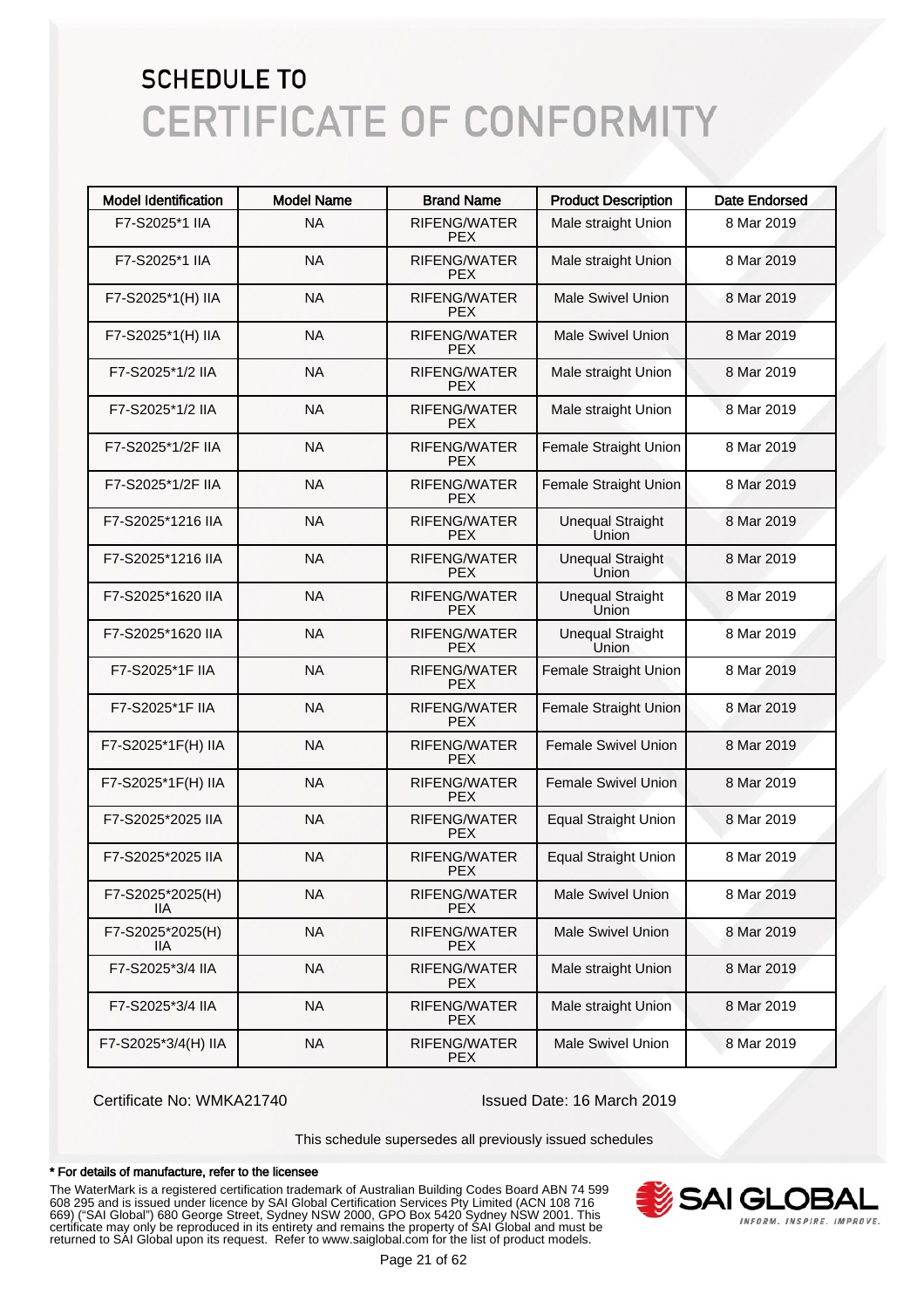# SCHEDULE TO
# CERTIFICATE OF CONFORMITY

| Model Identification | Model Name | Brand Name | Product Description | Date Endorsed |
|---|---|---|---|---|
| F7-S2025*1 IIA | NA | RIFENG/WATER PEX | Male straight Union | 8 Mar 2019 |
| F7-S2025*1 IIA | NA | RIFENG/WATER PEX | Male straight Union | 8 Mar 2019 |
| F7-S2025*1(H) IIA | NA | RIFENG/WATER PEX | Male Swivel Union | 8 Mar 2019 |
| F7-S2025*1(H) IIA | NA | RIFENG/WATER PEX | Male Swivel Union | 8 Mar 2019 |
| F7-S2025*1/2 IIA | NA | RIFENG/WATER PEX | Male straight Union | 8 Mar 2019 |
| F7-S2025*1/2 IIA | NA | RIFENG/WATER PEX | Male straight Union | 8 Mar 2019 |
| F7-S2025*1/2F IIA | NA | RIFENG/WATER PEX | Female Straight Union | 8 Mar 2019 |
| F7-S2025*1/2F IIA | NA | RIFENG/WATER PEX | Female Straight Union | 8 Mar 2019 |
| F7-S2025*1216 IIA | NA | RIFENG/WATER PEX | Unequal Straight Union | 8 Mar 2019 |
| F7-S2025*1216 IIA | NA | RIFENG/WATER PEX | Unequal Straight Union | 8 Mar 2019 |
| F7-S2025*1620 IIA | NA | RIFENG/WATER PEX | Unequal Straight Union | 8 Mar 2019 |
| F7-S2025*1620 IIA | NA | RIFENG/WATER PEX | Unequal Straight Union | 8 Mar 2019 |
| F7-S2025*1F IIA | NA | RIFENG/WATER PEX | Female Straight Union | 8 Mar 2019 |
| F7-S2025*1F IIA | NA | RIFENG/WATER PEX | Female Straight Union | 8 Mar 2019 |
| F7-S2025*1F(H) IIA | NA | RIFENG/WATER PEX | Female Swivel Union | 8 Mar 2019 |
| F7-S2025*1F(H) IIA | NA | RIFENG/WATER PEX | Female Swivel Union | 8 Mar 2019 |
| F7-S2025*2025 IIA | NA | RIFENG/WATER PEX | Equal Straight Union | 8 Mar 2019 |
| F7-S2025*2025 IIA | NA | RIFENG/WATER PEX | Equal Straight Union | 8 Mar 2019 |
| F7-S2025*2025(H) IIA | NA | RIFENG/WATER PEX | Male Swivel Union | 8 Mar 2019 |
| F7-S2025*2025(H) IIA | NA | RIFENG/WATER PEX | Male Swivel Union | 8 Mar 2019 |
| F7-S2025*3/4 IIA | NA | RIFENG/WATER PEX | Male straight Union | 8 Mar 2019 |
| F7-S2025*3/4 IIA | NA | RIFENG/WATER PEX | Male straight Union | 8 Mar 2019 |
| F7-S2025*3/4(H) IIA | NA | RIFENG/WATER PEX | Male Swivel Union | 8 Mar 2019 |

Certificate No: WMKA21740

Issued Date: 16 March 2019

This schedule supersedes all previously issued schedules

**\* For details of manufacture, refer to the licensee**

The WaterMark is a registered certification trademark of Australian Building Codes Board ABN 74 599 608 295 and is issued under licence by SAI Global Certification Services Pty Limited (ACN 108 716 669) ("SAI Global") 680 George Street, Sydney NSW 2000, GPO Box 5420 Sydney NSW 2001. This certificate may only be reproduced in its entirety and remains the property of SAI Global and must be returned to SAI Global upon its request. Refer to www.saiglobal.com for the list of product models.

SAI GLOBAL
INFORM. INSPIRE. IMPROVE.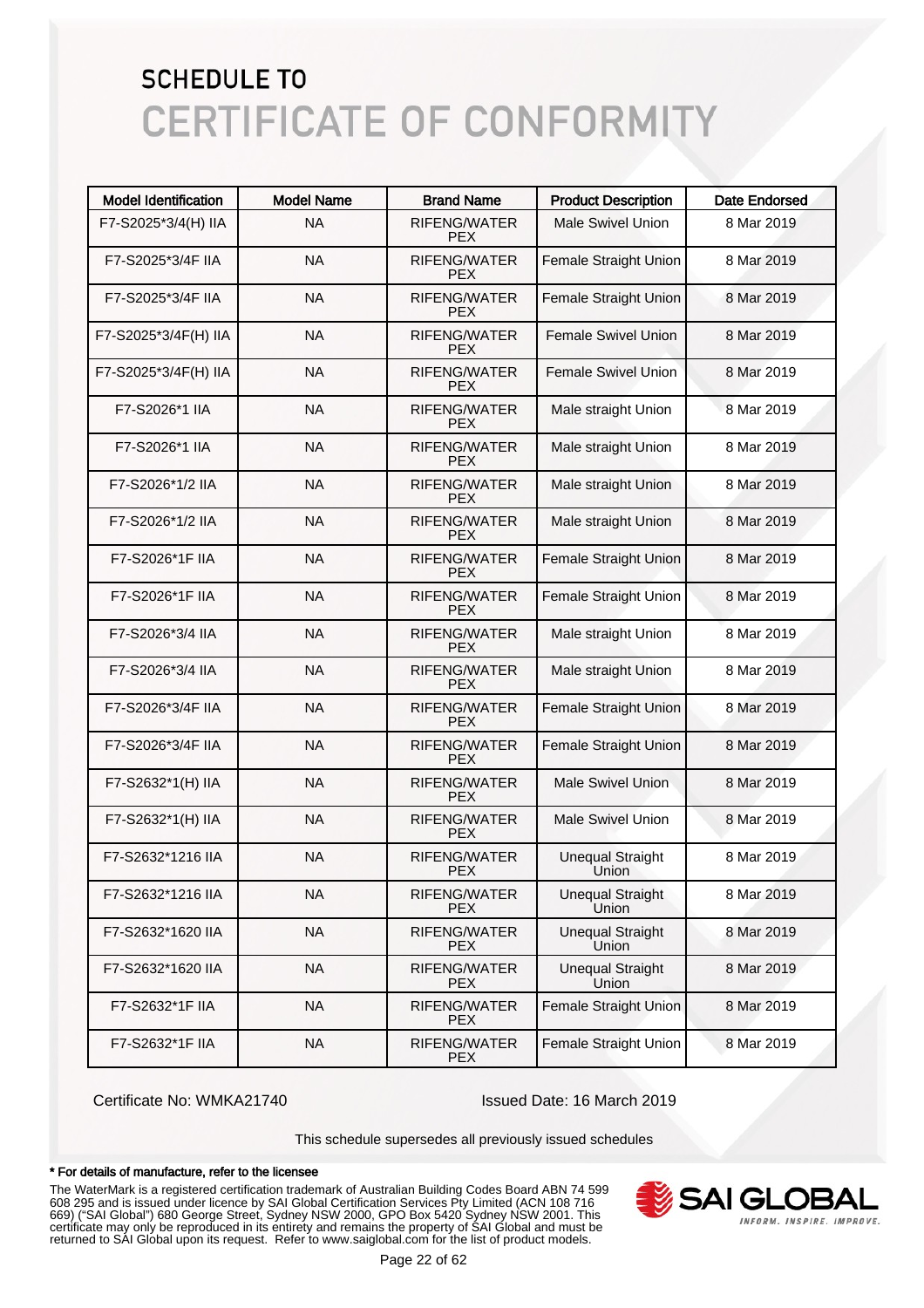# SCHEDULE TO
# CERTIFICATE OF CONFORMITY

| Model Identification | Model Name | Brand Name | Product Description | Date Endorsed |
|---|---|---|---|---|
| F7-S2025*3/4(H) IIA | NA | RIFENG/WATER PEX | Male Swivel Union | 8 Mar 2019 |
| F7-S2025*3/4F IIA | NA | RIFENG/WATER PEX | Female Straight Union | 8 Mar 2019 |
| F7-S2025*3/4F IIA | NA | RIFENG/WATER PEX | Female Straight Union | 8 Mar 2019 |
| F7-S2025*3/4F(H) IIA | NA | RIFENG/WATER PEX | Female Swivel Union | 8 Mar 2019 |
| F7-S2025*3/4F(H) IIA | NA | RIFENG/WATER PEX | Female Swivel Union | 8 Mar 2019 |
| F7-S2026*1 IIA | NA | RIFENG/WATER PEX | Male straight Union | 8 Mar 2019 |
| F7-S2026*1 IIA | NA | RIFENG/WATER PEX | Male straight Union | 8 Mar 2019 |
| F7-S2026*1/2 IIA | NA | RIFENG/WATER PEX | Male straight Union | 8 Mar 2019 |
| F7-S2026*1/2 IIA | NA | RIFENG/WATER PEX | Male straight Union | 8 Mar 2019 |
| F7-S2026*1F IIA | NA | RIFENG/WATER PEX | Female Straight Union | 8 Mar 2019 |
| F7-S2026*1F IIA | NA | RIFENG/WATER PEX | Female Straight Union | 8 Mar 2019 |
| F7-S2026*3/4 IIA | NA | RIFENG/WATER PEX | Male straight Union | 8 Mar 2019 |
| F7-S2026*3/4 IIA | NA | RIFENG/WATER PEX | Male straight Union | 8 Mar 2019 |
| F7-S2026*3/4F IIA | NA | RIFENG/WATER PEX | Female Straight Union | 8 Mar 2019 |
| F7-S2026*3/4F IIA | NA | RIFENG/WATER PEX | Female Straight Union | 8 Mar 2019 |
| F7-S2632*1(H) IIA | NA | RIFENG/WATER PEX | Male Swivel Union | 8 Mar 2019 |
| F7-S2632*1(H) IIA | NA | RIFENG/WATER PEX | Male Swivel Union | 8 Mar 2019 |
| F7-S2632*1216 IIA | NA | RIFENG/WATER PEX | Unequal Straight Union | 8 Mar 2019 |
| F7-S2632*1216 IIA | NA | RIFENG/WATER PEX | Unequal Straight Union | 8 Mar 2019 |
| F7-S2632*1620 IIA | NA | RIFENG/WATER PEX | Unequal Straight Union | 8 Mar 2019 |
| F7-S2632*1620 IIA | NA | RIFENG/WATER PEX | Unequal Straight Union | 8 Mar 2019 |
| F7-S2632*1F IIA | NA | RIFENG/WATER PEX | Female Straight Union | 8 Mar 2019 |
| F7-S2632*1F IIA | NA | RIFENG/WATER PEX | Female Straight Union | 8 Mar 2019 |

Certificate No: WMKA21740    Issued Date: 16 March 2019

This schedule supersedes all previously issued schedules

**\* For details of manufacture, refer to the licensee**

The WaterMark is a registered certification trademark of Australian Building Codes Board ABN 74 599 608 295 and is issued under licence by SAI Global Certification Services Pty Limited (ACN 108 716 669) ("SAI Global") 680 George Street, Sydney NSW 2000, GPO Box 5420 Sydney NSW 2001. This certificate may only be reproduced in its entirety and remains the property of SAI Global and must be returned to SAI Global upon its request. Refer to www.saiglobal.com for the list of product models.

SAI GLOBAL
INFORM. INSPIRE. IMPROVE.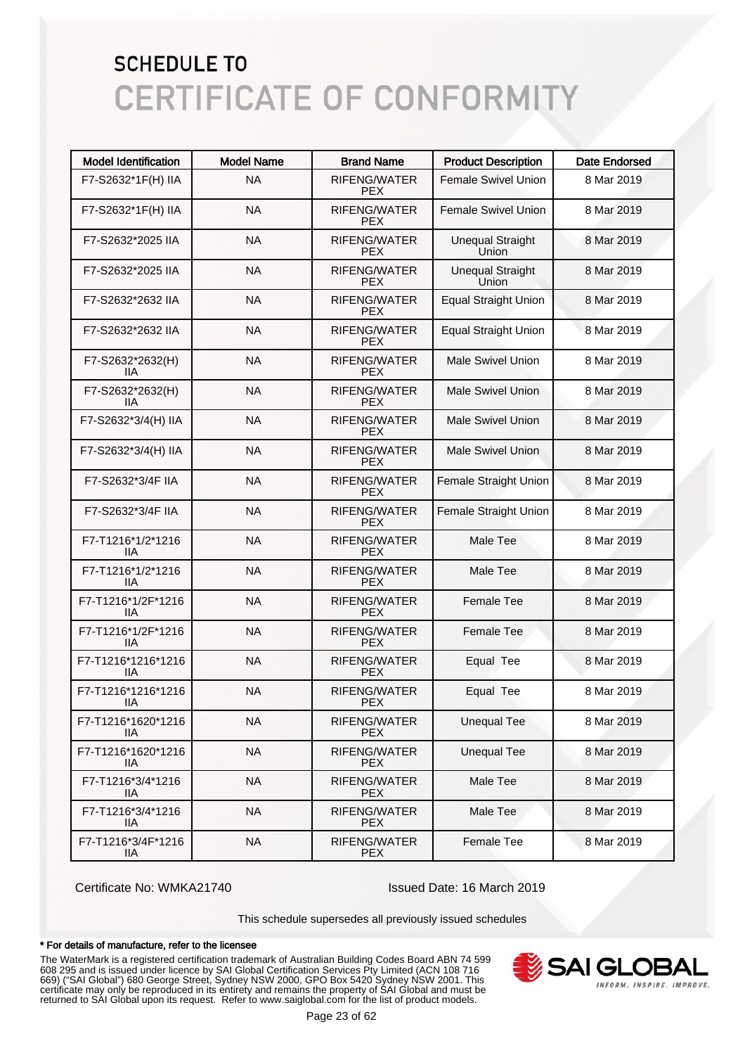# SCHEDULE TO
# CERTIFICATE OF CONFORMITY

| Model Identification | Model Name | Brand Name | Product Description | Date Endorsed |
|---|---|---|---|---|
| F7-S2632*1F(H) IIA | NA | RIFENG/WATER PEX | Female Swivel Union | 8 Mar 2019 |
| F7-S2632*1F(H) IIA | NA | RIFENG/WATER PEX | Female Swivel Union | 8 Mar 2019 |
| F7-S2632*2025 IIA | NA | RIFENG/WATER PEX | Unequal Straight Union | 8 Mar 2019 |
| F7-S2632*2025 IIA | NA | RIFENG/WATER PEX | Unequal Straight Union | 8 Mar 2019 |
| F7-S2632*2632 IIA | NA | RIFENG/WATER PEX | Equal Straight Union | 8 Mar 2019 |
| F7-S2632*2632 IIA | NA | RIFENG/WATER PEX | Equal Straight Union | 8 Mar 2019 |
| F7-S2632*2632(H) IIA | NA | RIFENG/WATER PEX | Male Swivel Union | 8 Mar 2019 |
| F7-S2632*2632(H) IIA | NA | RIFENG/WATER PEX | Male Swivel Union | 8 Mar 2019 |
| F7-S2632*3/4(H) IIA | NA | RIFENG/WATER PEX | Male Swivel Union | 8 Mar 2019 |
| F7-S2632*3/4(H) IIA | NA | RIFENG/WATER PEX | Male Swivel Union | 8 Mar 2019 |
| F7-S2632*3/4F IIA | NA | RIFENG/WATER PEX | Female Straight Union | 8 Mar 2019 |
| F7-S2632*3/4F IIA | NA | RIFENG/WATER PEX | Female Straight Union | 8 Mar 2019 |
| F7-T1216*1/2*1216 IIA | NA | RIFENG/WATER PEX | Male Tee | 8 Mar 2019 |
| F7-T1216*1/2*1216 IIA | NA | RIFENG/WATER PEX | Male Tee | 8 Mar 2019 |
| F7-T1216*1/2F*1216 IIA | NA | RIFENG/WATER PEX | Female Tee | 8 Mar 2019 |
| F7-T1216*1/2F*1216 IIA | NA | RIFENG/WATER PEX | Female Tee | 8 Mar 2019 |
| F7-T1216*1216*1216 IIA | NA | RIFENG/WATER PEX | Equal Tee | 8 Mar 2019 |
| F7-T1216*1216*1216 IIA | NA | RIFENG/WATER PEX | Equal Tee | 8 Mar 2019 |
| F7-T1216*1620*1216 IIA | NA | RIFENG/WATER PEX | Unequal Tee | 8 Mar 2019 |
| F7-T1216*1620*1216 IIA | NA | RIFENG/WATER PEX | Unequal Tee | 8 Mar 2019 |
| F7-T1216*3/4*1216 IIA | NA | RIFENG/WATER PEX | Male Tee | 8 Mar 2019 |
| F7-T1216*3/4*1216 IIA | NA | RIFENG/WATER PEX | Male Tee | 8 Mar 2019 |
| F7-T1216*3/4F*1216 IIA | NA | RIFENG/WATER PEX | Female Tee | 8 Mar 2019 |

Certificate No: WMKA21740

Issued Date: 16 March 2019

This schedule supersedes all previously issued schedules

**\* For details of manufacture, refer to the licensee**

The WaterMark is a registered certification trademark of Australian Building Codes Board ABN 74 599 608 295 and is issued under licence by SAI Global Certification Services Pty Limited (ACN 108 716 669) ("SAI Global") 680 George Street, Sydney NSW 2000, GPO Box 5420 Sydney NSW 2001. This certificate may only be reproduced in its entirety and remains the property of SAI Global and must be returned to SAI Global upon its request. Refer to www.saiglobal.com for the list of product models.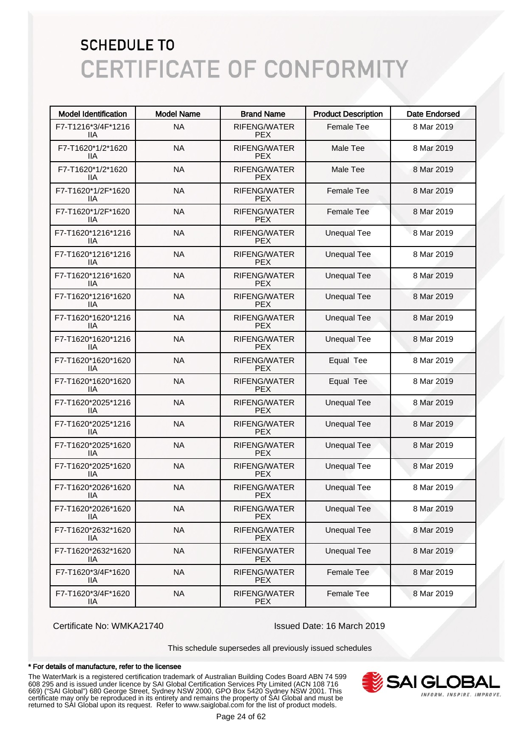# SCHEDULE TO
# CERTIFICATE OF CONFORMITY

| Model Identification | Model Name | Brand Name | Product Description | Date Endorsed |
|---|---|---|---|---|
| F7-T1216*3/4F*1216 IIA | NA | RIFENG/WATER PEX | Female Tee | 8 Mar 2019 |
| F7-T1620*1/2*1620 IIA | NA | RIFENG/WATER PEX | Male Tee | 8 Mar 2019 |
| F7-T1620*1/2*1620 IIA | NA | RIFENG/WATER PEX | Male Tee | 8 Mar 2019 |
| F7-T1620*1/2F*1620 IIA | NA | RIFENG/WATER PEX | Female Tee | 8 Mar 2019 |
| F7-T1620*1/2F*1620 IIA | NA | RIFENG/WATER PEX | Female Tee | 8 Mar 2019 |
| F7-T1620*1216*1216 IIA | NA | RIFENG/WATER PEX | Unequal Tee | 8 Mar 2019 |
| F7-T1620*1216*1216 IIA | NA | RIFENG/WATER PEX | Unequal Tee | 8 Mar 2019 |
| F7-T1620*1216*1620 IIA | NA | RIFENG/WATER PEX | Unequal Tee | 8 Mar 2019 |
| F7-T1620*1216*1620 IIA | NA | RIFENG/WATER PEX | Unequal Tee | 8 Mar 2019 |
| F7-T1620*1620*1216 IIA | NA | RIFENG/WATER PEX | Unequal Tee | 8 Mar 2019 |
| F7-T1620*1620*1216 IIA | NA | RIFENG/WATER PEX | Unequal Tee | 8 Mar 2019 |
| F7-T1620*1620*1620 IIA | NA | RIFENG/WATER PEX | Equal Tee | 8 Mar 2019 |
| F7-T1620*1620*1620 IIA | NA | RIFENG/WATER PEX | Equal Tee | 8 Mar 2019 |
| F7-T1620*2025*1216 IIA | NA | RIFENG/WATER PEX | Unequal Tee | 8 Mar 2019 |
| F7-T1620*2025*1216 IIA | NA | RIFENG/WATER PEX | Unequal Tee | 8 Mar 2019 |
| F7-T1620*2025*1620 IIA | NA | RIFENG/WATER PEX | Unequal Tee | 8 Mar 2019 |
| F7-T1620*2025*1620 IIA | NA | RIFENG/WATER PEX | Unequal Tee | 8 Mar 2019 |
| F7-T1620*2026*1620 IIA | NA | RIFENG/WATER PEX | Unequal Tee | 8 Mar 2019 |
| F7-T1620*2026*1620 IIA | NA | RIFENG/WATER PEX | Unequal Tee | 8 Mar 2019 |
| F7-T1620*2632*1620 IIA | NA | RIFENG/WATER PEX | Unequal Tee | 8 Mar 2019 |
| F7-T1620*2632*1620 IIA | NA | RIFENG/WATER PEX | Unequal Tee | 8 Mar 2019 |
| F7-T1620*3/4F*1620 IIA | NA | RIFENG/WATER PEX | Female Tee | 8 Mar 2019 |
| F7-T1620*3/4F*1620 IIA | NA | RIFENG/WATER PEX | Female Tee | 8 Mar 2019 |

Certificate No: WMKA21740

Issued Date: 16 March 2019

This schedule supersedes all previously issued schedules

**\* For details of manufacture, refer to the licensee**

The WaterMark is a registered certification trademark of Australian Building Codes Board ABN 74 599 608 295 and is issued under licence by SAI Global Certification Services Pty Limited (ACN 108 716 669) ("SAI Global") 680 George Street, Sydney NSW 2000, GPO Box 5420 Sydney NSW 2001. This certificate may only be reproduced in its entirety and remains the property of SAI Global and must be returned to SAI Global upon its request. Refer to www.saiglobal.com for the list of product models.

SAI GLOBAL
INFORM. INSPIRE. IMPROVE.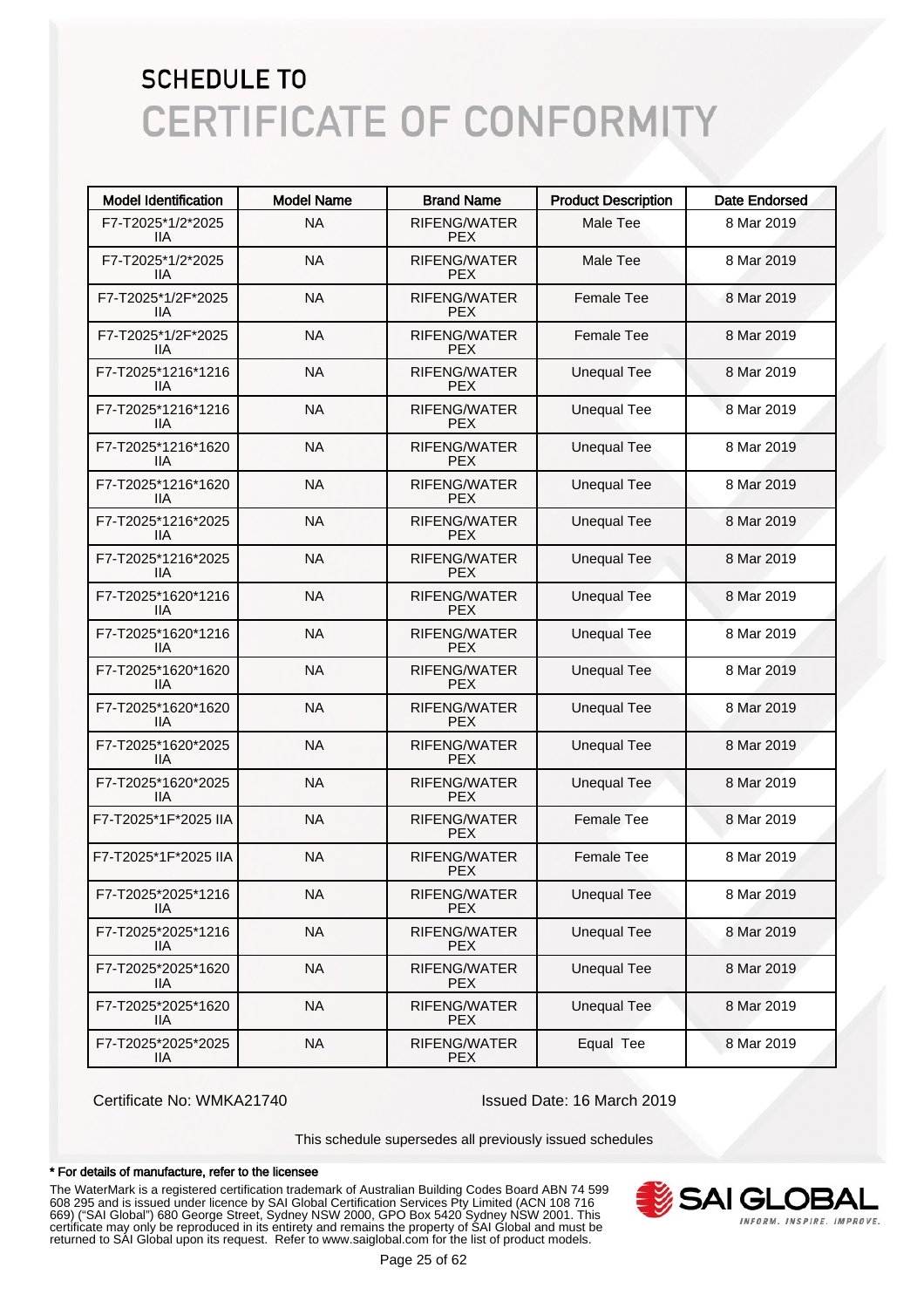# SCHEDULE TO
# CERTIFICATE OF CONFORMITY

| Model Identification | Model Name | Brand Name | Product Description | Date Endorsed |
|---|---|---|---|---|
| F7-T2025*1/2*2025 IIA | NA | RIFENG/WATER PEX | Male Tee | 8 Mar 2019 |
| F7-T2025*1/2*2025 IIA | NA | RIFENG/WATER PEX | Male Tee | 8 Mar 2019 |
| F7-T2025*1/2F*2025 IIA | NA | RIFENG/WATER PEX | Female Tee | 8 Mar 2019 |
| F7-T2025*1/2F*2025 IIA | NA | RIFENG/WATER PEX | Female Tee | 8 Mar 2019 |
| F7-T2025*1216*1216 IIA | NA | RIFENG/WATER PEX | Unequal Tee | 8 Mar 2019 |
| F7-T2025*1216*1216 IIA | NA | RIFENG/WATER PEX | Unequal Tee | 8 Mar 2019 |
| F7-T2025*1216*1620 IIA | NA | RIFENG/WATER PEX | Unequal Tee | 8 Mar 2019 |
| F7-T2025*1216*1620 IIA | NA | RIFENG/WATER PEX | Unequal Tee | 8 Mar 2019 |
| F7-T2025*1216*2025 IIA | NA | RIFENG/WATER PEX | Unequal Tee | 8 Mar 2019 |
| F7-T2025*1216*2025 IIA | NA | RIFENG/WATER PEX | Unequal Tee | 8 Mar 2019 |
| F7-T2025*1620*1216 IIA | NA | RIFENG/WATER PEX | Unequal Tee | 8 Mar 2019 |
| F7-T2025*1620*1216 IIA | NA | RIFENG/WATER PEX | Unequal Tee | 8 Mar 2019 |
| F7-T2025*1620*1620 IIA | NA | RIFENG/WATER PEX | Unequal Tee | 8 Mar 2019 |
| F7-T2025*1620*1620 IIA | NA | RIFENG/WATER PEX | Unequal Tee | 8 Mar 2019 |
| F7-T2025*1620*2025 IIA | NA | RIFENG/WATER PEX | Unequal Tee | 8 Mar 2019 |
| F7-T2025*1620*2025 IIA | NA | RIFENG/WATER PEX | Unequal Tee | 8 Mar 2019 |
| F7-T2025*1F*2025 IIA | NA | RIFENG/WATER PEX | Female Tee | 8 Mar 2019 |
| F7-T2025*1F*2025 IIA | NA | RIFENG/WATER PEX | Female Tee | 8 Mar 2019 |
| F7-T2025*2025*1216 IIA | NA | RIFENG/WATER PEX | Unequal Tee | 8 Mar 2019 |
| F7-T2025*2025*1216 IIA | NA | RIFENG/WATER PEX | Unequal Tee | 8 Mar 2019 |
| F7-T2025*2025*1620 IIA | NA | RIFENG/WATER PEX | Unequal Tee | 8 Mar 2019 |
| F7-T2025*2025*1620 IIA | NA | RIFENG/WATER PEX | Unequal Tee | 8 Mar 2019 |
| F7-T2025*2025*2025 IIA | NA | RIFENG/WATER PEX | Equal Tee | 8 Mar 2019 |

Certificate No: WMKA21740 Issued Date: 16 March 2019

This schedule supersedes all previously issued schedules

**\* For details of manufacture, refer to the licensee**

The WaterMark is a registered certification trademark of Australian Building Codes Board ABN 74 599 608 295 and is issued under licence by SAI Global Certification Services Pty Limited (ACN 108 716 669) ("SAI Global") 680 George Street, Sydney NSW 2000, GPO Box 5420 Sydney NSW 2001. This certificate may only be reproduced in its entirety and remains the property of SAI Global and must be returned to SAI Global upon its request. Refer to www.saiglobal.com for the list of product models.

SAI GLOBAL
INFORM. INSPIRE. IMPROVE.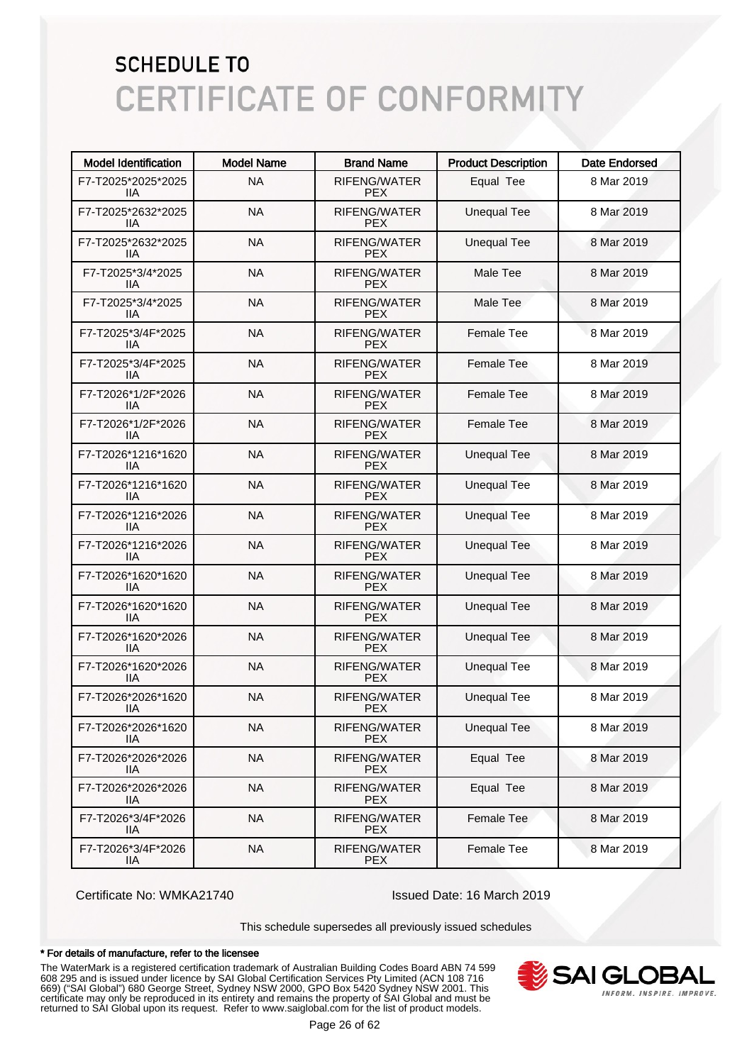# SCHEDULE TO
# CERTIFICATE OF CONFORMITY

| Model Identification | Model Name | Brand Name | Product Description | Date Endorsed |
|---|---|---|---|---|
| F7-T2025*2025*2025 IIA | NA | RIFENG/WATER PEX | Equal Tee | 8 Mar 2019 |
| F7-T2025*2632*2025 IIA | NA | RIFENG/WATER PEX | Unequal Tee | 8 Mar 2019 |
| F7-T2025*2632*2025 IIA | NA | RIFENG/WATER PEX | Unequal Tee | 8 Mar 2019 |
| F7-T2025*3/4*2025 IIA | NA | RIFENG/WATER PEX | Male Tee | 8 Mar 2019 |
| F7-T2025*3/4*2025 IIA | NA | RIFENG/WATER PEX | Male Tee | 8 Mar 2019 |
| F7-T2025*3/4F*2025 IIA | NA | RIFENG/WATER PEX | Female Tee | 8 Mar 2019 |
| F7-T2025*3/4F*2025 IIA | NA | RIFENG/WATER PEX | Female Tee | 8 Mar 2019 |
| F7-T2026*1/2F*2026 IIA | NA | RIFENG/WATER PEX | Female Tee | 8 Mar 2019 |
| F7-T2026*1/2F*2026 IIA | NA | RIFENG/WATER PEX | Female Tee | 8 Mar 2019 |
| F7-T2026*1216*1620 IIA | NA | RIFENG/WATER PEX | Unequal Tee | 8 Mar 2019 |
| F7-T2026*1216*1620 IIA | NA | RIFENG/WATER PEX | Unequal Tee | 8 Mar 2019 |
| F7-T2026*1216*2026 IIA | NA | RIFENG/WATER PEX | Unequal Tee | 8 Mar 2019 |
| F7-T2026*1216*2026 IIA | NA | RIFENG/WATER PEX | Unequal Tee | 8 Mar 2019 |
| F7-T2026*1620*1620 IIA | NA | RIFENG/WATER PEX | Unequal Tee | 8 Mar 2019 |
| F7-T2026*1620*1620 IIA | NA | RIFENG/WATER PEX | Unequal Tee | 8 Mar 2019 |
| F7-T2026*1620*2026 IIA | NA | RIFENG/WATER PEX | Unequal Tee | 8 Mar 2019 |
| F7-T2026*1620*2026 IIA | NA | RIFENG/WATER PEX | Unequal Tee | 8 Mar 2019 |
| F7-T2026*2026*1620 IIA | NA | RIFENG/WATER PEX | Unequal Tee | 8 Mar 2019 |
| F7-T2026*2026*1620 IIA | NA | RIFENG/WATER PEX | Unequal Tee | 8 Mar 2019 |
| F7-T2026*2026*2026 IIA | NA | RIFENG/WATER PEX | Equal Tee | 8 Mar 2019 |
| F7-T2026*2026*2026 IIA | NA | RIFENG/WATER PEX | Equal Tee | 8 Mar 2019 |
| F7-T2026*3/4F*2026 IIA | NA | RIFENG/WATER PEX | Female Tee | 8 Mar 2019 |
| F7-T2026*3/4F*2026 IIA | NA | RIFENG/WATER PEX | Female Tee | 8 Mar 2019 |

Certificate No: WMKA21740

Issued Date: 16 March 2019

This schedule supersedes all previously issued schedules

**\* For details of manufacture, refer to the licensee**

The WaterMark is a registered certification trademark of Australian Building Codes Board ABN 74 599 608 295 and is issued under licence by SAI Global Certification Services Pty Limited (ACN 108 716 669) ("SAI Global") 680 George Street, Sydney NSW 2000, GPO Box 5420 Sydney NSW 2001. This certificate may only be reproduced in its entirety and remains the property of SAI Global and must be returned to SAI Global upon its request. Refer to www.saiglobal.com for the list of product models.

SAI GLOBAL
INFORM. INSPIRE. IMPROVE.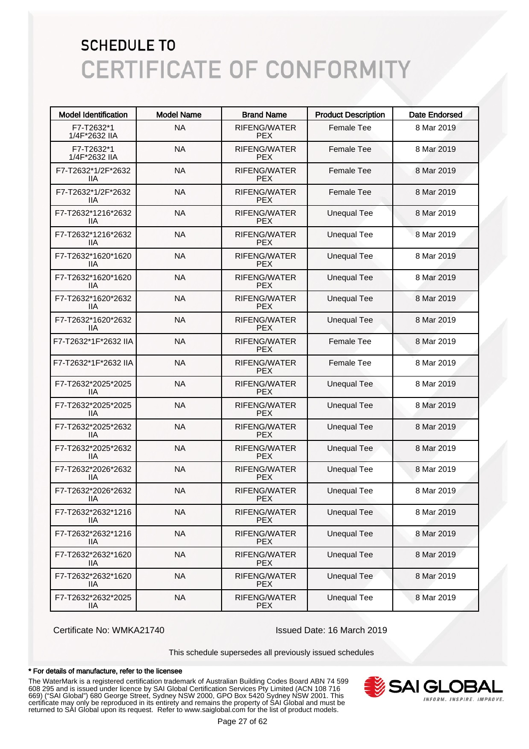# SCHEDULE TO
# CERTIFICATE OF CONFORMITY

| Model Identification | Model Name | Brand Name | Product Description | Date Endorsed |
|---|---|---|---|---|
| F7-T2632*1 1/4F*2632 IIA | NA | RIFENG/WATER PEX | Female Tee | 8 Mar 2019 |
| F7-T2632*1 1/4F*2632 IIA | NA | RIFENG/WATER PEX | Female Tee | 8 Mar 2019 |
| F7-T2632*1/2F*2632 IIA | NA | RIFENG/WATER PEX | Female Tee | 8 Mar 2019 |
| F7-T2632*1/2F*2632 IIA | NA | RIFENG/WATER PEX | Female Tee | 8 Mar 2019 |
| F7-T2632*1216*2632 IIA | NA | RIFENG/WATER PEX | Unequal Tee | 8 Mar 2019 |
| F7-T2632*1216*2632 IIA | NA | RIFENG/WATER PEX | Unequal Tee | 8 Mar 2019 |
| F7-T2632*1620*1620 IIA | NA | RIFENG/WATER PEX | Unequal Tee | 8 Mar 2019 |
| F7-T2632*1620*1620 IIA | NA | RIFENG/WATER PEX | Unequal Tee | 8 Mar 2019 |
| F7-T2632*1620*2632 IIA | NA | RIFENG/WATER PEX | Unequal Tee | 8 Mar 2019 |
| F7-T2632*1620*2632 IIA | NA | RIFENG/WATER PEX | Unequal Tee | 8 Mar 2019 |
| F7-T2632*1F*2632 IIA | NA | RIFENG/WATER PEX | Female Tee | 8 Mar 2019 |
| F7-T2632*1F*2632 IIA | NA | RIFENG/WATER PEX | Female Tee | 8 Mar 2019 |
| F7-T2632*2025*2025 IIA | NA | RIFENG/WATER PEX | Unequal Tee | 8 Mar 2019 |
| F7-T2632*2025*2025 IIA | NA | RIFENG/WATER PEX | Unequal Tee | 8 Mar 2019 |
| F7-T2632*2025*2632 IIA | NA | RIFENG/WATER PEX | Unequal Tee | 8 Mar 2019 |
| F7-T2632*2025*2632 IIA | NA | RIFENG/WATER PEX | Unequal Tee | 8 Mar 2019 |
| F7-T2632*2026*2632 IIA | NA | RIFENG/WATER PEX | Unequal Tee | 8 Mar 2019 |
| F7-T2632*2026*2632 IIA | NA | RIFENG/WATER PEX | Unequal Tee | 8 Mar 2019 |
| F7-T2632*2632*1216 IIA | NA | RIFENG/WATER PEX | Unequal Tee | 8 Mar 2019 |
| F7-T2632*2632*1216 IIA | NA | RIFENG/WATER PEX | Unequal Tee | 8 Mar 2019 |
| F7-T2632*2632*1620 IIA | NA | RIFENG/WATER PEX | Unequal Tee | 8 Mar 2019 |
| F7-T2632*2632*1620 IIA | NA | RIFENG/WATER PEX | Unequal Tee | 8 Mar 2019 |
| F7-T2632*2632*2025 IIA | NA | RIFENG/WATER PEX | Unequal Tee | 8 Mar 2019 |

Certificate No: WMKA21740

Issued Date: 16 March 2019

This schedule supersedes all previously issued schedules

**\* For details of manufacture, refer to the licensee**

The WaterMark is a registered certification trademark of Australian Building Codes Board ABN 74 599 608 295 and is issued under licence by SAI Global Certification Services Pty Limited (ACN 108 716 669) ("SAI Global") 680 George Street, Sydney NSW 2000, GPO Box 5420 Sydney NSW 2001. This certificate may only be reproduced in its entirety and remains the property of SAI Global and must be returned to SAI Global upon its request. Refer to www.saiglobal.com for the list of product models.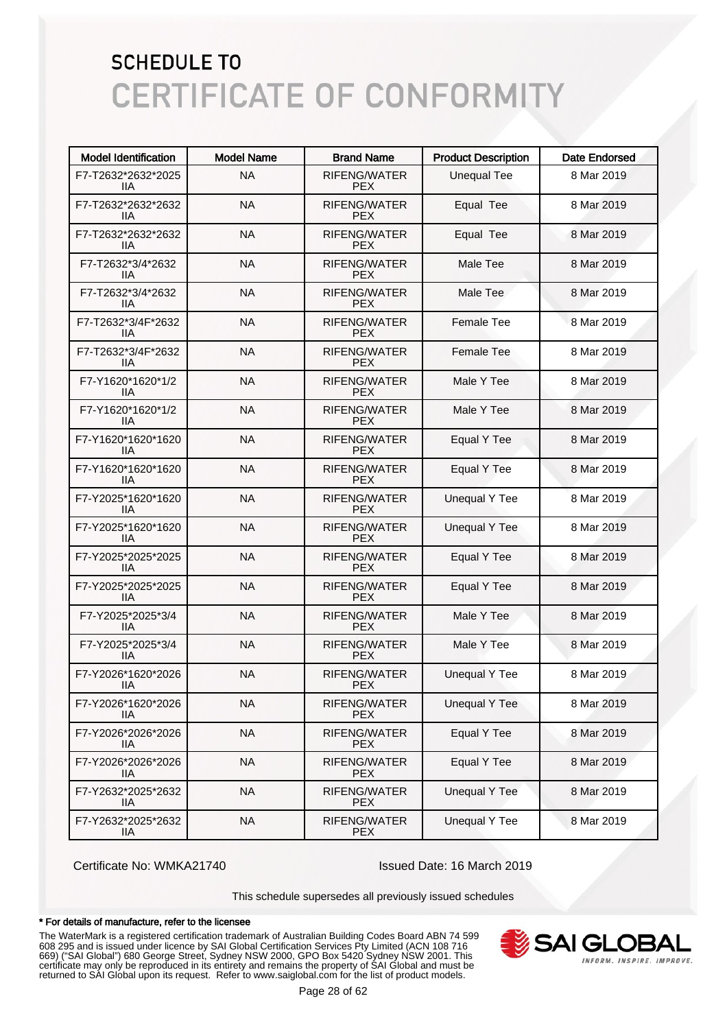# SCHEDULE TO
# CERTIFICATE OF CONFORMITY

| Model Identification | Model Name | Brand Name | Product Description | Date Endorsed |
|---|---|---|---|---|
| F7-T2632*2632*2025 IIA | NA | RIFENG/WATER PEX | Unequal Tee | 8 Mar 2019 |
| F7-T2632*2632*2632 IIA | NA | RIFENG/WATER PEX | Equal Tee | 8 Mar 2019 |
| F7-T2632*2632*2632 IIA | NA | RIFENG/WATER PEX | Equal Tee | 8 Mar 2019 |
| F7-T2632*3/4*2632 IIA | NA | RIFENG/WATER PEX | Male Tee | 8 Mar 2019 |
| F7-T2632*3/4*2632 IIA | NA | RIFENG/WATER PEX | Male Tee | 8 Mar 2019 |
| F7-T2632*3/4F*2632 IIA | NA | RIFENG/WATER PEX | Female Tee | 8 Mar 2019 |
| F7-T2632*3/4F*2632 IIA | NA | RIFENG/WATER PEX | Female Tee | 8 Mar 2019 |
| F7-Y1620*1620*1/2 IIA | NA | RIFENG/WATER PEX | Male Y Tee | 8 Mar 2019 |
| F7-Y1620*1620*1/2 IIA | NA | RIFENG/WATER PEX | Male Y Tee | 8 Mar 2019 |
| F7-Y1620*1620*1620 IIA | NA | RIFENG/WATER PEX | Equal Y Tee | 8 Mar 2019 |
| F7-Y1620*1620*1620 IIA | NA | RIFENG/WATER PEX | Equal Y Tee | 8 Mar 2019 |
| F7-Y2025*1620*1620 IIA | NA | RIFENG/WATER PEX | Unequal Y Tee | 8 Mar 2019 |
| F7-Y2025*1620*1620 IIA | NA | RIFENG/WATER PEX | Unequal Y Tee | 8 Mar 2019 |
| F7-Y2025*2025*2025 IIA | NA | RIFENG/WATER PEX | Equal Y Tee | 8 Mar 2019 |
| F7-Y2025*2025*2025 IIA | NA | RIFENG/WATER PEX | Equal Y Tee | 8 Mar 2019 |
| F7-Y2025*2025*3/4 IIA | NA | RIFENG/WATER PEX | Male Y Tee | 8 Mar 2019 |
| F7-Y2025*2025*3/4 IIA | NA | RIFENG/WATER PEX | Male Y Tee | 8 Mar 2019 |
| F7-Y2026*1620*2026 IIA | NA | RIFENG/WATER PEX | Unequal Y Tee | 8 Mar 2019 |
| F7-Y2026*1620*2026 IIA | NA | RIFENG/WATER PEX | Unequal Y Tee | 8 Mar 2019 |
| F7-Y2026*2026*2026 IIA | NA | RIFENG/WATER PEX | Equal Y Tee | 8 Mar 2019 |
| F7-Y2026*2026*2026 IIA | NA | RIFENG/WATER PEX | Equal Y Tee | 8 Mar 2019 |
| F7-Y2632*2025*2632 IIA | NA | RIFENG/WATER PEX | Unequal Y Tee | 8 Mar 2019 |
| F7-Y2632*2025*2632 IIA | NA | RIFENG/WATER PEX | Unequal Y Tee | 8 Mar 2019 |

Certificate No: WMKA21740

Issued Date: 16 March 2019

This schedule supersedes all previously issued schedules

**\* For details of manufacture, refer to the licensee**

The WaterMark is a registered certification trademark of Australian Building Codes Board ABN 74 599 608 295 and is issued under licence by SAI Global Certification Services Pty Limited (ACN 108 716 669) ("SAI Global") 680 George Street, Sydney NSW 2000, GPO Box 5420 Sydney NSW 2001. This certificate may only be reproduced in its entirety and remains the property of SAI Global and must be returned to SAI Global upon its request. Refer to www.saiglobal.com for the list of product models.

SAI GLOBAL
INFORM. INSPIRE. IMPROVE.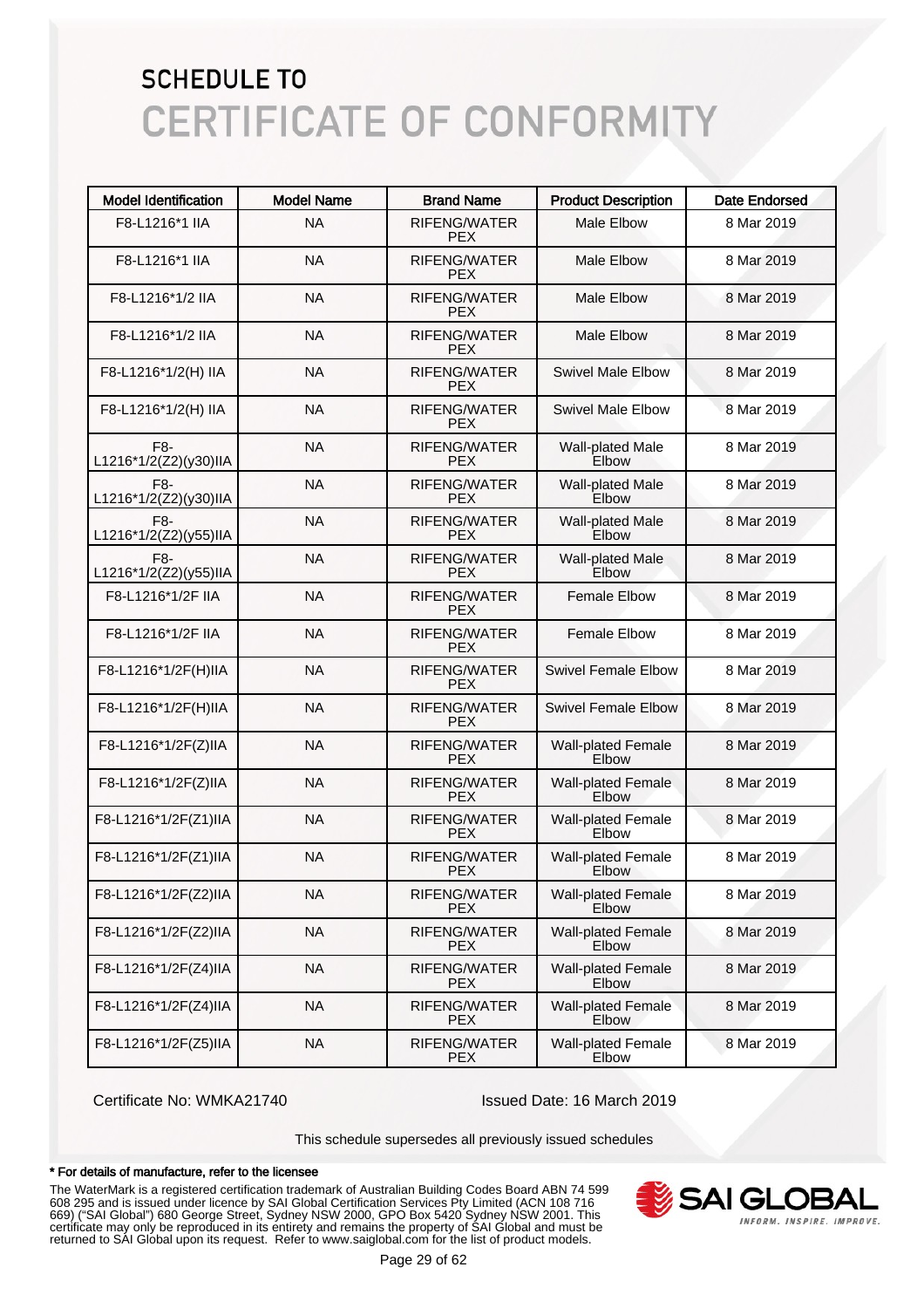# SCHEDULE TO
# CERTIFICATE OF CONFORMITY

| Model Identification | Model Name | Brand Name | Product Description | Date Endorsed |
|---|---|---|---|---|
| F8-L1216*1 IIA | NA | RIFENG/WATER PEX | Male Elbow | 8 Mar 2019 |
| F8-L1216*1 IIA | NA | RIFENG/WATER PEX | Male Elbow | 8 Mar 2019 |
| F8-L1216*1/2 IIA | NA | RIFENG/WATER PEX | Male Elbow | 8 Mar 2019 |
| F8-L1216*1/2 IIA | NA | RIFENG/WATER PEX | Male Elbow | 8 Mar 2019 |
| F8-L1216*1/2(H) IIA | NA | RIFENG/WATER PEX | Swivel Male Elbow | 8 Mar 2019 |
| F8-L1216*1/2(H) IIA | NA | RIFENG/WATER PEX | Swivel Male Elbow | 8 Mar 2019 |
| F8-L1216*1/2(Z2)(y30)IIA | NA | RIFENG/WATER PEX | Wall-plated Male Elbow | 8 Mar 2019 |
| F8-L1216*1/2(Z2)(y30)IIA | NA | RIFENG/WATER PEX | Wall-plated Male Elbow | 8 Mar 2019 |
| F8-L1216*1/2(Z2)(y55)IIA | NA | RIFENG/WATER PEX | Wall-plated Male Elbow | 8 Mar 2019 |
| F8-L1216*1/2(Z2)(y55)IIA | NA | RIFENG/WATER PEX | Wall-plated Male Elbow | 8 Mar 2019 |
| F8-L1216*1/2F IIA | NA | RIFENG/WATER PEX | Female Elbow | 8 Mar 2019 |
| F8-L1216*1/2F IIA | NA | RIFENG/WATER PEX | Female Elbow | 8 Mar 2019 |
| F8-L1216*1/2F(H)IIA | NA | RIFENG/WATER PEX | Swivel Female Elbow | 8 Mar 2019 |
| F8-L1216*1/2F(H)IIA | NA | RIFENG/WATER PEX | Swivel Female Elbow | 8 Mar 2019 |
| F8-L1216*1/2F(Z)IIA | NA | RIFENG/WATER PEX | Wall-plated Female Elbow | 8 Mar 2019 |
| F8-L1216*1/2F(Z)IIA | NA | RIFENG/WATER PEX | Wall-plated Female Elbow | 8 Mar 2019 |
| F8-L1216*1/2F(Z1)IIA | NA | RIFENG/WATER PEX | Wall-plated Female Elbow | 8 Mar 2019 |
| F8-L1216*1/2F(Z1)IIA | NA | RIFENG/WATER PEX | Wall-plated Female Elbow | 8 Mar 2019 |
| F8-L1216*1/2F(Z2)IIA | NA | RIFENG/WATER PEX | Wall-plated Female Elbow | 8 Mar 2019 |
| F8-L1216*1/2F(Z2)IIA | NA | RIFENG/WATER PEX | Wall-plated Female Elbow | 8 Mar 2019 |
| F8-L1216*1/2F(Z4)IIA | NA | RIFENG/WATER PEX | Wall-plated Female Elbow | 8 Mar 2019 |
| F8-L1216*1/2F(Z4)IIA | NA | RIFENG/WATER PEX | Wall-plated Female Elbow | 8 Mar 2019 |
| F8-L1216*1/2F(Z5)IIA | NA | RIFENG/WATER PEX | Wall-plated Female Elbow | 8 Mar 2019 |

Certificate No: WMKA21740

Issued Date: 16 March 2019

This schedule supersedes all previously issued schedules

**\* For details of manufacture, refer to the licensee**

The WaterMark is a registered certification trademark of Australian Building Codes Board ABN 74 599 608 295 and is issued under licence by SAI Global Certification Services Pty Limited (ACN 108 716 669) ("SAI Global") 680 George Street, Sydney NSW 2000, GPO Box 5420 Sydney NSW 2001. This certificate may only be reproduced in its entirety and remains the property of SAI Global and must be returned to SAI Global upon its request. Refer to www.saiglobal.com for the list of product models.

SAI GLOBAL
INFORM. INSPIRE. IMPROVE.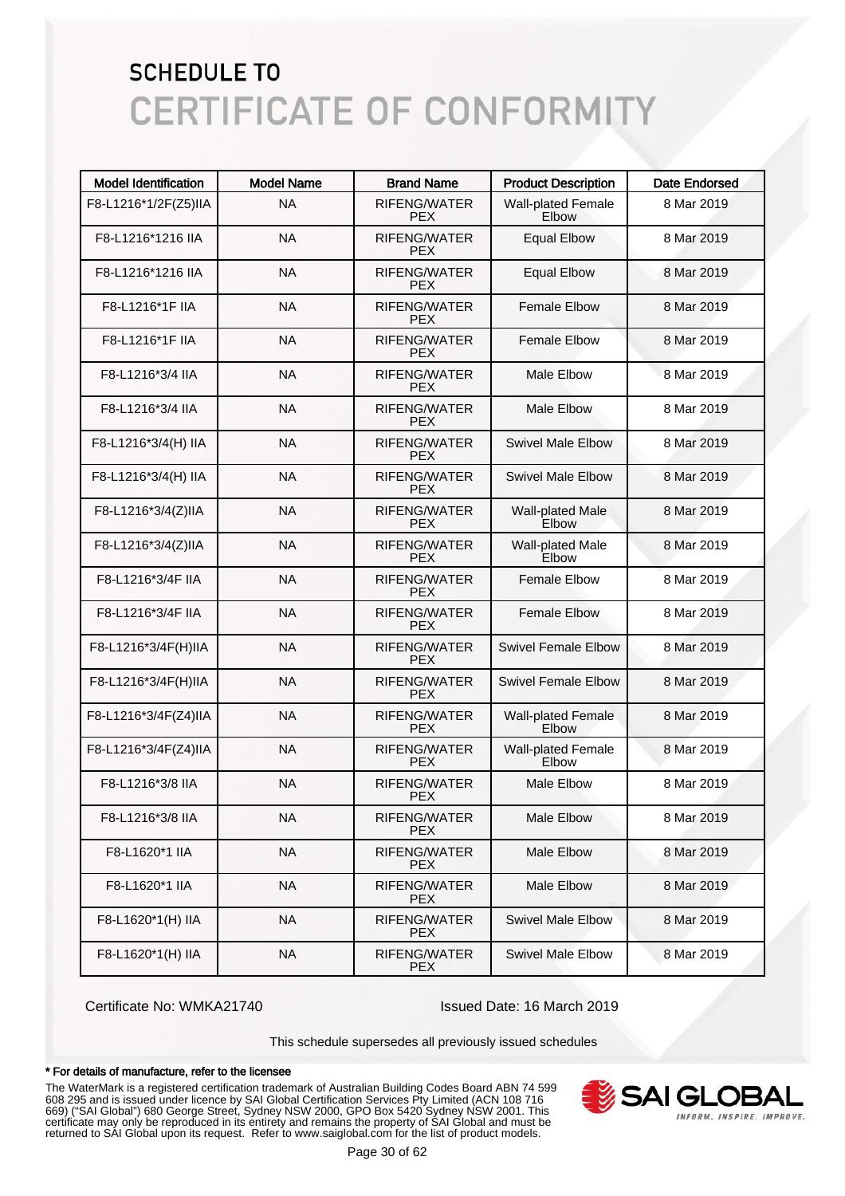# SCHEDULE TO
# CERTIFICATE OF CONFORMITY

| Model Identification | Model Name | Brand Name | Product Description | Date Endorsed |
|---|---|---|---|---|
| F8-L1216*1/2F(Z5)IIA | NA | RIFENG/WATER PEX | Wall-plated Female Elbow | 8 Mar 2019 |
| F8-L1216*1216 IIA | NA | RIFENG/WATER PEX | Equal Elbow | 8 Mar 2019 |
| F8-L1216*1216 IIA | NA | RIFENG/WATER PEX | Equal Elbow | 8 Mar 2019 |
| F8-L1216*1F IIA | NA | RIFENG/WATER PEX | Female Elbow | 8 Mar 2019 |
| F8-L1216*1F IIA | NA | RIFENG/WATER PEX | Female Elbow | 8 Mar 2019 |
| F8-L1216*3/4 IIA | NA | RIFENG/WATER PEX | Male Elbow | 8 Mar 2019 |
| F8-L1216*3/4 IIA | NA | RIFENG/WATER PEX | Male Elbow | 8 Mar 2019 |
| F8-L1216*3/4(H) IIA | NA | RIFENG/WATER PEX | Swivel Male Elbow | 8 Mar 2019 |
| F8-L1216*3/4(H) IIA | NA | RIFENG/WATER PEX | Swivel Male Elbow | 8 Mar 2019 |
| F8-L1216*3/4(Z)IIA | NA | RIFENG/WATER PEX | Wall-plated Male Elbow | 8 Mar 2019 |
| F8-L1216*3/4(Z)IIA | NA | RIFENG/WATER PEX | Wall-plated Male Elbow | 8 Mar 2019 |
| F8-L1216*3/4F IIA | NA | RIFENG/WATER PEX | Female Elbow | 8 Mar 2019 |
| F8-L1216*3/4F IIA | NA | RIFENG/WATER PEX | Female Elbow | 8 Mar 2019 |
| F8-L1216*3/4F(H)IIA | NA | RIFENG/WATER PEX | Swivel Female Elbow | 8 Mar 2019 |
| F8-L1216*3/4F(H)IIA | NA | RIFENG/WATER PEX | Swivel Female Elbow | 8 Mar 2019 |
| F8-L1216*3/4F(Z4)IIA | NA | RIFENG/WATER PEX | Wall-plated Female Elbow | 8 Mar 2019 |
| F8-L1216*3/4F(Z4)IIA | NA | RIFENG/WATER PEX | Wall-plated Female Elbow | 8 Mar 2019 |
| F8-L1216*3/8 IIA | NA | RIFENG/WATER PEX | Male Elbow | 8 Mar 2019 |
| F8-L1216*3/8 IIA | NA | RIFENG/WATER PEX | Male Elbow | 8 Mar 2019 |
| F8-L1620*1 IIA | NA | RIFENG/WATER PEX | Male Elbow | 8 Mar 2019 |
| F8-L1620*1 IIA | NA | RIFENG/WATER PEX | Male Elbow | 8 Mar 2019 |
| F8-L1620*1(H) IIA | NA | RIFENG/WATER PEX | Swivel Male Elbow | 8 Mar 2019 |
| F8-L1620*1(H) IIA | NA | RIFENG/WATER PEX | Swivel Male Elbow | 8 Mar 2019 |

Certificate No: WMKA21740

Issued Date: 16 March 2019

This schedule supersedes all previously issued schedules

**\* For details of manufacture, refer to the licensee**

The WaterMark is a registered certification trademark of Australian Building Codes Board ABN 74 599 608 295 and is issued under licence by SAI Global Certification Services Pty Limited (ACN 108 716 669) ("SAI Global") 680 George Street, Sydney NSW 2000, GPO Box 5420 Sydney NSW 2001. This certificate may only be reproduced in its entirety and remains the property of SAI Global and must be returned to SAI Global upon its request. Refer to www.saiglobal.com for the list of product models.

SAI GLOBAL
INFORM. INSPIRE. IMPROVE.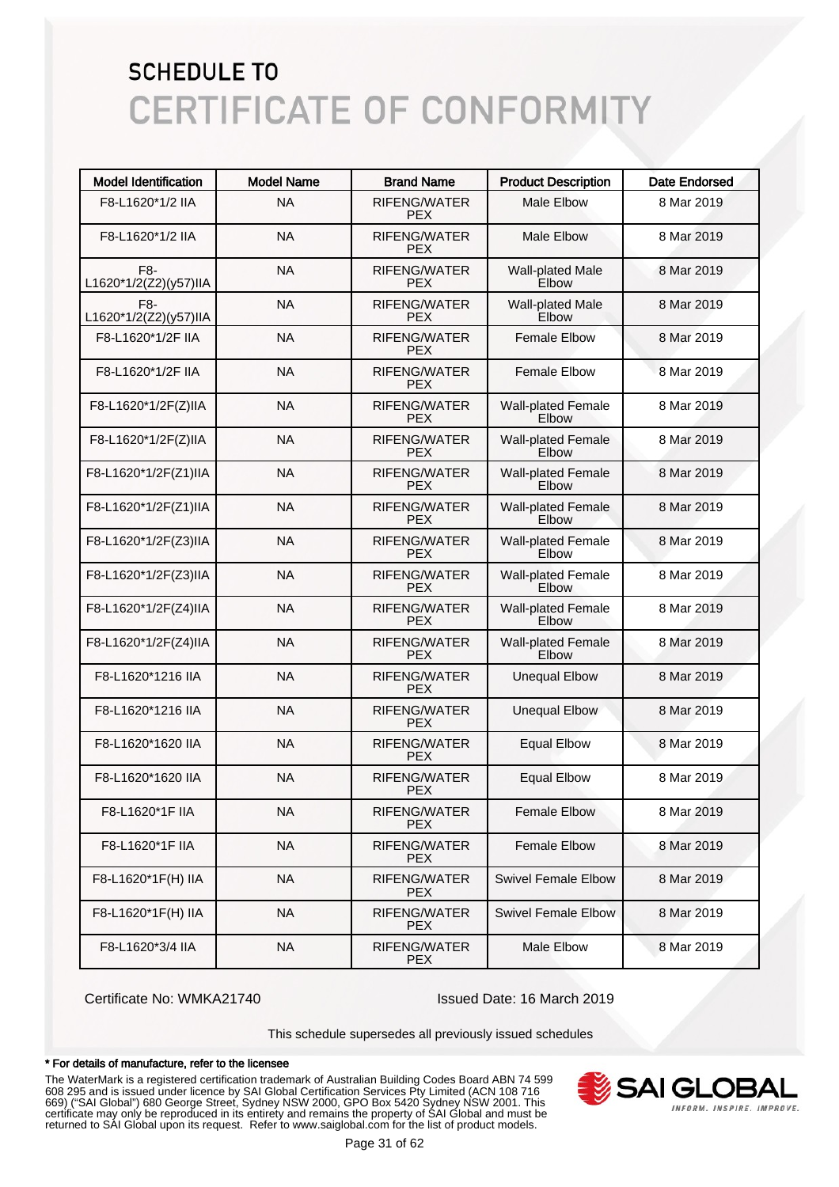# SCHEDULE TO

# CERTIFICATE OF CONFORMITY

| Model Identification | Model Name | Brand Name | Product Description | Date Endorsed |
|---|---|---|---|---|
| F8-L1620*1/2 IIA | NA | RIFENG/WATER PEX | Male Elbow | 8 Mar 2019 |
| F8-L1620*1/2 IIA | NA | RIFENG/WATER PEX | Male Elbow | 8 Mar 2019 |
| F8-L1620*1/2(Z2)(y57)IIA | NA | RIFENG/WATER PEX | Wall-plated Male Elbow | 8 Mar 2019 |
| F8-L1620*1/2(Z2)(y57)IIA | NA | RIFENG/WATER PEX | Wall-plated Male Elbow | 8 Mar 2019 |
| F8-L1620*1/2F IIA | NA | RIFENG/WATER PEX | Female Elbow | 8 Mar 2019 |
| F8-L1620*1/2F IIA | NA | RIFENG/WATER PEX | Female Elbow | 8 Mar 2019 |
| F8-L1620*1/2F(Z)IIA | NA | RIFENG/WATER PEX | Wall-plated Female Elbow | 8 Mar 2019 |
| F8-L1620*1/2F(Z)IIA | NA | RIFENG/WATER PEX | Wall-plated Female Elbow | 8 Mar 2019 |
| F8-L1620*1/2F(Z1)IIA | NA | RIFENG/WATER PEX | Wall-plated Female Elbow | 8 Mar 2019 |
| F8-L1620*1/2F(Z1)IIA | NA | RIFENG/WATER PEX | Wall-plated Female Elbow | 8 Mar 2019 |
| F8-L1620*1/2F(Z3)IIA | NA | RIFENG/WATER PEX | Wall-plated Female Elbow | 8 Mar 2019 |
| F8-L1620*1/2F(Z3)IIA | NA | RIFENG/WATER PEX | Wall-plated Female Elbow | 8 Mar 2019 |
| F8-L1620*1/2F(Z4)IIA | NA | RIFENG/WATER PEX | Wall-plated Female Elbow | 8 Mar 2019 |
| F8-L1620*1/2F(Z4)IIA | NA | RIFENG/WATER PEX | Wall-plated Female Elbow | 8 Mar 2019 |
| F8-L1620*1216 IIA | NA | RIFENG/WATER PEX | Unequal Elbow | 8 Mar 2019 |
| F8-L1620*1216 IIA | NA | RIFENG/WATER PEX | Unequal Elbow | 8 Mar 2019 |
| F8-L1620*1620 IIA | NA | RIFENG/WATER PEX | Equal Elbow | 8 Mar 2019 |
| F8-L1620*1620 IIA | NA | RIFENG/WATER PEX | Equal Elbow | 8 Mar 2019 |
| F8-L1620*1F IIA | NA | RIFENG/WATER PEX | Female Elbow | 8 Mar 2019 |
| F8-L1620*1F IIA | NA | RIFENG/WATER PEX | Female Elbow | 8 Mar 2019 |
| F8-L1620*1F(H) IIA | NA | RIFENG/WATER PEX | Swivel Female Elbow | 8 Mar 2019 |
| F8-L1620*1F(H) IIA | NA | RIFENG/WATER PEX | Swivel Female Elbow | 8 Mar 2019 |
| F8-L1620*3/4 IIA | NA | RIFENG/WATER PEX | Male Elbow | 8 Mar 2019 |

Certificate No: WMKA21740

Issued Date: 16 March 2019

This schedule supersedes all previously issued schedules

**\* For details of manufacture, refer to the licensee**

The WaterMark is a registered certification trademark of Australian Building Codes Board ABN 74 599 608 295 and is issued under licence by SAI Global Certification Services Pty Limited (ACN 108 716 669) ("SAI Global") 680 George Street, Sydney NSW 2000, GPO Box 5420 Sydney NSW 2001. This certificate may only be reproduced in its entirety and remains the property of SAI Global and must be returned to SAI Global upon its request. Refer to www.saiglobal.com for the list of product models.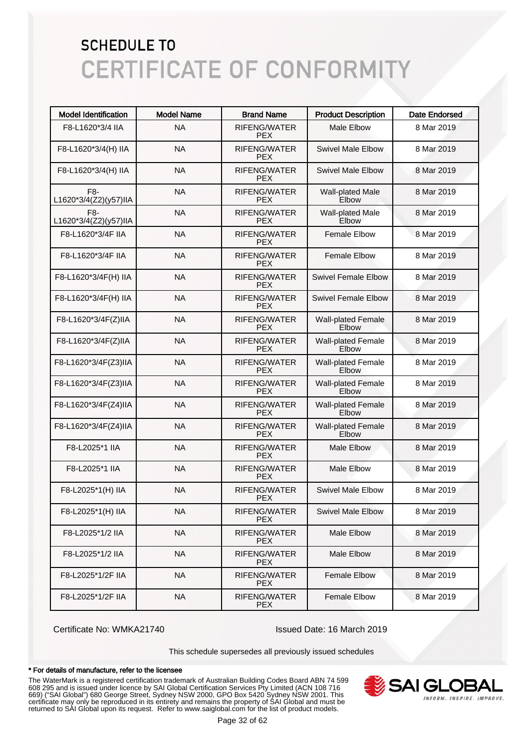# SCHEDULE TO
# CERTIFICATE OF CONFORMITY

| Model Identification | Model Name | Brand Name | Product Description | Date Endorsed |
|---|---|---|---|---|
| F8-L1620*3/4 IIA | NA | RIFENG/WATER PEX | Male Elbow | 8 Mar 2019 |
| F8-L1620*3/4(H) IIA | NA | RIFENG/WATER PEX | Swivel Male Elbow | 8 Mar 2019 |
| F8-L1620*3/4(H) IIA | NA | RIFENG/WATER PEX | Swivel Male Elbow | 8 Mar 2019 |
| F8-L1620*3/4(Z2)(y57)IIA | NA | RIFENG/WATER PEX | Wall-plated Male Elbow | 8 Mar 2019 |
| F8-L1620*3/4(Z2)(y57)IIA | NA | RIFENG/WATER PEX | Wall-plated Male Elbow | 8 Mar 2019 |
| F8-L1620*3/4F IIA | NA | RIFENG/WATER PEX | Female Elbow | 8 Mar 2019 |
| F8-L1620*3/4F IIA | NA | RIFENG/WATER PEX | Female Elbow | 8 Mar 2019 |
| F8-L1620*3/4F(H) IIA | NA | RIFENG/WATER PEX | Swivel Female Elbow | 8 Mar 2019 |
| F8-L1620*3/4F(H) IIA | NA | RIFENG/WATER PEX | Swivel Female Elbow | 8 Mar 2019 |
| F8-L1620*3/4F(Z)IIA | NA | RIFENG/WATER PEX | Wall-plated Female Elbow | 8 Mar 2019 |
| F8-L1620*3/4F(Z)IIA | NA | RIFENG/WATER PEX | Wall-plated Female Elbow | 8 Mar 2019 |
| F8-L1620*3/4F(Z3)IIA | NA | RIFENG/WATER PEX | Wall-plated Female Elbow | 8 Mar 2019 |
| F8-L1620*3/4F(Z3)IIA | NA | RIFENG/WATER PEX | Wall-plated Female Elbow | 8 Mar 2019 |
| F8-L1620*3/4F(Z4)IIA | NA | RIFENG/WATER PEX | Wall-plated Female Elbow | 8 Mar 2019 |
| F8-L1620*3/4F(Z4)IIA | NA | RIFENG/WATER PEX | Wall-plated Female Elbow | 8 Mar 2019 |
| F8-L2025*1 IIA | NA | RIFENG/WATER PEX | Male Elbow | 8 Mar 2019 |
| F8-L2025*1 IIA | NA | RIFENG/WATER PEX | Male Elbow | 8 Mar 2019 |
| F8-L2025*1(H) IIA | NA | RIFENG/WATER PEX | Swivel Male Elbow | 8 Mar 2019 |
| F8-L2025*1(H) IIA | NA | RIFENG/WATER PEX | Swivel Male Elbow | 8 Mar 2019 |
| F8-L2025*1/2 IIA | NA | RIFENG/WATER PEX | Male Elbow | 8 Mar 2019 |
| F8-L2025*1/2 IIA | NA | RIFENG/WATER PEX | Male Elbow | 8 Mar 2019 |
| F8-L2025*1/2F IIA | NA | RIFENG/WATER PEX | Female Elbow | 8 Mar 2019 |
| F8-L2025*1/2F IIA | NA | RIFENG/WATER PEX | Female Elbow | 8 Mar 2019 |

Certificate No: WMKA21740 Issued Date: 16 March 2019

This schedule supersedes all previously issued schedules

**\* For details of manufacture, refer to the licensee**

The WaterMark is a registered certification trademark of Australian Building Codes Board ABN 74 599 608 295 and is issued under licence by SAI Global Certification Services Pty Limited (ACN 108 716 669) ("SAI Global") 680 George Street, Sydney NSW 2000, GPO Box 5420 Sydney NSW 2001. This certificate may only be reproduced in its entirety and remains the property of SAI Global and must be returned to SAI Global upon its request. Refer to www.saiglobal.com for the list of product models.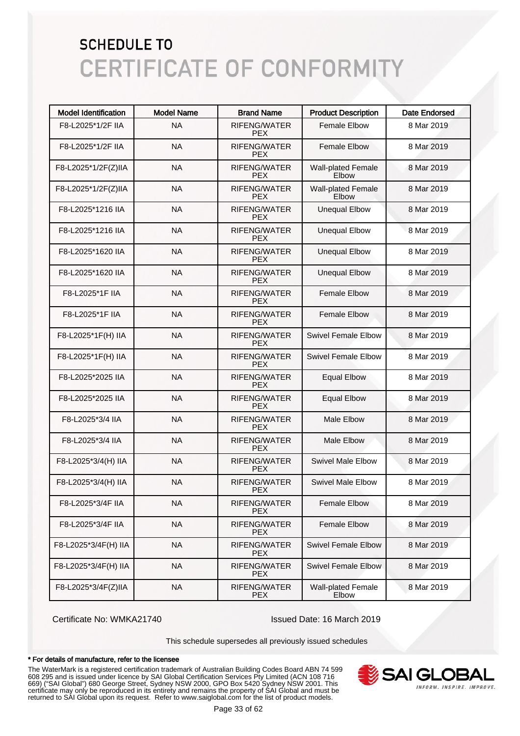# SCHEDULE TO
# CERTIFICATE OF CONFORMITY

| Model Identification | Model Name | Brand Name | Product Description | Date Endorsed |
|---|---|---|---|---|
| F8-L2025*1/2F IIA | NA | RIFENG/WATER PEX | Female Elbow | 8 Mar 2019 |
| F8-L2025*1/2F IIA | NA | RIFENG/WATER PEX | Female Elbow | 8 Mar 2019 |
| F8-L2025*1/2F(Z)IIA | NA | RIFENG/WATER PEX | Wall-plated Female Elbow | 8 Mar 2019 |
| F8-L2025*1/2F(Z)IIA | NA | RIFENG/WATER PEX | Wall-plated Female Elbow | 8 Mar 2019 |
| F8-L2025*1216 IIA | NA | RIFENG/WATER PEX | Unequal Elbow | 8 Mar 2019 |
| F8-L2025*1216 IIA | NA | RIFENG/WATER PEX | Unequal Elbow | 8 Mar 2019 |
| F8-L2025*1620 IIA | NA | RIFENG/WATER PEX | Unequal Elbow | 8 Mar 2019 |
| F8-L2025*1620 IIA | NA | RIFENG/WATER PEX | Unequal Elbow | 8 Mar 2019 |
| F8-L2025*1F IIA | NA | RIFENG/WATER PEX | Female Elbow | 8 Mar 2019 |
| F8-L2025*1F IIA | NA | RIFENG/WATER PEX | Female Elbow | 8 Mar 2019 |
| F8-L2025*1F(H) IIA | NA | RIFENG/WATER PEX | Swivel Female Elbow | 8 Mar 2019 |
| F8-L2025*1F(H) IIA | NA | RIFENG/WATER PEX | Swivel Female Elbow | 8 Mar 2019 |
| F8-L2025*2025 IIA | NA | RIFENG/WATER PEX | Equal Elbow | 8 Mar 2019 |
| F8-L2025*2025 IIA | NA | RIFENG/WATER PEX | Equal Elbow | 8 Mar 2019 |
| F8-L2025*3/4 IIA | NA | RIFENG/WATER PEX | Male Elbow | 8 Mar 2019 |
| F8-L2025*3/4 IIA | NA | RIFENG/WATER PEX | Male Elbow | 8 Mar 2019 |
| F8-L2025*3/4(H) IIA | NA | RIFENG/WATER PEX | Swivel Male Elbow | 8 Mar 2019 |
| F8-L2025*3/4(H) IIA | NA | RIFENG/WATER PEX | Swivel Male Elbow | 8 Mar 2019 |
| F8-L2025*3/4F IIA | NA | RIFENG/WATER PEX | Female Elbow | 8 Mar 2019 |
| F8-L2025*3/4F IIA | NA | RIFENG/WATER PEX | Female Elbow | 8 Mar 2019 |
| F8-L2025*3/4F(H) IIA | NA | RIFENG/WATER PEX | Swivel Female Elbow | 8 Mar 2019 |
| F8-L2025*3/4F(H) IIA | NA | RIFENG/WATER PEX | Swivel Female Elbow | 8 Mar 2019 |
| F8-L2025*3/4F(Z)IIA | NA | RIFENG/WATER PEX | Wall-plated Female Elbow | 8 Mar 2019 |

Certificate No: WMKA21740

Issued Date: 16 March 2019

This schedule supersedes all previously issued schedules

**\* For details of manufacture, refer to the licensee**

The WaterMark is a registered certification trademark of Australian Building Codes Board ABN 74 599 608 295 and is issued under licence by SAI Global Certification Services Pty Limited (ACN 108 716 669) ("SAI Global") 680 George Street, Sydney NSW 2000, GPO Box 5420 Sydney NSW 2001. This certificate may only be reproduced in its entirety and remains the property of SAI Global and must be returned to SAI Global upon its request. Refer to www.saiglobal.com for the list of product models.

SAI GLOBAL
INFORM. INSPIRE. IMPROVE.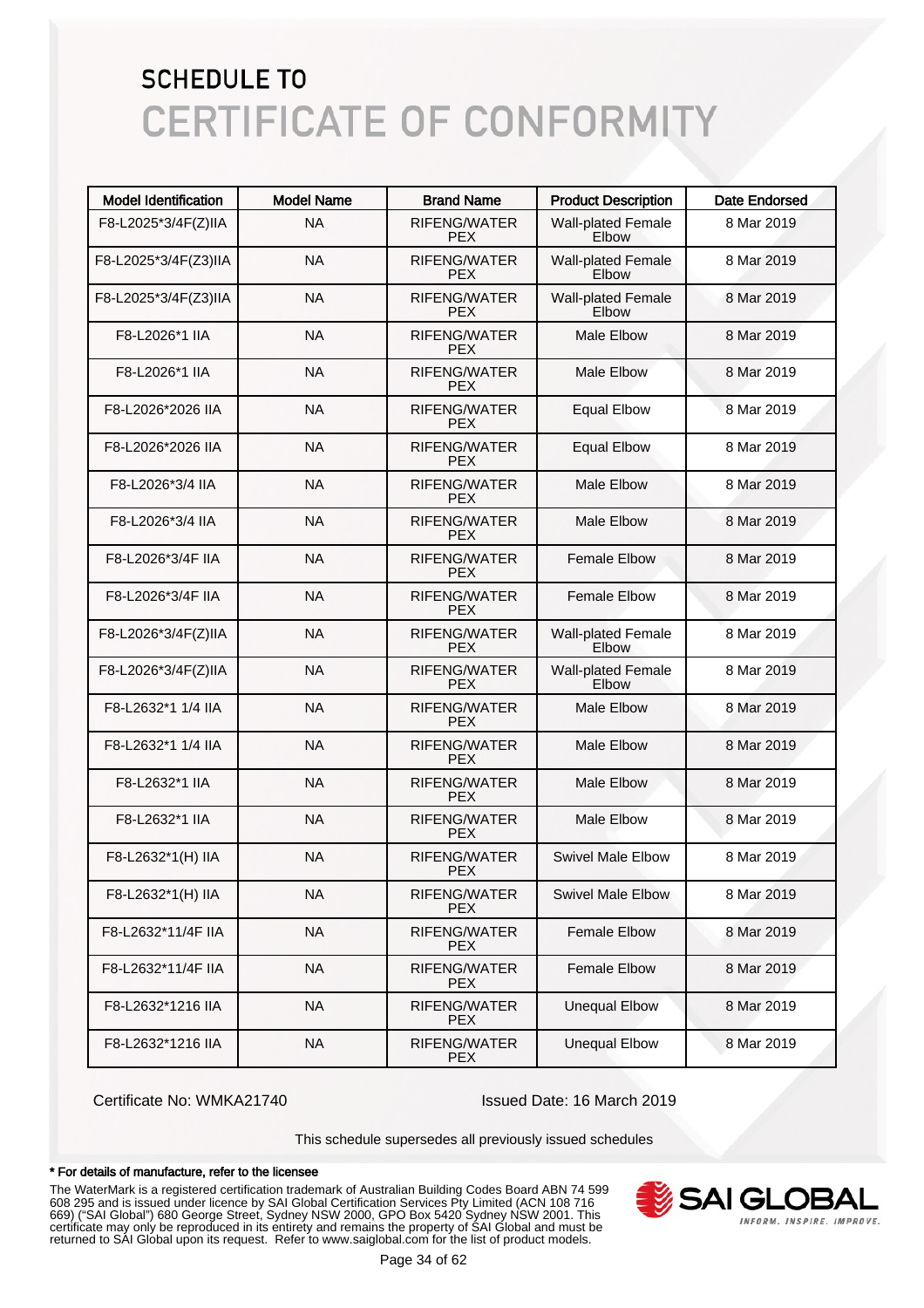# SCHEDULE TO CERTIFICATE OF CONFORMITY

| Model Identification | Model Name | Brand Name | Product Description | Date Endorsed |
|---|---|---|---|---|
| F8-L2025*3/4F(Z)IIA | NA | RIFENG/WATER PEX | Wall-plated Female Elbow | 8 Mar 2019 |
| F8-L2025*3/4F(Z3)IIA | NA | RIFENG/WATER PEX | Wall-plated Female Elbow | 8 Mar 2019 |
| F8-L2025*3/4F(Z3)IIA | NA | RIFENG/WATER PEX | Wall-plated Female Elbow | 8 Mar 2019 |
| F8-L2026*1 IIA | NA | RIFENG/WATER PEX | Male Elbow | 8 Mar 2019 |
| F8-L2026*1 IIA | NA | RIFENG/WATER PEX | Male Elbow | 8 Mar 2019 |
| F8-L2026*2026 IIA | NA | RIFENG/WATER PEX | Equal Elbow | 8 Mar 2019 |
| F8-L2026*2026 IIA | NA | RIFENG/WATER PEX | Equal Elbow | 8 Mar 2019 |
| F8-L2026*3/4 IIA | NA | RIFENG/WATER PEX | Male Elbow | 8 Mar 2019 |
| F8-L2026*3/4 IIA | NA | RIFENG/WATER PEX | Male Elbow | 8 Mar 2019 |
| F8-L2026*3/4F IIA | NA | RIFENG/WATER PEX | Female Elbow | 8 Mar 2019 |
| F8-L2026*3/4F IIA | NA | RIFENG/WATER PEX | Female Elbow | 8 Mar 2019 |
| F8-L2026*3/4F(Z)IIA | NA | RIFENG/WATER PEX | Wall-plated Female Elbow | 8 Mar 2019 |
| F8-L2026*3/4F(Z)IIA | NA | RIFENG/WATER PEX | Wall-plated Female Elbow | 8 Mar 2019 |
| F8-L2632*1 1/4 IIA | NA | RIFENG/WATER PEX | Male Elbow | 8 Mar 2019 |
| F8-L2632*1 1/4 IIA | NA | RIFENG/WATER PEX | Male Elbow | 8 Mar 2019 |
| F8-L2632*1 IIA | NA | RIFENG/WATER PEX | Male Elbow | 8 Mar 2019 |
| F8-L2632*1 IIA | NA | RIFENG/WATER PEX | Male Elbow | 8 Mar 2019 |
| F8-L2632*1(H) IIA | NA | RIFENG/WATER PEX | Swivel Male Elbow | 8 Mar 2019 |
| F8-L2632*1(H) IIA | NA | RIFENG/WATER PEX | Swivel Male Elbow | 8 Mar 2019 |
| F8-L2632*11/4F IIA | NA | RIFENG/WATER PEX | Female Elbow | 8 Mar 2019 |
| F8-L2632*11/4F IIA | NA | RIFENG/WATER PEX | Female Elbow | 8 Mar 2019 |
| F8-L2632*1216 IIA | NA | RIFENG/WATER PEX | Unequal Elbow | 8 Mar 2019 |
| F8-L2632*1216 IIA | NA | RIFENG/WATER PEX | Unequal Elbow | 8 Mar 2019 |

Certificate No: WMKA21740

Issued Date: 16 March 2019

This schedule supersedes all previously issued schedules

**\* For details of manufacture, refer to the licensee**

The WaterMark is a registered certification trademark of Australian Building Codes Board ABN 74 599 608 295 and is issued under licence by SAI Global Certification Services Pty Limited (ACN 108 716 669) ("SAI Global") 680 George Street, Sydney NSW 2000, GPO Box 5420 Sydney NSW 2001. This certificate may only be reproduced in its entirety and remains the property of SAI Global and must be returned to SAI Global upon its request. Refer to www.saiglobal.com for the list of product models.

SAI GLOBAL
INFORM. INSPIRE. IMPROVE.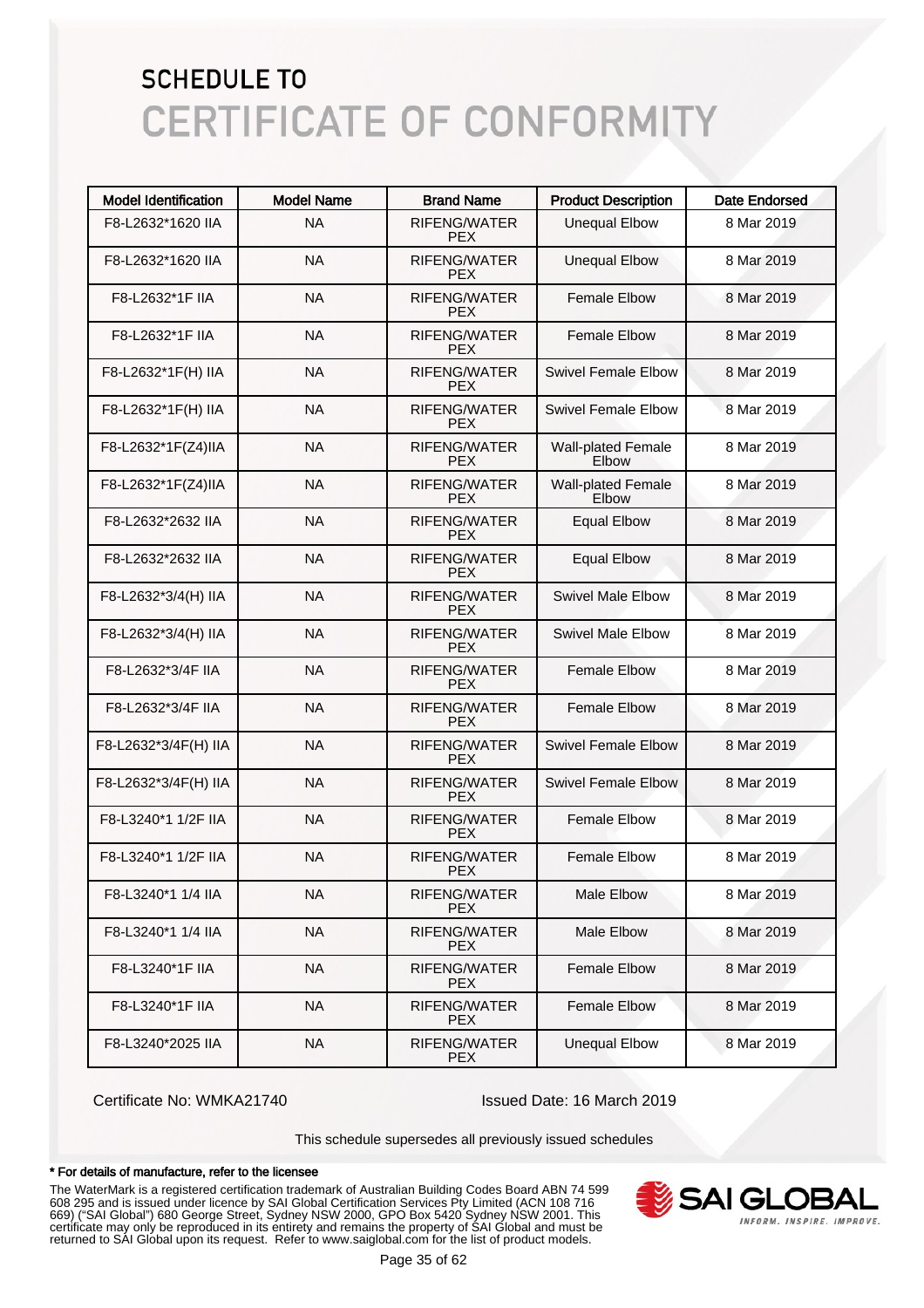# SCHEDULE TO
# CERTIFICATE OF CONFORMITY

| Model Identification | Model Name | Brand Name | Product Description | Date Endorsed |
|---|---|---|---|---|
| F8-L2632*1620 IIA | NA | RIFENG/WATER PEX | Unequal Elbow | 8 Mar 2019 |
| F8-L2632*1620 IIA | NA | RIFENG/WATER PEX | Unequal Elbow | 8 Mar 2019 |
| F8-L2632*1F IIA | NA | RIFENG/WATER PEX | Female Elbow | 8 Mar 2019 |
| F8-L2632*1F IIA | NA | RIFENG/WATER PEX | Female Elbow | 8 Mar 2019 |
| F8-L2632*1F(H) IIA | NA | RIFENG/WATER PEX | Swivel Female Elbow | 8 Mar 2019 |
| F8-L2632*1F(H) IIA | NA | RIFENG/WATER PEX | Swivel Female Elbow | 8 Mar 2019 |
| F8-L2632*1F(Z4)IIA | NA | RIFENG/WATER PEX | Wall-plated Female Elbow | 8 Mar 2019 |
| F8-L2632*1F(Z4)IIA | NA | RIFENG/WATER PEX | Wall-plated Female Elbow | 8 Mar 2019 |
| F8-L2632*2632 IIA | NA | RIFENG/WATER PEX | Equal Elbow | 8 Mar 2019 |
| F8-L2632*2632 IIA | NA | RIFENG/WATER PEX | Equal Elbow | 8 Mar 2019 |
| F8-L2632*3/4(H) IIA | NA | RIFENG/WATER PEX | Swivel Male Elbow | 8 Mar 2019 |
| F8-L2632*3/4(H) IIA | NA | RIFENG/WATER PEX | Swivel Male Elbow | 8 Mar 2019 |
| F8-L2632*3/4F IIA | NA | RIFENG/WATER PEX | Female Elbow | 8 Mar 2019 |
| F8-L2632*3/4F IIA | NA | RIFENG/WATER PEX | Female Elbow | 8 Mar 2019 |
| F8-L2632*3/4F(H) IIA | NA | RIFENG/WATER PEX | Swivel Female Elbow | 8 Mar 2019 |
| F8-L2632*3/4F(H) IIA | NA | RIFENG/WATER PEX | Swivel Female Elbow | 8 Mar 2019 |
| F8-L3240*1 1/2F IIA | NA | RIFENG/WATER PEX | Female Elbow | 8 Mar 2019 |
| F8-L3240*1 1/2F IIA | NA | RIFENG/WATER PEX | Female Elbow | 8 Mar 2019 |
| F8-L3240*1 1/4 IIA | NA | RIFENG/WATER PEX | Male Elbow | 8 Mar 2019 |
| F8-L3240*1 1/4 IIA | NA | RIFENG/WATER PEX | Male Elbow | 8 Mar 2019 |
| F8-L3240*1F IIA | NA | RIFENG/WATER PEX | Female Elbow | 8 Mar 2019 |
| F8-L3240*1F IIA | NA | RIFENG/WATER PEX | Female Elbow | 8 Mar 2019 |
| F8-L3240*2025 IIA | NA | RIFENG/WATER PEX | Unequal Elbow | 8 Mar 2019 |

Certificate No: WMKA21740 Issued Date: 16 March 2019

This schedule supersedes all previously issued schedules

**\* For details of manufacture, refer to the licensee**

The WaterMark is a registered certification trademark of Australian Building Codes Board ABN 74 599 608 295 and is issued under licence by SAI Global Certification Services Pty Limited (ACN 108 716 669) ("SAI Global") 680 George Street, Sydney NSW 2000, GPO Box 5420 Sydney NSW 2001. This certificate may only be reproduced in its entirety and remains the property of SAI Global and must be returned to SAI Global upon its request. Refer to www.saiglobal.com for the list of product models.

SAI GLOBAL
INFORM. INSPIRE. IMPROVE.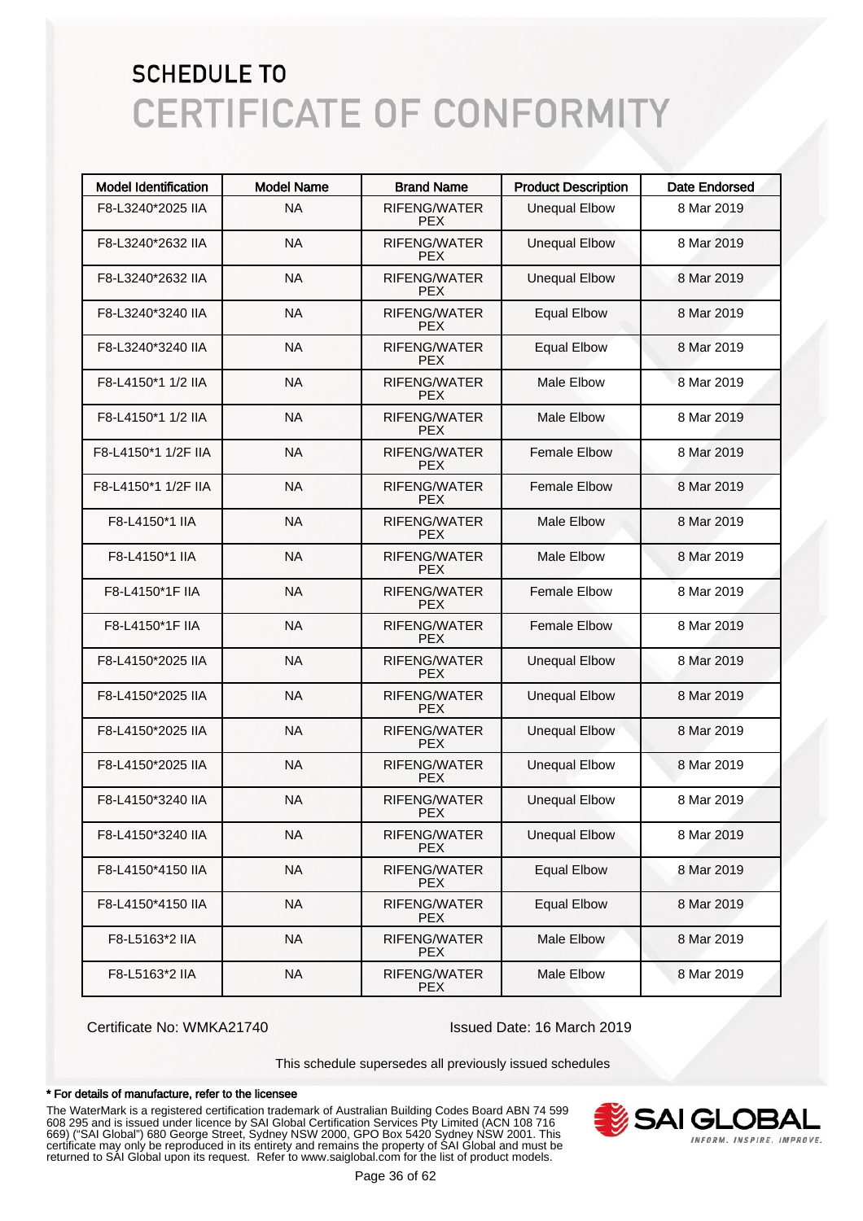# SCHEDULE TO
# CERTIFICATE OF CONFORMITY

| Model Identification | Model Name | Brand Name | Product Description | Date Endorsed |
|---|---|---|---|---|
| F8-L3240*2025 IIA | NA | RIFENG/WATER PEX | Unequal Elbow | 8 Mar 2019 |
| F8-L3240*2632 IIA | NA | RIFENG/WATER PEX | Unequal Elbow | 8 Mar 2019 |
| F8-L3240*2632 IIA | NA | RIFENG/WATER PEX | Unequal Elbow | 8 Mar 2019 |
| F8-L3240*3240 IIA | NA | RIFENG/WATER PEX | Equal Elbow | 8 Mar 2019 |
| F8-L3240*3240 IIA | NA | RIFENG/WATER PEX | Equal Elbow | 8 Mar 2019 |
| F8-L4150*1 1/2 IIA | NA | RIFENG/WATER PEX | Male Elbow | 8 Mar 2019 |
| F8-L4150*1 1/2 IIA | NA | RIFENG/WATER PEX | Male Elbow | 8 Mar 2019 |
| F8-L4150*1 1/2F IIA | NA | RIFENG/WATER PEX | Female Elbow | 8 Mar 2019 |
| F8-L4150*1 1/2F IIA | NA | RIFENG/WATER PEX | Female Elbow | 8 Mar 2019 |
| F8-L4150*1 IIA | NA | RIFENG/WATER PEX | Male Elbow | 8 Mar 2019 |
| F8-L4150*1 IIA | NA | RIFENG/WATER PEX | Male Elbow | 8 Mar 2019 |
| F8-L4150*1F IIA | NA | RIFENG/WATER PEX | Female Elbow | 8 Mar 2019 |
| F8-L4150*1F IIA | NA | RIFENG/WATER PEX | Female Elbow | 8 Mar 2019 |
| F8-L4150*2025 IIA | NA | RIFENG/WATER PEX | Unequal Elbow | 8 Mar 2019 |
| F8-L4150*2025 IIA | NA | RIFENG/WATER PEX | Unequal Elbow | 8 Mar 2019 |
| F8-L4150*2025 IIA | NA | RIFENG/WATER PEX | Unequal Elbow | 8 Mar 2019 |
| F8-L4150*2025 IIA | NA | RIFENG/WATER PEX | Unequal Elbow | 8 Mar 2019 |
| F8-L4150*3240 IIA | NA | RIFENG/WATER PEX | Unequal Elbow | 8 Mar 2019 |
| F8-L4150*3240 IIA | NA | RIFENG/WATER PEX | Unequal Elbow | 8 Mar 2019 |
| F8-L4150*4150 IIA | NA | RIFENG/WATER PEX | Equal Elbow | 8 Mar 2019 |
| F8-L4150*4150 IIA | NA | RIFENG/WATER PEX | Equal Elbow | 8 Mar 2019 |
| F8-L5163*2 IIA | NA | RIFENG/WATER PEX | Male Elbow | 8 Mar 2019 |
| F8-L5163*2 IIA | NA | RIFENG/WATER PEX | Male Elbow | 8 Mar 2019 |

Certificate No: WMKA21740

Issued Date: 16 March 2019

This schedule supersedes all previously issued schedules

**\* For details of manufacture, refer to the licensee**

The WaterMark is a registered certification trademark of Australian Building Codes Board ABN 74 599 608 295 and is issued under licence by SAI Global Certification Services Pty Limited (ACN 108 716 669) ("SAI Global") 680 George Street, Sydney NSW 2000, GPO Box 5420 Sydney NSW 2001. This certificate may only be reproduced in its entirety and remains the property of SAI Global and must be returned to SAI Global upon its request. Refer to www.saiglobal.com for the list of product models.

SAI GLOBAL
INFORM. INSPIRE. IMPROVE.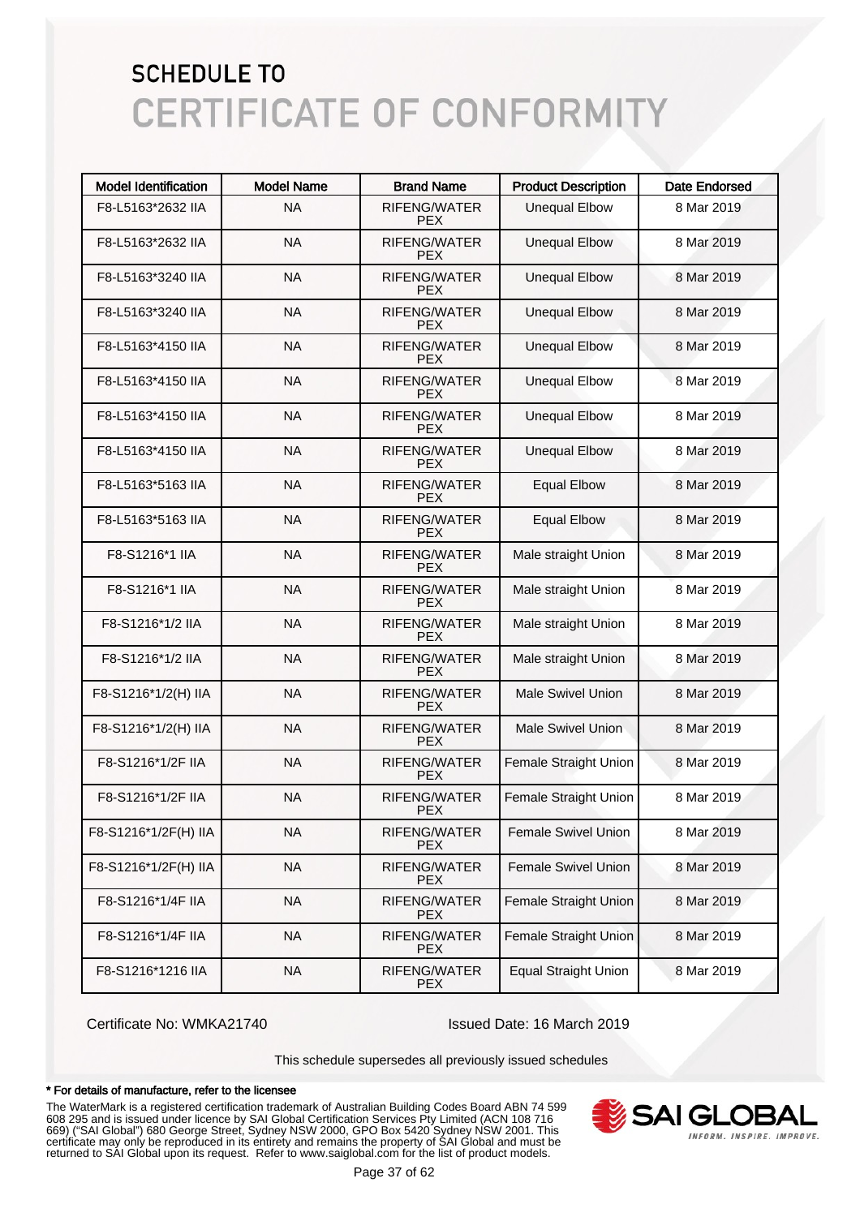# SCHEDULE TO
# CERTIFICATE OF CONFORMITY

| Model Identification | Model Name | Brand Name | Product Description | Date Endorsed |
|---|---|---|---|---|
| F8-L5163*2632 IIA | NA | RIFENG/WATER PEX | Unequal Elbow | 8 Mar 2019 |
| F8-L5163*2632 IIA | NA | RIFENG/WATER PEX | Unequal Elbow | 8 Mar 2019 |
| F8-L5163*3240 IIA | NA | RIFENG/WATER PEX | Unequal Elbow | 8 Mar 2019 |
| F8-L5163*3240 IIA | NA | RIFENG/WATER PEX | Unequal Elbow | 8 Mar 2019 |
| F8-L5163*4150 IIA | NA | RIFENG/WATER PEX | Unequal Elbow | 8 Mar 2019 |
| F8-L5163*4150 IIA | NA | RIFENG/WATER PEX | Unequal Elbow | 8 Mar 2019 |
| F8-L5163*4150 IIA | NA | RIFENG/WATER PEX | Unequal Elbow | 8 Mar 2019 |
| F8-L5163*4150 IIA | NA | RIFENG/WATER PEX | Unequal Elbow | 8 Mar 2019 |
| F8-L5163*5163 IIA | NA | RIFENG/WATER PEX | Equal Elbow | 8 Mar 2019 |
| F8-L5163*5163 IIA | NA | RIFENG/WATER PEX | Equal Elbow | 8 Mar 2019 |
| F8-S1216*1 IIA | NA | RIFENG/WATER PEX | Male straight Union | 8 Mar 2019 |
| F8-S1216*1 IIA | NA | RIFENG/WATER PEX | Male straight Union | 8 Mar 2019 |
| F8-S1216*1/2 IIA | NA | RIFENG/WATER PEX | Male straight Union | 8 Mar 2019 |
| F8-S1216*1/2 IIA | NA | RIFENG/WATER PEX | Male straight Union | 8 Mar 2019 |
| F8-S1216*1/2(H) IIA | NA | RIFENG/WATER PEX | Male Swivel Union | 8 Mar 2019 |
| F8-S1216*1/2(H) IIA | NA | RIFENG/WATER PEX | Male Swivel Union | 8 Mar 2019 |
| F8-S1216*1/2F IIA | NA | RIFENG/WATER PEX | Female Straight Union | 8 Mar 2019 |
| F8-S1216*1/2F IIA | NA | RIFENG/WATER PEX | Female Straight Union | 8 Mar 2019 |
| F8-S1216*1/2F(H) IIA | NA | RIFENG/WATER PEX | Female Swivel Union | 8 Mar 2019 |
| F8-S1216*1/2F(H) IIA | NA | RIFENG/WATER PEX | Female Swivel Union | 8 Mar 2019 |
| F8-S1216*1/4F IIA | NA | RIFENG/WATER PEX | Female Straight Union | 8 Mar 2019 |
| F8-S1216*1/4F IIA | NA | RIFENG/WATER PEX | Female Straight Union | 8 Mar 2019 |
| F8-S1216*1216 IIA | NA | RIFENG/WATER PEX | Equal Straight Union | 8 Mar 2019 |

Certificate No: WMKA21740 Issued Date: 16 March 2019

This schedule supersedes all previously issued schedules

**\* For details of manufacture, refer to the licensee**

The WaterMark is a registered certification trademark of Australian Building Codes Board ABN 74 599 608 295 and is issued under licence by SAI Global Certification Services Pty Limited (ACN 108 716 669) ("SAI Global") 680 George Street, Sydney NSW 2000, GPO Box 5420 Sydney NSW 2001. This certificate may only be reproduced in its entirety and remains the property of SAI Global and must be returned to SAI Global upon its request. Refer to www.saiglobal.com for the list of product models.

SAI GLOBAL
INFORM. INSPIRE. IMPROVE.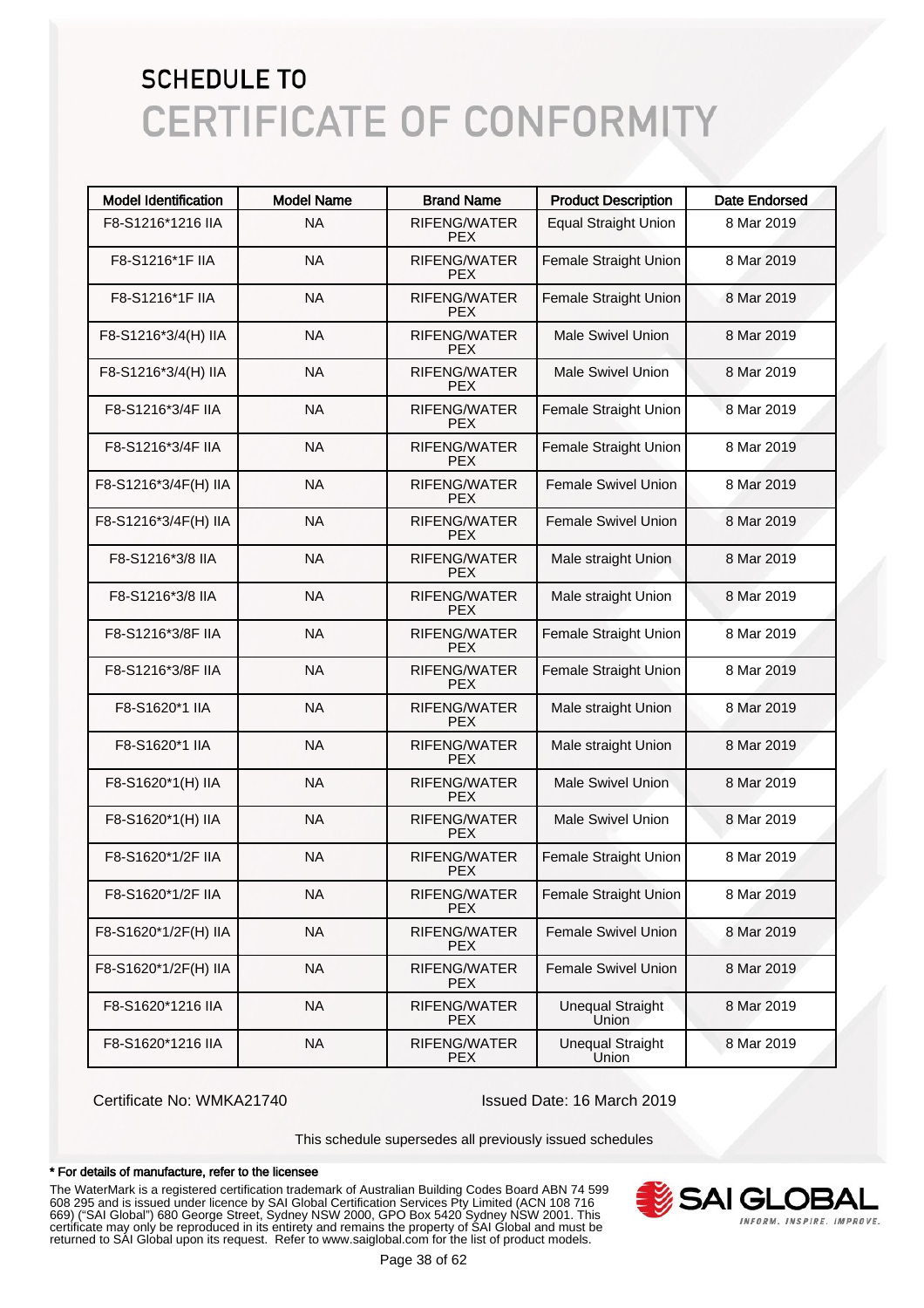# SCHEDULE TO
# CERTIFICATE OF CONFORMITY

| Model Identification | Model Name | Brand Name | Product Description | Date Endorsed |
|---|---|---|---|---|
| F8-S1216*1216 IIA | NA | RIFENG/WATER PEX | Equal Straight Union | 8 Mar 2019 |
| F8-S1216*1F IIA | NA | RIFENG/WATER PEX | Female Straight Union | 8 Mar 2019 |
| F8-S1216*1F IIA | NA | RIFENG/WATER PEX | Female Straight Union | 8 Mar 2019 |
| F8-S1216*3/4(H) IIA | NA | RIFENG/WATER PEX | Male Swivel Union | 8 Mar 2019 |
| F8-S1216*3/4(H) IIA | NA | RIFENG/WATER PEX | Male Swivel Union | 8 Mar 2019 |
| F8-S1216*3/4F IIA | NA | RIFENG/WATER PEX | Female Straight Union | 8 Mar 2019 |
| F8-S1216*3/4F IIA | NA | RIFENG/WATER PEX | Female Straight Union | 8 Mar 2019 |
| F8-S1216*3/4F(H) IIA | NA | RIFENG/WATER PEX | Female Swivel Union | 8 Mar 2019 |
| F8-S1216*3/4F(H) IIA | NA | RIFENG/WATER PEX | Female Swivel Union | 8 Mar 2019 |
| F8-S1216*3/8 IIA | NA | RIFENG/WATER PEX | Male straight Union | 8 Mar 2019 |
| F8-S1216*3/8 IIA | NA | RIFENG/WATER PEX | Male straight Union | 8 Mar 2019 |
| F8-S1216*3/8F IIA | NA | RIFENG/WATER PEX | Female Straight Union | 8 Mar 2019 |
| F8-S1216*3/8F IIA | NA | RIFENG/WATER PEX | Female Straight Union | 8 Mar 2019 |
| F8-S1620*1 IIA | NA | RIFENG/WATER PEX | Male straight Union | 8 Mar 2019 |
| F8-S1620*1 IIA | NA | RIFENG/WATER PEX | Male straight Union | 8 Mar 2019 |
| F8-S1620*1(H) IIA | NA | RIFENG/WATER PEX | Male Swivel Union | 8 Mar 2019 |
| F8-S1620*1(H) IIA | NA | RIFENG/WATER PEX | Male Swivel Union | 8 Mar 2019 |
| F8-S1620*1/2F IIA | NA | RIFENG/WATER PEX | Female Straight Union | 8 Mar 2019 |
| F8-S1620*1/2F IIA | NA | RIFENG/WATER PEX | Female Straight Union | 8 Mar 2019 |
| F8-S1620*1/2F(H) IIA | NA | RIFENG/WATER PEX | Female Swivel Union | 8 Mar 2019 |
| F8-S1620*1/2F(H) IIA | NA | RIFENG/WATER PEX | Female Swivel Union | 8 Mar 2019 |
| F8-S1620*1216 IIA | NA | RIFENG/WATER PEX | Unequal Straight Union | 8 Mar 2019 |
| F8-S1620*1216 IIA | NA | RIFENG/WATER PEX | Unequal Straight Union | 8 Mar 2019 |

Certificate No: WMKA21740

Issued Date: 16 March 2019

This schedule supersedes all previously issued schedules

**\* For details of manufacture, refer to the licensee**

The WaterMark is a registered certification trademark of Australian Building Codes Board ABN 74 599 608 295 and is issued under licence by SAI Global Certification Services Pty Limited (ACN 108 716 669) ("SAI Global") 680 George Street, Sydney NSW 2000, GPO Box 5420 Sydney NSW 2001. This certificate may only be reproduced in its entirety and remains the property of SAI Global and must be returned to SAI Global upon its request. Refer to www.saiglobal.com for the list of product models.

SAI GLOBAL
INFORM. INSPIRE. IMPROVE.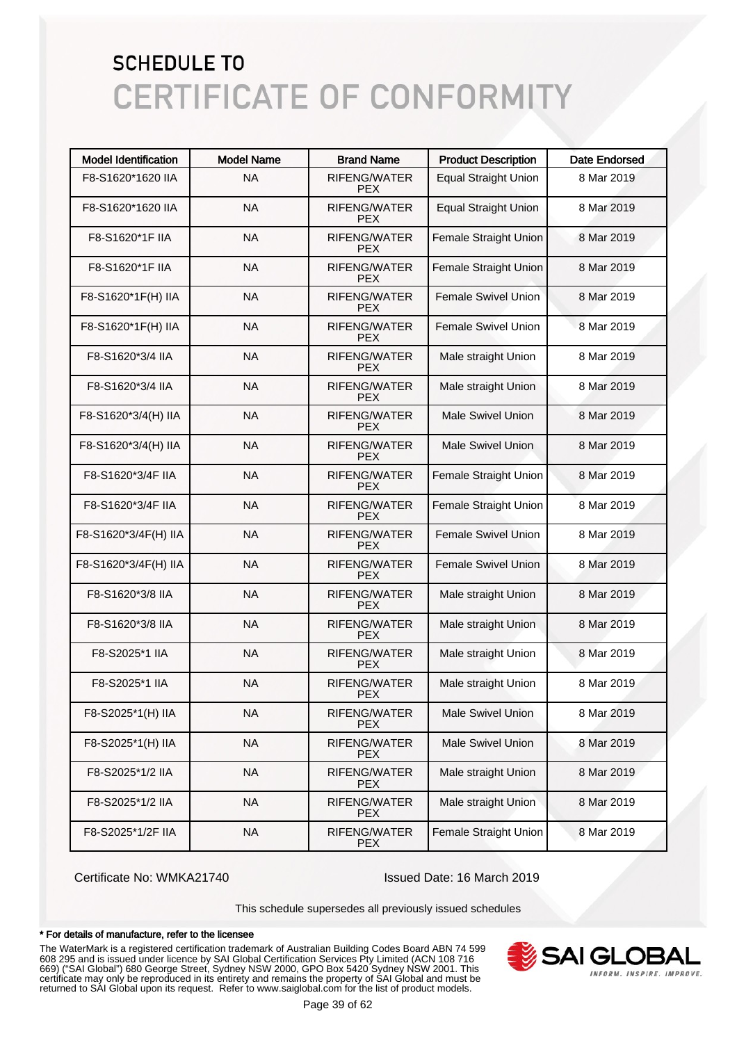# SCHEDULE TO
# CERTIFICATE OF CONFORMITY

| Model Identification | Model Name | Brand Name | Product Description | Date Endorsed |
|---|---|---|---|---|
| F8-S1620*1620 IIA | NA | RIFENG/WATER PEX | Equal Straight Union | 8 Mar 2019 |
| F8-S1620*1620 IIA | NA | RIFENG/WATER PEX | Equal Straight Union | 8 Mar 2019 |
| F8-S1620*1F IIA | NA | RIFENG/WATER PEX | Female Straight Union | 8 Mar 2019 |
| F8-S1620*1F IIA | NA | RIFENG/WATER PEX | Female Straight Union | 8 Mar 2019 |
| F8-S1620*1F(H) IIA | NA | RIFENG/WATER PEX | Female Swivel Union | 8 Mar 2019 |
| F8-S1620*1F(H) IIA | NA | RIFENG/WATER PEX | Female Swivel Union | 8 Mar 2019 |
| F8-S1620*3/4 IIA | NA | RIFENG/WATER PEX | Male straight Union | 8 Mar 2019 |
| F8-S1620*3/4 IIA | NA | RIFENG/WATER PEX | Male straight Union | 8 Mar 2019 |
| F8-S1620*3/4(H) IIA | NA | RIFENG/WATER PEX | Male Swivel Union | 8 Mar 2019 |
| F8-S1620*3/4(H) IIA | NA | RIFENG/WATER PEX | Male Swivel Union | 8 Mar 2019 |
| F8-S1620*3/4F IIA | NA | RIFENG/WATER PEX | Female Straight Union | 8 Mar 2019 |
| F8-S1620*3/4F IIA | NA | RIFENG/WATER PEX | Female Straight Union | 8 Mar 2019 |
| F8-S1620*3/4F(H) IIA | NA | RIFENG/WATER PEX | Female Swivel Union | 8 Mar 2019 |
| F8-S1620*3/4F(H) IIA | NA | RIFENG/WATER PEX | Female Swivel Union | 8 Mar 2019 |
| F8-S1620*3/8 IIA | NA | RIFENG/WATER PEX | Male straight Union | 8 Mar 2019 |
| F8-S1620*3/8 IIA | NA | RIFENG/WATER PEX | Male straight Union | 8 Mar 2019 |
| F8-S2025*1 IIA | NA | RIFENG/WATER PEX | Male straight Union | 8 Mar 2019 |
| F8-S2025*1 IIA | NA | RIFENG/WATER PEX | Male straight Union | 8 Mar 2019 |
| F8-S2025*1(H) IIA | NA | RIFENG/WATER PEX | Male Swivel Union | 8 Mar 2019 |
| F8-S2025*1(H) IIA | NA | RIFENG/WATER PEX | Male Swivel Union | 8 Mar 2019 |
| F8-S2025*1/2 IIA | NA | RIFENG/WATER PEX | Male straight Union | 8 Mar 2019 |
| F8-S2025*1/2 IIA | NA | RIFENG/WATER PEX | Male straight Union | 8 Mar 2019 |
| F8-S2025*1/2F IIA | NA | RIFENG/WATER PEX | Female Straight Union | 8 Mar 2019 |

Certificate No: WMKA21740 Issued Date: 16 March 2019

This schedule supersedes all previously issued schedules

**\* For details of manufacture, refer to the licensee**

The WaterMark is a registered certification trademark of Australian Building Codes Board ABN 74 599 608 295 and is issued under licence by SAI Global Certification Services Pty Limited (ACN 108 716 669) ("SAI Global") 680 George Street, Sydney NSW 2000, GPO Box 5420 Sydney NSW 2001. This certificate may only be reproduced in its entirety and remains the property of SAI Global and must be returned to SAI Global upon its request. Refer to www.saiglobal.com for the list of product models.

SAI GLOBAL
INFORM. INSPIRE. IMPROVE.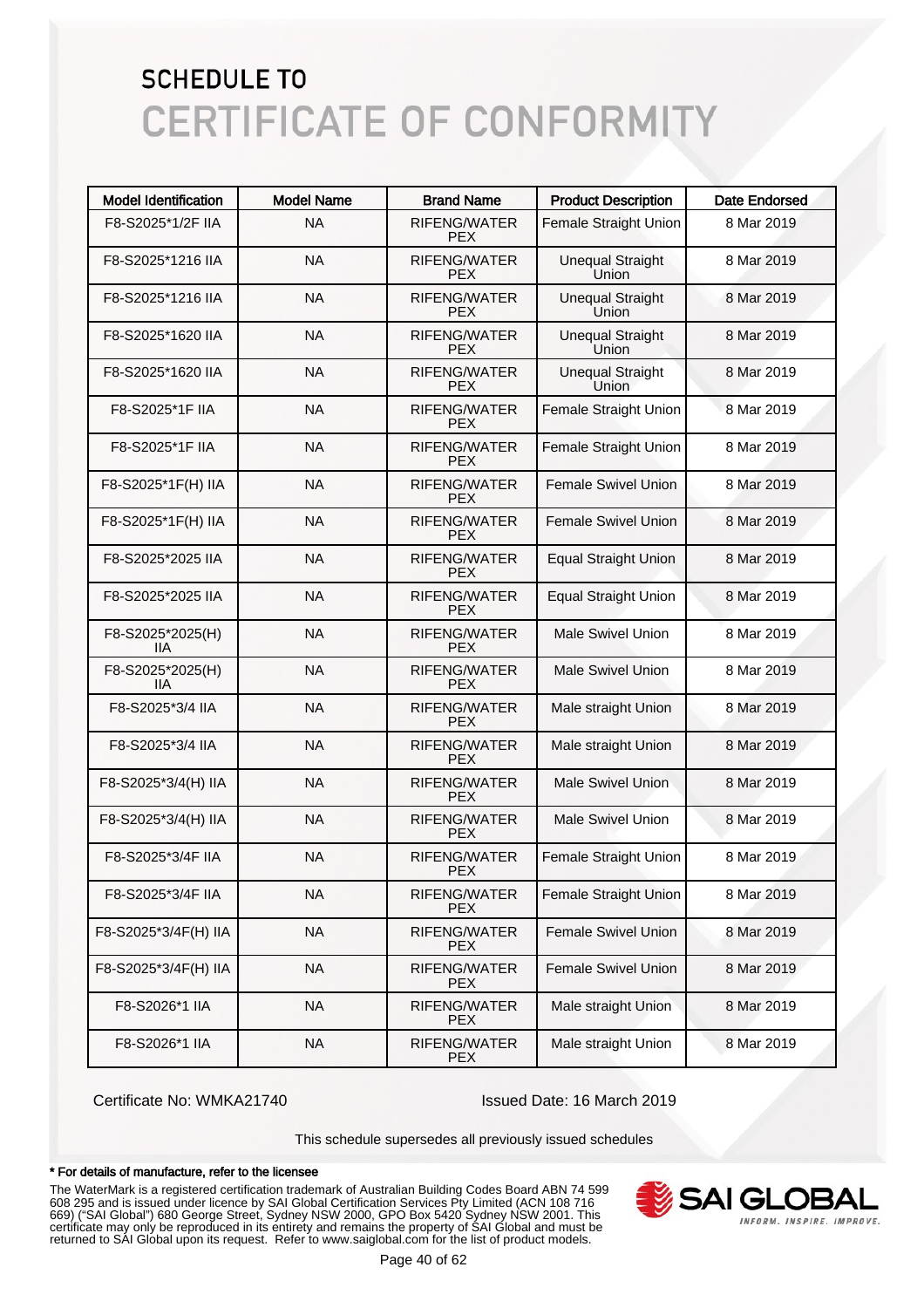# SCHEDULE TO
# CERTIFICATE OF CONFORMITY

| Model Identification | Model Name | Brand Name | Product Description | Date Endorsed |
|---|---|---|---|---|
| F8-S2025*1/2F IIA | NA | RIFENG/WATER PEX | Female Straight Union | 8 Mar 2019 |
| F8-S2025*1216 IIA | NA | RIFENG/WATER PEX | Unequal Straight Union | 8 Mar 2019 |
| F8-S2025*1216 IIA | NA | RIFENG/WATER PEX | Unequal Straight Union | 8 Mar 2019 |
| F8-S2025*1620 IIA | NA | RIFENG/WATER PEX | Unequal Straight Union | 8 Mar 2019 |
| F8-S2025*1620 IIA | NA | RIFENG/WATER PEX | Unequal Straight Union | 8 Mar 2019 |
| F8-S2025*1F IIA | NA | RIFENG/WATER PEX | Female Straight Union | 8 Mar 2019 |
| F8-S2025*1F IIA | NA | RIFENG/WATER PEX | Female Straight Union | 8 Mar 2019 |
| F8-S2025*1F(H) IIA | NA | RIFENG/WATER PEX | Female Swivel Union | 8 Mar 2019 |
| F8-S2025*1F(H) IIA | NA | RIFENG/WATER PEX | Female Swivel Union | 8 Mar 2019 |
| F8-S2025*2025 IIA | NA | RIFENG/WATER PEX | Equal Straight Union | 8 Mar 2019 |
| F8-S2025*2025 IIA | NA | RIFENG/WATER PEX | Equal Straight Union | 8 Mar 2019 |
| F8-S2025*2025(H) IIA | NA | RIFENG/WATER PEX | Male Swivel Union | 8 Mar 2019 |
| F8-S2025*2025(H) IIA | NA | RIFENG/WATER PEX | Male Swivel Union | 8 Mar 2019 |
| F8-S2025*3/4 IIA | NA | RIFENG/WATER PEX | Male straight Union | 8 Mar 2019 |
| F8-S2025*3/4 IIA | NA | RIFENG/WATER PEX | Male straight Union | 8 Mar 2019 |
| F8-S2025*3/4(H) IIA | NA | RIFENG/WATER PEX | Male Swivel Union | 8 Mar 2019 |
| F8-S2025*3/4(H) IIA | NA | RIFENG/WATER PEX | Male Swivel Union | 8 Mar 2019 |
| F8-S2025*3/4F IIA | NA | RIFENG/WATER PEX | Female Straight Union | 8 Mar 2019 |
| F8-S2025*3/4F IIA | NA | RIFENG/WATER PEX | Female Straight Union | 8 Mar 2019 |
| F8-S2025*3/4F(H) IIA | NA | RIFENG/WATER PEX | Female Swivel Union | 8 Mar 2019 |
| F8-S2025*3/4F(H) IIA | NA | RIFENG/WATER PEX | Female Swivel Union | 8 Mar 2019 |
| F8-S2026*1 IIA | NA | RIFENG/WATER PEX | Male straight Union | 8 Mar 2019 |
| F8-S2026*1 IIA | NA | RIFENG/WATER PEX | Male straight Union | 8 Mar 2019 |

Certificate No: WMKA21740

Issued Date: 16 March 2019

This schedule supersedes all previously issued schedules

**\* For details of manufacture, refer to the licensee**

The WaterMark is a registered certification trademark of Australian Building Codes Board ABN 74 599 608 295 and is issued under licence by SAI Global Certification Services Pty Limited (ACN 108 716 669) ("SAI Global") 680 George Street, Sydney NSW 2000, GPO Box 5420 Sydney NSW 2001. This certificate may only be reproduced in its entirety and remains the property of SAI Global and must be returned to SAI Global upon its request. Refer to www.saiglobal.com for the list of product models.

SAI GLOBAL
INFORM. INSPIRE. IMPROVE.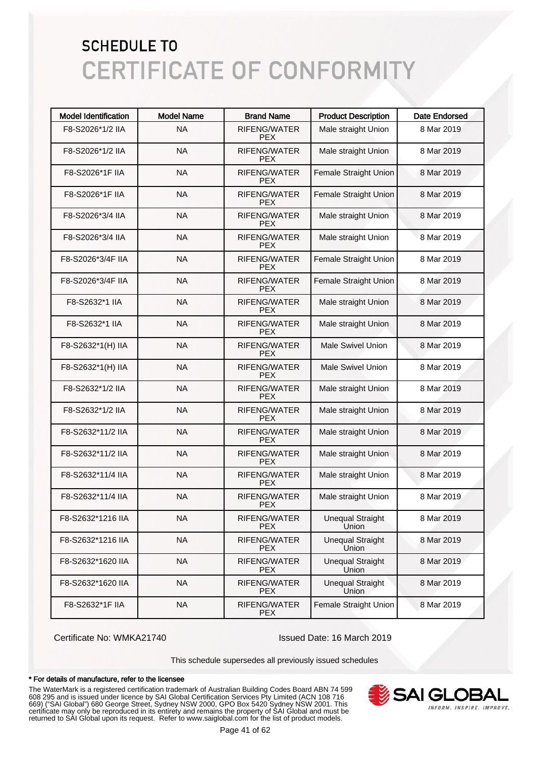# SCHEDULE TO
# CERTIFICATE OF CONFORMITY

| Model Identification | Model Name | Brand Name | Product Description | Date Endorsed |
|---|---|---|---|---|
| F8-S2026*1/2 IIA | NA | RIFENG/WATER PEX | Male straight Union | 8 Mar 2019 |
| F8-S2026*1/2 IIA | NA | RIFENG/WATER PEX | Male straight Union | 8 Mar 2019 |
| F8-S2026*1F IIA | NA | RIFENG/WATER PEX | Female Straight Union | 8 Mar 2019 |
| F8-S2026*1F IIA | NA | RIFENG/WATER PEX | Female Straight Union | 8 Mar 2019 |
| F8-S2026*3/4 IIA | NA | RIFENG/WATER PEX | Male straight Union | 8 Mar 2019 |
| F8-S2026*3/4 IIA | NA | RIFENG/WATER PEX | Male straight Union | 8 Mar 2019 |
| F8-S2026*3/4F IIA | NA | RIFENG/WATER PEX | Female Straight Union | 8 Mar 2019 |
| F8-S2026*3/4F IIA | NA | RIFENG/WATER PEX | Female Straight Union | 8 Mar 2019 |
| F8-S2632*1 IIA | NA | RIFENG/WATER PEX | Male straight Union | 8 Mar 2019 |
| F8-S2632*1 IIA | NA | RIFENG/WATER PEX | Male straight Union | 8 Mar 2019 |
| F8-S2632*1(H) IIA | NA | RIFENG/WATER PEX | Male Swivel Union | 8 Mar 2019 |
| F8-S2632*1(H) IIA | NA | RIFENG/WATER PEX | Male Swivel Union | 8 Mar 2019 |
| F8-S2632*1/2 IIA | NA | RIFENG/WATER PEX | Male straight Union | 8 Mar 2019 |
| F8-S2632*1/2 IIA | NA | RIFENG/WATER PEX | Male straight Union | 8 Mar 2019 |
| F8-S2632*11/2 IIA | NA | RIFENG/WATER PEX | Male straight Union | 8 Mar 2019 |
| F8-S2632*11/2 IIA | NA | RIFENG/WATER PEX | Male straight Union | 8 Mar 2019 |
| F8-S2632*11/4 IIA | NA | RIFENG/WATER PEX | Male straight Union | 8 Mar 2019 |
| F8-S2632*11/4 IIA | NA | RIFENG/WATER PEX | Male straight Union | 8 Mar 2019 |
| F8-S2632*1216 IIA | NA | RIFENG/WATER PEX | Unequal Straight Union | 8 Mar 2019 |
| F8-S2632*1216 IIA | NA | RIFENG/WATER PEX | Unequal Straight Union | 8 Mar 2019 |
| F8-S2632*1620 IIA | NA | RIFENG/WATER PEX | Unequal Straight Union | 8 Mar 2019 |
| F8-S2632*1620 IIA | NA | RIFENG/WATER PEX | Unequal Straight Union | 8 Mar 2019 |
| F8-S2632*1F IIA | NA | RIFENG/WATER PEX | Female Straight Union | 8 Mar 2019 |

Certificate No: WMKA21740 Issued Date: 16 March 2019

This schedule supersedes all previously issued schedules

**\* For details of manufacture, refer to the licensee**

The WaterMark is a registered certification trademark of Australian Building Codes Board ABN 74 599 608 295 and is issued under licence by SAI Global Certification Services Pty Limited (ACN 108 716 669) ("SAI Global") 680 George Street, Sydney NSW 2000, GPO Box 5420 Sydney NSW 2001. This certificate may only be reproduced in its entirety and remains the property of SAI Global and must be returned to SAI Global upon its request. Refer to www.saiglobal.com for the list of product models.

SAI GLOBAL
INFORM. INSPIRE. IMPROVE.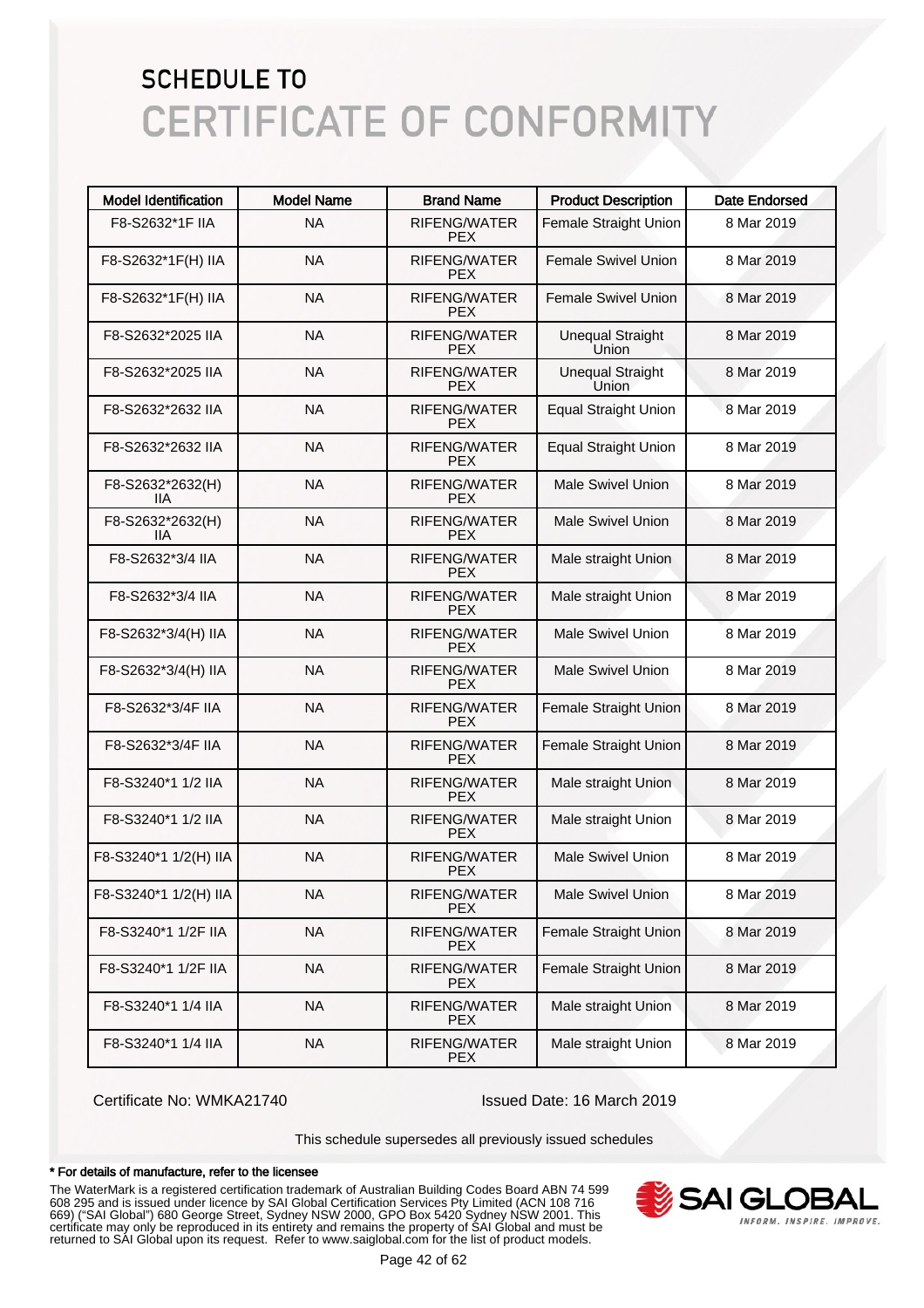# SCHEDULE TO
# CERTIFICATE OF CONFORMITY

| Model Identification | Model Name | Brand Name | Product Description | Date Endorsed |
|---|---|---|---|---|
| F8-S2632*1F IIA | NA | RIFENG/WATER PEX | Female Straight Union | 8 Mar 2019 |
| F8-S2632*1F(H) IIA | NA | RIFENG/WATER PEX | Female Swivel Union | 8 Mar 2019 |
| F8-S2632*1F(H) IIA | NA | RIFENG/WATER PEX | Female Swivel Union | 8 Mar 2019 |
| F8-S2632*2025 IIA | NA | RIFENG/WATER PEX | Unequal Straight Union | 8 Mar 2019 |
| F8-S2632*2025 IIA | NA | RIFENG/WATER PEX | Unequal Straight Union | 8 Mar 2019 |
| F8-S2632*2632 IIA | NA | RIFENG/WATER PEX | Equal Straight Union | 8 Mar 2019 |
| F8-S2632*2632 IIA | NA | RIFENG/WATER PEX | Equal Straight Union | 8 Mar 2019 |
| F8-S2632*2632(H) IIA | NA | RIFENG/WATER PEX | Male Swivel Union | 8 Mar 2019 |
| F8-S2632*2632(H) IIA | NA | RIFENG/WATER PEX | Male Swivel Union | 8 Mar 2019 |
| F8-S2632*3/4 IIA | NA | RIFENG/WATER PEX | Male straight Union | 8 Mar 2019 |
| F8-S2632*3/4 IIA | NA | RIFENG/WATER PEX | Male straight Union | 8 Mar 2019 |
| F8-S2632*3/4(H) IIA | NA | RIFENG/WATER PEX | Male Swivel Union | 8 Mar 2019 |
| F8-S2632*3/4(H) IIA | NA | RIFENG/WATER PEX | Male Swivel Union | 8 Mar 2019 |
| F8-S2632*3/4F IIA | NA | RIFENG/WATER PEX | Female Straight Union | 8 Mar 2019 |
| F8-S2632*3/4F IIA | NA | RIFENG/WATER PEX | Female Straight Union | 8 Mar 2019 |
| F8-S3240*1 1/2 IIA | NA | RIFENG/WATER PEX | Male straight Union | 8 Mar 2019 |
| F8-S3240*1 1/2 IIA | NA | RIFENG/WATER PEX | Male straight Union | 8 Mar 2019 |
| F8-S3240*1 1/2(H) IIA | NA | RIFENG/WATER PEX | Male Swivel Union | 8 Mar 2019 |
| F8-S3240*1 1/2(H) IIA | NA | RIFENG/WATER PEX | Male Swivel Union | 8 Mar 2019 |
| F8-S3240*1 1/2F IIA | NA | RIFENG/WATER PEX | Female Straight Union | 8 Mar 2019 |
| F8-S3240*1 1/2F IIA | NA | RIFENG/WATER PEX | Female Straight Union | 8 Mar 2019 |
| F8-S3240*1 1/4 IIA | NA | RIFENG/WATER PEX | Male straight Union | 8 Mar 2019 |
| F8-S3240*1 1/4 IIA | NA | RIFENG/WATER PEX | Male straight Union | 8 Mar 2019 |

Certificate No: WMKA21740 Issued Date: 16 March 2019

This schedule supersedes all previously issued schedules

**\* For details of manufacture, refer to the licensee**

The WaterMark is a registered certification trademark of Australian Building Codes Board ABN 74 599 608 295 and is issued under licence by SAI Global Certification Services Pty Limited (ACN 108 716 669) ("SAI Global") 680 George Street, Sydney NSW 2000, GPO Box 5420 Sydney NSW 2001. This certificate may only be reproduced in its entirety and remains the property of SAI Global and must be returned to SAI Global upon its request. Refer to www.saiglobal.com for the list of product models.

SAI GLOBAL
INFORM. INSPIRE. IMPROVE.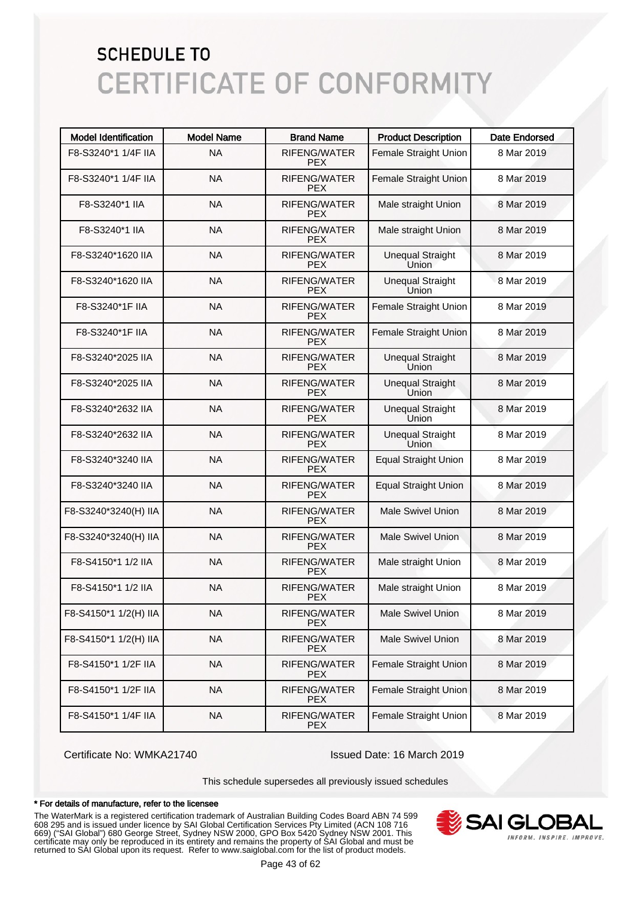# SCHEDULE TO
# CERTIFICATE OF CONFORMITY

| Model Identification | Model Name | Brand Name | Product Description | Date Endorsed |
| --- | --- | --- | --- | --- |
| F8-S3240*1 1/4F IIA | NA | RIFENG/WATER PEX | Female Straight Union | 8 Mar 2019 |
| F8-S3240*1 1/4F IIA | NA | RIFENG/WATER PEX | Female Straight Union | 8 Mar 2019 |
| F8-S3240*1 IIA | NA | RIFENG/WATER PEX | Male straight Union | 8 Mar 2019 |
| F8-S3240*1 IIA | NA | RIFENG/WATER PEX | Male straight Union | 8 Mar 2019 |
| F8-S3240*1620 IIA | NA | RIFENG/WATER PEX | Unequal Straight Union | 8 Mar 2019 |
| F8-S3240*1620 IIA | NA | RIFENG/WATER PEX | Unequal Straight Union | 8 Mar 2019 |
| F8-S3240*1F IIA | NA | RIFENG/WATER PEX | Female Straight Union | 8 Mar 2019 |
| F8-S3240*1F IIA | NA | RIFENG/WATER PEX | Female Straight Union | 8 Mar 2019 |
| F8-S3240*2025 IIA | NA | RIFENG/WATER PEX | Unequal Straight Union | 8 Mar 2019 |
| F8-S3240*2025 IIA | NA | RIFENG/WATER PEX | Unequal Straight Union | 8 Mar 2019 |
| F8-S3240*2632 IIA | NA | RIFENG/WATER PEX | Unequal Straight Union | 8 Mar 2019 |
| F8-S3240*2632 IIA | NA | RIFENG/WATER PEX | Unequal Straight Union | 8 Mar 2019 |
| F8-S3240*3240 IIA | NA | RIFENG/WATER PEX | Equal Straight Union | 8 Mar 2019 |
| F8-S3240*3240 IIA | NA | RIFENG/WATER PEX | Equal Straight Union | 8 Mar 2019 |
| F8-S3240*3240(H) IIA | NA | RIFENG/WATER PEX | Male Swivel Union | 8 Mar 2019 |
| F8-S3240*3240(H) IIA | NA | RIFENG/WATER PEX | Male Swivel Union | 8 Mar 2019 |
| F8-S4150*1 1/2 IIA | NA | RIFENG/WATER PEX | Male straight Union | 8 Mar 2019 |
| F8-S4150*1 1/2 IIA | NA | RIFENG/WATER PEX | Male straight Union | 8 Mar 2019 |
| F8-S4150*1 1/2(H) IIA | NA | RIFENG/WATER PEX | Male Swivel Union | 8 Mar 2019 |
| F8-S4150*1 1/2(H) IIA | NA | RIFENG/WATER PEX | Male Swivel Union | 8 Mar 2019 |
| F8-S4150*1 1/2F IIA | NA | RIFENG/WATER PEX | Female Straight Union | 8 Mar 2019 |
| F8-S4150*1 1/2F IIA | NA | RIFENG/WATER PEX | Female Straight Union | 8 Mar 2019 |
| F8-S4150*1 1/4F IIA | NA | RIFENG/WATER PEX | Female Straight Union | 8 Mar 2019 |

Certificate No: WMKA21740

Issued Date: 16 March 2019

This schedule supersedes all previously issued schedules

**\* For details of manufacture, refer to the licensee**

The WaterMark is a registered certification trademark of Australian Building Codes Board ABN 74 599 608 295 and is issued under licence by SAI Global Certification Services Pty Limited (ACN 108 716 669) ("SAI Global") 680 George Street, Sydney NSW 2000, GPO Box 5420 Sydney NSW 2001. This certificate may only be reproduced in its entirety and remains the property of SAI Global and must be returned to SAI Global upon its request. Refer to www.saiglobal.com for the list of product models.

SAI GLOBAL — INFORM. INSPIRE. IMPROVE.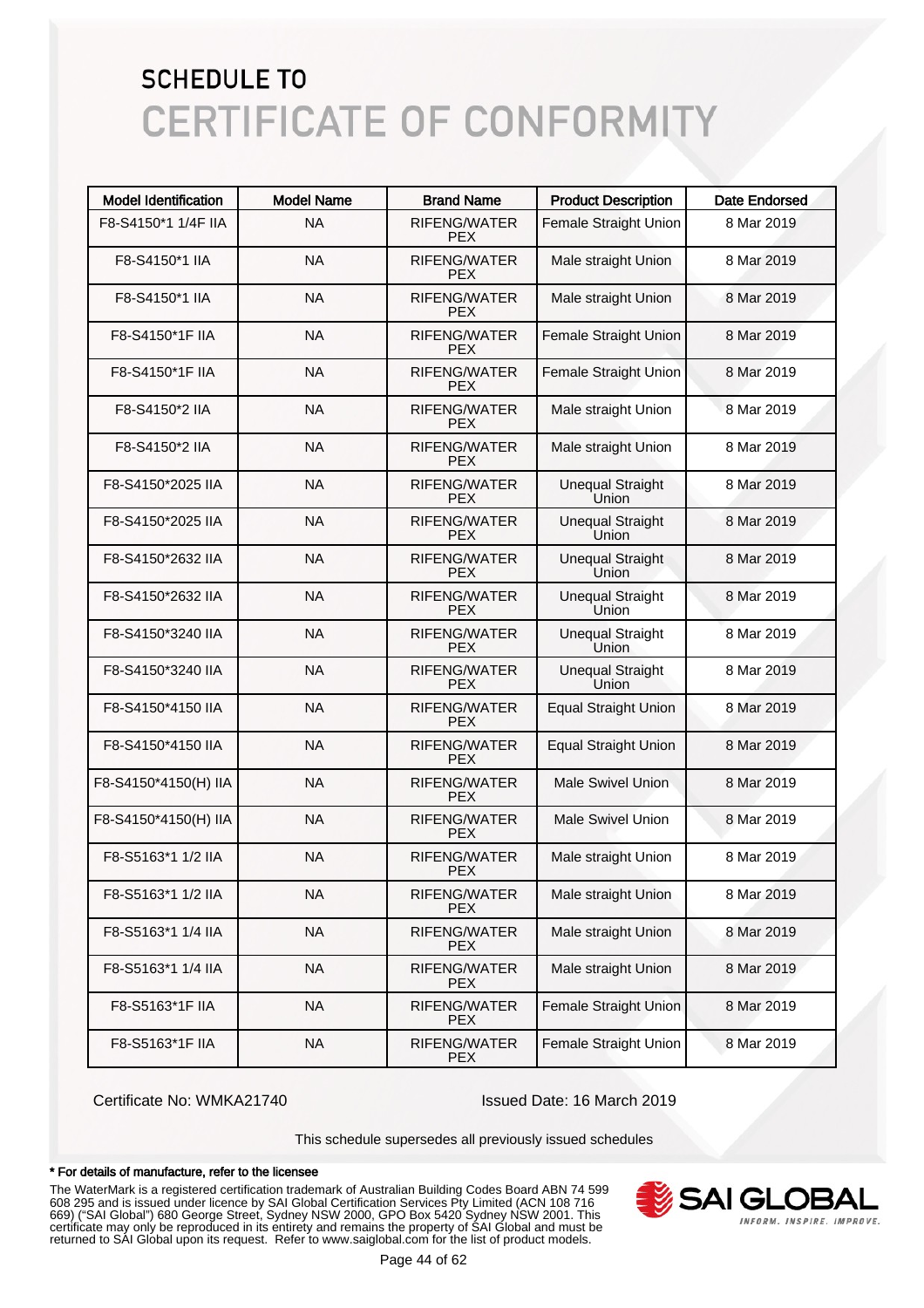# SCHEDULE TO
# CERTIFICATE OF CONFORMITY

| Model Identification | Model Name | Brand Name | Product Description | Date Endorsed |
|---|---|---|---|---|
| F8-S4150*1 1/4F IIA | NA | RIFENG/WATER PEX | Female Straight Union | 8 Mar 2019 |
| F8-S4150*1 IIA | NA | RIFENG/WATER PEX | Male straight Union | 8 Mar 2019 |
| F8-S4150*1 IIA | NA | RIFENG/WATER PEX | Male straight Union | 8 Mar 2019 |
| F8-S4150*1F IIA | NA | RIFENG/WATER PEX | Female Straight Union | 8 Mar 2019 |
| F8-S4150*1F IIA | NA | RIFENG/WATER PEX | Female Straight Union | 8 Mar 2019 |
| F8-S4150*2 IIA | NA | RIFENG/WATER PEX | Male straight Union | 8 Mar 2019 |
| F8-S4150*2 IIA | NA | RIFENG/WATER PEX | Male straight Union | 8 Mar 2019 |
| F8-S4150*2025 IIA | NA | RIFENG/WATER PEX | Unequal Straight Union | 8 Mar 2019 |
| F8-S4150*2025 IIA | NA | RIFENG/WATER PEX | Unequal Straight Union | 8 Mar 2019 |
| F8-S4150*2632 IIA | NA | RIFENG/WATER PEX | Unequal Straight Union | 8 Mar 2019 |
| F8-S4150*2632 IIA | NA | RIFENG/WATER PEX | Unequal Straight Union | 8 Mar 2019 |
| F8-S4150*3240 IIA | NA | RIFENG/WATER PEX | Unequal Straight Union | 8 Mar 2019 |
| F8-S4150*3240 IIA | NA | RIFENG/WATER PEX | Unequal Straight Union | 8 Mar 2019 |
| F8-S4150*4150 IIA | NA | RIFENG/WATER PEX | Equal Straight Union | 8 Mar 2019 |
| F8-S4150*4150 IIA | NA | RIFENG/WATER PEX | Equal Straight Union | 8 Mar 2019 |
| F8-S4150*4150(H) IIA | NA | RIFENG/WATER PEX | Male Swivel Union | 8 Mar 2019 |
| F8-S4150*4150(H) IIA | NA | RIFENG/WATER PEX | Male Swivel Union | 8 Mar 2019 |
| F8-S5163*1 1/2 IIA | NA | RIFENG/WATER PEX | Male straight Union | 8 Mar 2019 |
| F8-S5163*1 1/2 IIA | NA | RIFENG/WATER PEX | Male straight Union | 8 Mar 2019 |
| F8-S5163*1 1/4 IIA | NA | RIFENG/WATER PEX | Male straight Union | 8 Mar 2019 |
| F8-S5163*1 1/4 IIA | NA | RIFENG/WATER PEX | Male straight Union | 8 Mar 2019 |
| F8-S5163*1F IIA | NA | RIFENG/WATER PEX | Female Straight Union | 8 Mar 2019 |
| F8-S5163*1F IIA | NA | RIFENG/WATER PEX | Female Straight Union | 8 Mar 2019 |

Certificate No: WMKA21740

Issued Date: 16 March 2019

This schedule supersedes all previously issued schedules

**\* For details of manufacture, refer to the licensee**

The WaterMark is a registered certification trademark of Australian Building Codes Board ABN 74 599 608 295 and is issued under licence by SAI Global Certification Services Pty Limited (ACN 108 716 669) ("SAI Global") 680 George Street, Sydney NSW 2000, GPO Box 5420 Sydney NSW 2001. This certificate may only be reproduced in its entirety and remains the property of SAI Global and must be returned to SAI Global upon its request. Refer to www.saiglobal.com for the list of product models.

SAI GLOBAL
INFORM. INSPIRE. IMPROVE.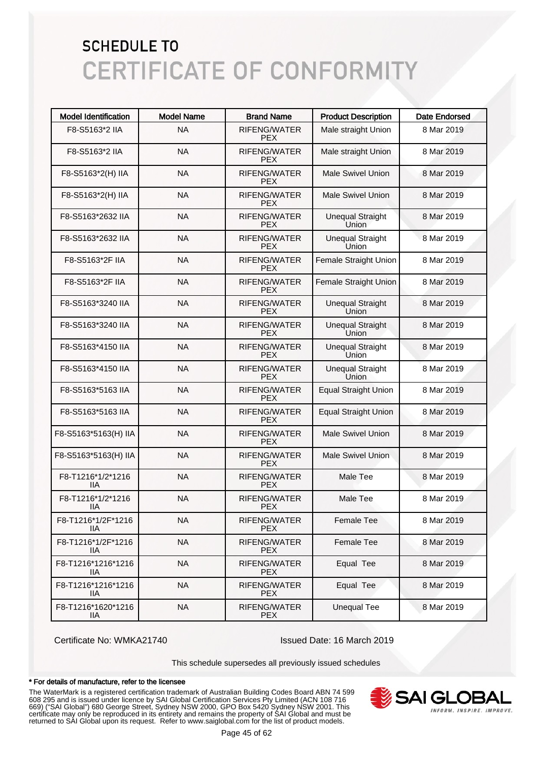# SCHEDULE TO
# CERTIFICATE OF CONFORMITY

| Model Identification | Model Name | Brand Name | Product Description | Date Endorsed |
|---|---|---|---|---|
| F8-S5163*2 IIA | NA | RIFENG/WATER PEX | Male straight Union | 8 Mar 2019 |
| F8-S5163*2 IIA | NA | RIFENG/WATER PEX | Male straight Union | 8 Mar 2019 |
| F8-S5163*2(H) IIA | NA | RIFENG/WATER PEX | Male Swivel Union | 8 Mar 2019 |
| F8-S5163*2(H) IIA | NA | RIFENG/WATER PEX | Male Swivel Union | 8 Mar 2019 |
| F8-S5163*2632 IIA | NA | RIFENG/WATER PEX | Unequal Straight Union | 8 Mar 2019 |
| F8-S5163*2632 IIA | NA | RIFENG/WATER PEX | Unequal Straight Union | 8 Mar 2019 |
| F8-S5163*2F IIA | NA | RIFENG/WATER PEX | Female Straight Union | 8 Mar 2019 |
| F8-S5163*2F IIA | NA | RIFENG/WATER PEX | Female Straight Union | 8 Mar 2019 |
| F8-S5163*3240 IIA | NA | RIFENG/WATER PEX | Unequal Straight Union | 8 Mar 2019 |
| F8-S5163*3240 IIA | NA | RIFENG/WATER PEX | Unequal Straight Union | 8 Mar 2019 |
| F8-S5163*4150 IIA | NA | RIFENG/WATER PEX | Unequal Straight Union | 8 Mar 2019 |
| F8-S5163*4150 IIA | NA | RIFENG/WATER PEX | Unequal Straight Union | 8 Mar 2019 |
| F8-S5163*5163 IIA | NA | RIFENG/WATER PEX | Equal Straight Union | 8 Mar 2019 |
| F8-S5163*5163 IIA | NA | RIFENG/WATER PEX | Equal Straight Union | 8 Mar 2019 |
| F8-S5163*5163(H) IIA | NA | RIFENG/WATER PEX | Male Swivel Union | 8 Mar 2019 |
| F8-S5163*5163(H) IIA | NA | RIFENG/WATER PEX | Male Swivel Union | 8 Mar 2019 |
| F8-T1216*1/2*1216 IIA | NA | RIFENG/WATER PEX | Male Tee | 8 Mar 2019 |
| F8-T1216*1/2*1216 IIA | NA | RIFENG/WATER PEX | Male Tee | 8 Mar 2019 |
| F8-T1216*1/2F*1216 IIA | NA | RIFENG/WATER PEX | Female Tee | 8 Mar 2019 |
| F8-T1216*1/2F*1216 IIA | NA | RIFENG/WATER PEX | Female Tee | 8 Mar 2019 |
| F8-T1216*1216*1216 IIA | NA | RIFENG/WATER PEX | Equal Tee | 8 Mar 2019 |
| F8-T1216*1216*1216 IIA | NA | RIFENG/WATER PEX | Equal Tee | 8 Mar 2019 |
| F8-T1216*1620*1216 IIA | NA | RIFENG/WATER PEX | Unequal Tee | 8 Mar 2019 |

Certificate No: WMKA21740

Issued Date: 16 March 2019

This schedule supersedes all previously issued schedules

**\* For details of manufacture, refer to the licensee**

The WaterMark is a registered certification trademark of Australian Building Codes Board ABN 74 599 608 295 and is issued under licence by SAI Global Certification Services Pty Limited (ACN 108 716 669) ("SAI Global") 680 George Street, Sydney NSW 2000, GPO Box 5420 Sydney NSW 2001. This certificate may only be reproduced in its entirety and remains the property of SAI Global and must be returned to SAI Global upon its request. Refer to www.saiglobal.com for the list of product models.

SAI GLOBAL
INFORM. INSPIRE. IMPROVE.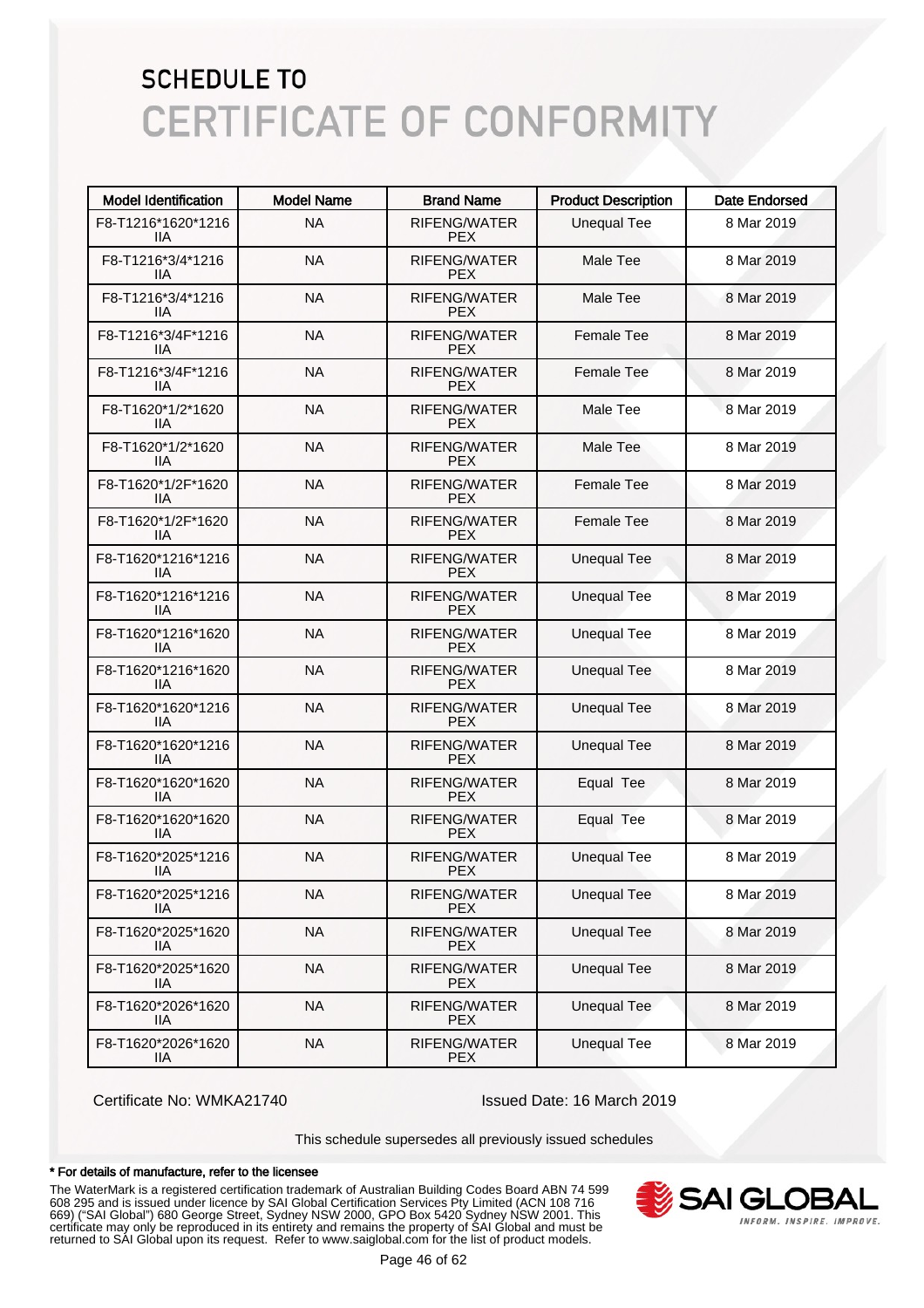# SCHEDULE TO
# CERTIFICATE OF CONFORMITY

| Model Identification | Model Name | Brand Name | Product Description | Date Endorsed |
|---|---|---|---|---|
| F8-T1216*1620*1216 IIA | NA | RIFENG/WATER PEX | Unequal Tee | 8 Mar 2019 |
| F8-T1216*3/4*1216 IIA | NA | RIFENG/WATER PEX | Male Tee | 8 Mar 2019 |
| F8-T1216*3/4*1216 IIA | NA | RIFENG/WATER PEX | Male Tee | 8 Mar 2019 |
| F8-T1216*3/4F*1216 IIA | NA | RIFENG/WATER PEX | Female Tee | 8 Mar 2019 |
| F8-T1216*3/4F*1216 IIA | NA | RIFENG/WATER PEX | Female Tee | 8 Mar 2019 |
| F8-T1620*1/2*1620 IIA | NA | RIFENG/WATER PEX | Male Tee | 8 Mar 2019 |
| F8-T1620*1/2*1620 IIA | NA | RIFENG/WATER PEX | Male Tee | 8 Mar 2019 |
| F8-T1620*1/2F*1620 IIA | NA | RIFENG/WATER PEX | Female Tee | 8 Mar 2019 |
| F8-T1620*1/2F*1620 IIA | NA | RIFENG/WATER PEX | Female Tee | 8 Mar 2019 |
| F8-T1620*1216*1216 IIA | NA | RIFENG/WATER PEX | Unequal Tee | 8 Mar 2019 |
| F8-T1620*1216*1216 IIA | NA | RIFENG/WATER PEX | Unequal Tee | 8 Mar 2019 |
| F8-T1620*1216*1620 IIA | NA | RIFENG/WATER PEX | Unequal Tee | 8 Mar 2019 |
| F8-T1620*1216*1620 IIA | NA | RIFENG/WATER PEX | Unequal Tee | 8 Mar 2019 |
| F8-T1620*1620*1216 IIA | NA | RIFENG/WATER PEX | Unequal Tee | 8 Mar 2019 |
| F8-T1620*1620*1216 IIA | NA | RIFENG/WATER PEX | Unequal Tee | 8 Mar 2019 |
| F8-T1620*1620*1620 IIA | NA | RIFENG/WATER PEX | Equal Tee | 8 Mar 2019 |
| F8-T1620*1620*1620 IIA | NA | RIFENG/WATER PEX | Equal Tee | 8 Mar 2019 |
| F8-T1620*2025*1216 IIA | NA | RIFENG/WATER PEX | Unequal Tee | 8 Mar 2019 |
| F8-T1620*2025*1216 IIA | NA | RIFENG/WATER PEX | Unequal Tee | 8 Mar 2019 |
| F8-T1620*2025*1620 IIA | NA | RIFENG/WATER PEX | Unequal Tee | 8 Mar 2019 |
| F8-T1620*2025*1620 IIA | NA | RIFENG/WATER PEX | Unequal Tee | 8 Mar 2019 |
| F8-T1620*2026*1620 IIA | NA | RIFENG/WATER PEX | Unequal Tee | 8 Mar 2019 |
| F8-T1620*2026*1620 IIA | NA | RIFENG/WATER PEX | Unequal Tee | 8 Mar 2019 |

Certificate No: WMKA21740

Issued Date: 16 March 2019

This schedule supersedes all previously issued schedules

**\* For details of manufacture, refer to the licensee**

The WaterMark is a registered certification trademark of Australian Building Codes Board ABN 74 599 608 295 and is issued under licence by SAI Global Certification Services Pty Limited (ACN 108 716 669) ("SAI Global") 680 George Street, Sydney NSW 2000, GPO Box 5420 Sydney NSW 2001. This certificate may only be reproduced in its entirety and remains the property of SAI Global and must be returned to SAI Global upon its request. Refer to www.saiglobal.com for the list of product models.

SAI GLOBAL
INFORM. INSPIRE. IMPROVE.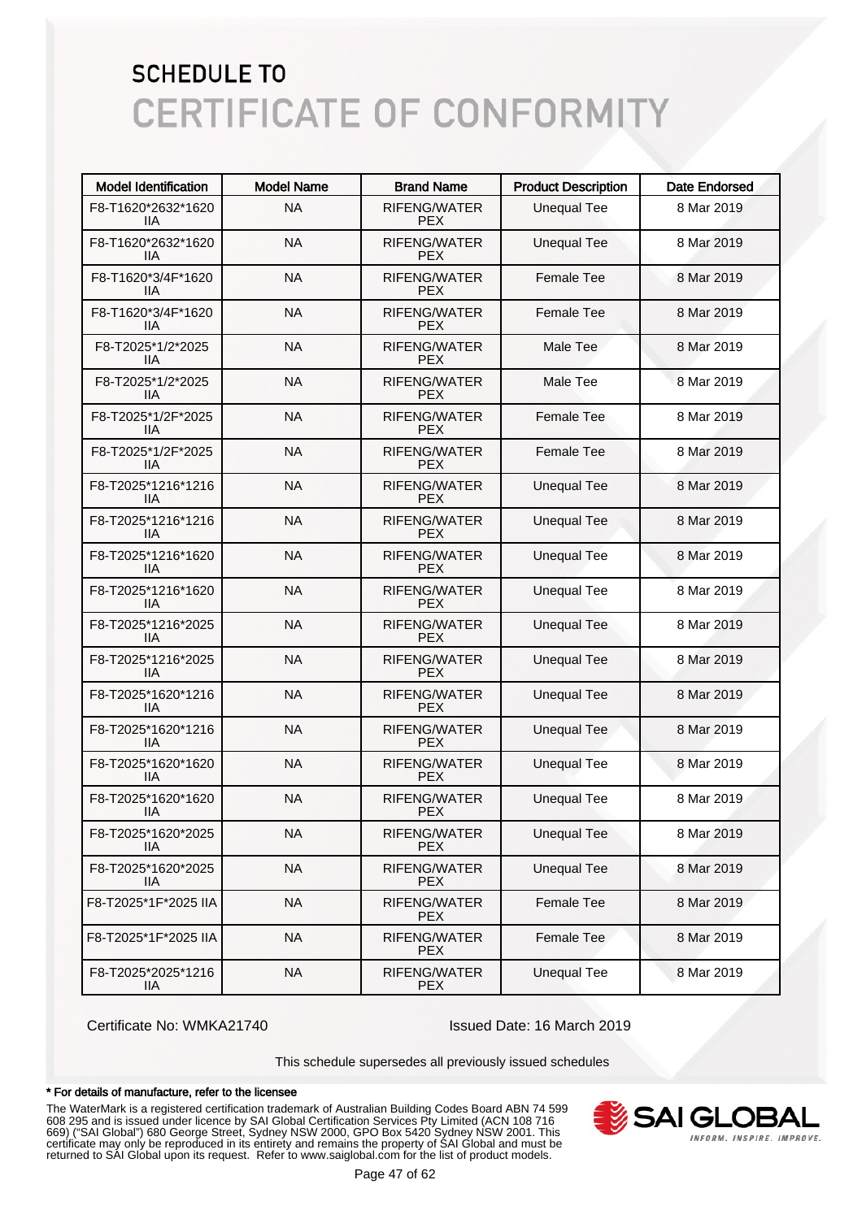# SCHEDULE TO
# CERTIFICATE OF CONFORMITY

| Model Identification | Model Name | Brand Name | Product Description | Date Endorsed |
|---|---|---|---|---|
| F8-T1620*2632*1620 IIA | NA | RIFENG/WATER PEX | Unequal Tee | 8 Mar 2019 |
| F8-T1620*2632*1620 IIA | NA | RIFENG/WATER PEX | Unequal Tee | 8 Mar 2019 |
| F8-T1620*3/4F*1620 IIA | NA | RIFENG/WATER PEX | Female Tee | 8 Mar 2019 |
| F8-T1620*3/4F*1620 IIA | NA | RIFENG/WATER PEX | Female Tee | 8 Mar 2019 |
| F8-T2025*1/2*2025 IIA | NA | RIFENG/WATER PEX | Male Tee | 8 Mar 2019 |
| F8-T2025*1/2*2025 IIA | NA | RIFENG/WATER PEX | Male Tee | 8 Mar 2019 |
| F8-T2025*1/2F*2025 IIA | NA | RIFENG/WATER PEX | Female Tee | 8 Mar 2019 |
| F8-T2025*1/2F*2025 IIA | NA | RIFENG/WATER PEX | Female Tee | 8 Mar 2019 |
| F8-T2025*1216*1216 IIA | NA | RIFENG/WATER PEX | Unequal Tee | 8 Mar 2019 |
| F8-T2025*1216*1216 IIA | NA | RIFENG/WATER PEX | Unequal Tee | 8 Mar 2019 |
| F8-T2025*1216*1620 IIA | NA | RIFENG/WATER PEX | Unequal Tee | 8 Mar 2019 |
| F8-T2025*1216*1620 IIA | NA | RIFENG/WATER PEX | Unequal Tee | 8 Mar 2019 |
| F8-T2025*1216*2025 IIA | NA | RIFENG/WATER PEX | Unequal Tee | 8 Mar 2019 |
| F8-T2025*1216*2025 IIA | NA | RIFENG/WATER PEX | Unequal Tee | 8 Mar 2019 |
| F8-T2025*1620*1216 IIA | NA | RIFENG/WATER PEX | Unequal Tee | 8 Mar 2019 |
| F8-T2025*1620*1216 IIA | NA | RIFENG/WATER PEX | Unequal Tee | 8 Mar 2019 |
| F8-T2025*1620*1620 IIA | NA | RIFENG/WATER PEX | Unequal Tee | 8 Mar 2019 |
| F8-T2025*1620*1620 IIA | NA | RIFENG/WATER PEX | Unequal Tee | 8 Mar 2019 |
| F8-T2025*1620*2025 IIA | NA | RIFENG/WATER PEX | Unequal Tee | 8 Mar 2019 |
| F8-T2025*1620*2025 IIA | NA | RIFENG/WATER PEX | Unequal Tee | 8 Mar 2019 |
| F8-T2025*1F*2025 IIA | NA | RIFENG/WATER PEX | Female Tee | 8 Mar 2019 |
| F8-T2025*1F*2025 IIA | NA | RIFENG/WATER PEX | Female Tee | 8 Mar 2019 |
| F8-T2025*2025*1216 IIA | NA | RIFENG/WATER PEX | Unequal Tee | 8 Mar 2019 |

Certificate No: WMKA21740

Issued Date: 16 March 2019

This schedule supersedes all previously issued schedules

**\* For details of manufacture, refer to the licensee**

The WaterMark is a registered certification trademark of Australian Building Codes Board ABN 74 599 608 295 and is issued under licence by SAI Global Certification Services Pty Limited (ACN 108 716 669) ("SAI Global") 680 George Street, Sydney NSW 2000, GPO Box 5420 Sydney NSW 2001. This certificate may only be reproduced in its entirety and remains the property of SAI Global and must be returned to SAI Global upon its request. Refer to www.saiglobal.com for the list of product models.

SAI GLOBAL
INFORM. INSPIRE. IMPROVE.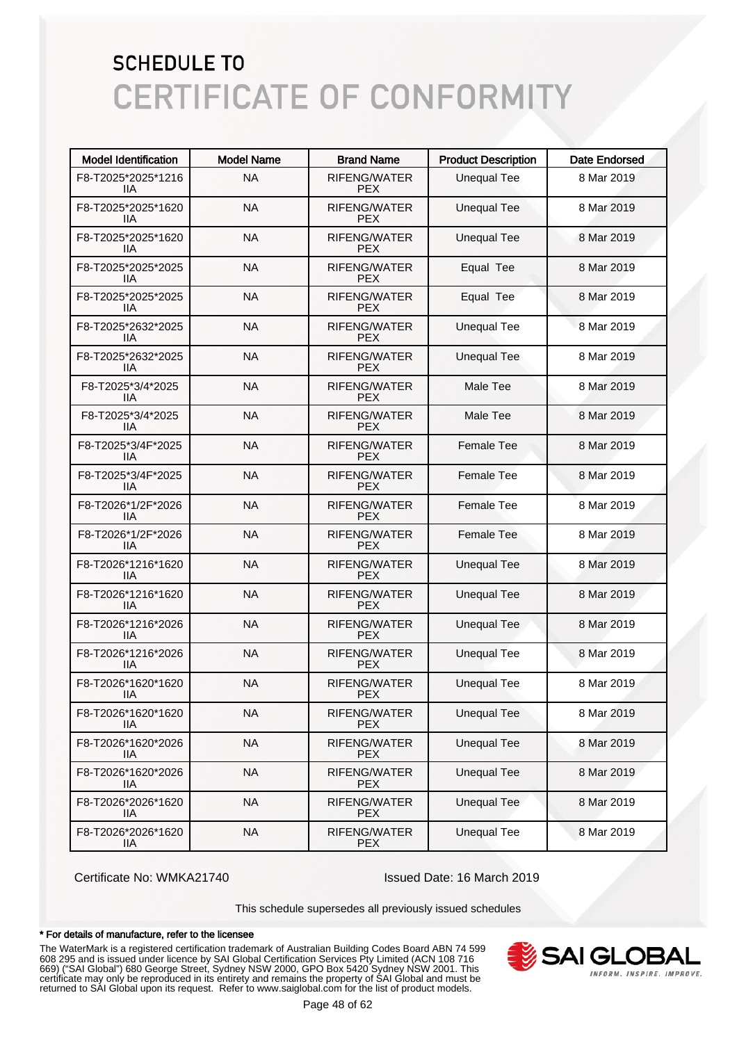# SCHEDULE TO
# CERTIFICATE OF CONFORMITY

| Model Identification | Model Name | Brand Name | Product Description | Date Endorsed |
|---|---|---|---|---|
| F8-T2025*2025*1216 IIA | NA | RIFENG/WATER PEX | Unequal Tee | 8 Mar 2019 |
| F8-T2025*2025*1620 IIA | NA | RIFENG/WATER PEX | Unequal Tee | 8 Mar 2019 |
| F8-T2025*2025*1620 IIA | NA | RIFENG/WATER PEX | Unequal Tee | 8 Mar 2019 |
| F8-T2025*2025*2025 IIA | NA | RIFENG/WATER PEX | Equal Tee | 8 Mar 2019 |
| F8-T2025*2025*2025 IIA | NA | RIFENG/WATER PEX | Equal Tee | 8 Mar 2019 |
| F8-T2025*2632*2025 IIA | NA | RIFENG/WATER PEX | Unequal Tee | 8 Mar 2019 |
| F8-T2025*2632*2025 IIA | NA | RIFENG/WATER PEX | Unequal Tee | 8 Mar 2019 |
| F8-T2025*3/4*2025 IIA | NA | RIFENG/WATER PEX | Male Tee | 8 Mar 2019 |
| F8-T2025*3/4*2025 IIA | NA | RIFENG/WATER PEX | Male Tee | 8 Mar 2019 |
| F8-T2025*3/4F*2025 IIA | NA | RIFENG/WATER PEX | Female Tee | 8 Mar 2019 |
| F8-T2025*3/4F*2025 IIA | NA | RIFENG/WATER PEX | Female Tee | 8 Mar 2019 |
| F8-T2026*1/2F*2026 IIA | NA | RIFENG/WATER PEX | Female Tee | 8 Mar 2019 |
| F8-T2026*1/2F*2026 IIA | NA | RIFENG/WATER PEX | Female Tee | 8 Mar 2019 |
| F8-T2026*1216*1620 IIA | NA | RIFENG/WATER PEX | Unequal Tee | 8 Mar 2019 |
| F8-T2026*1216*1620 IIA | NA | RIFENG/WATER PEX | Unequal Tee | 8 Mar 2019 |
| F8-T2026*1216*2026 IIA | NA | RIFENG/WATER PEX | Unequal Tee | 8 Mar 2019 |
| F8-T2026*1216*2026 IIA | NA | RIFENG/WATER PEX | Unequal Tee | 8 Mar 2019 |
| F8-T2026*1620*1620 IIA | NA | RIFENG/WATER PEX | Unequal Tee | 8 Mar 2019 |
| F8-T2026*1620*1620 IIA | NA | RIFENG/WATER PEX | Unequal Tee | 8 Mar 2019 |
| F8-T2026*1620*2026 IIA | NA | RIFENG/WATER PEX | Unequal Tee | 8 Mar 2019 |
| F8-T2026*1620*2026 IIA | NA | RIFENG/WATER PEX | Unequal Tee | 8 Mar 2019 |
| F8-T2026*2026*1620 IIA | NA | RIFENG/WATER PEX | Unequal Tee | 8 Mar 2019 |
| F8-T2026*2026*1620 IIA | NA | RIFENG/WATER PEX | Unequal Tee | 8 Mar 2019 |

Certificate No: WMKA21740

Issued Date: 16 March 2019

This schedule supersedes all previously issued schedules

**\* For details of manufacture, refer to the licensee**

The WaterMark is a registered certification trademark of Australian Building Codes Board ABN 74 599 608 295 and is issued under licence by SAI Global Certification Services Pty Limited (ACN 108 716 669) ("SAI Global") 680 George Street, Sydney NSW 2000, GPO Box 5420 Sydney NSW 2001. This certificate may only be reproduced in its entirety and remains the property of SAI Global and must be returned to SAI Global upon its request. Refer to www.saiglobal.com for the list of product models.

SAI GLOBAL — INFORM. INSPIRE. IMPROVE.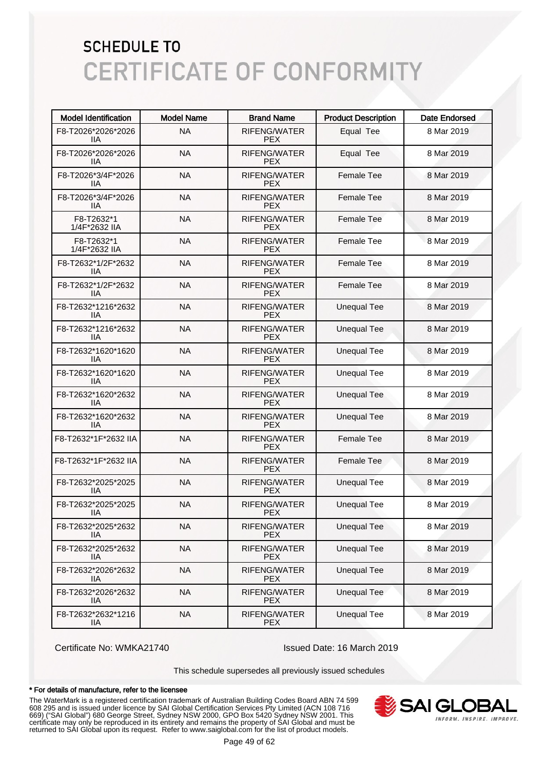# SCHEDULE TO
# CERTIFICATE OF CONFORMITY

| Model Identification | Model Name | Brand Name | Product Description | Date Endorsed |
|---|---|---|---|---|
| F8-T2026*2026*2026 IIA | NA | RIFENG/WATER PEX | Equal Tee | 8 Mar 2019 |
| F8-T2026*2026*2026 IIA | NA | RIFENG/WATER PEX | Equal Tee | 8 Mar 2019 |
| F8-T2026*3/4F*2026 IIA | NA | RIFENG/WATER PEX | Female Tee | 8 Mar 2019 |
| F8-T2026*3/4F*2026 IIA | NA | RIFENG/WATER PEX | Female Tee | 8 Mar 2019 |
| F8-T2632*1 1/4F*2632 IIA | NA | RIFENG/WATER PEX | Female Tee | 8 Mar 2019 |
| F8-T2632*1 1/4F*2632 IIA | NA | RIFENG/WATER PEX | Female Tee | 8 Mar 2019 |
| F8-T2632*1/2F*2632 IIA | NA | RIFENG/WATER PEX | Female Tee | 8 Mar 2019 |
| F8-T2632*1/2F*2632 IIA | NA | RIFENG/WATER PEX | Female Tee | 8 Mar 2019 |
| F8-T2632*1216*2632 IIA | NA | RIFENG/WATER PEX | Unequal Tee | 8 Mar 2019 |
| F8-T2632*1216*2632 IIA | NA | RIFENG/WATER PEX | Unequal Tee | 8 Mar 2019 |
| F8-T2632*1620*1620 IIA | NA | RIFENG/WATER PEX | Unequal Tee | 8 Mar 2019 |
| F8-T2632*1620*1620 IIA | NA | RIFENG/WATER PEX | Unequal Tee | 8 Mar 2019 |
| F8-T2632*1620*2632 IIA | NA | RIFENG/WATER PEX | Unequal Tee | 8 Mar 2019 |
| F8-T2632*1620*2632 IIA | NA | RIFENG/WATER PEX | Unequal Tee | 8 Mar 2019 |
| F8-T2632*1F*2632 IIA | NA | RIFENG/WATER PEX | Female Tee | 8 Mar 2019 |
| F8-T2632*1F*2632 IIA | NA | RIFENG/WATER PEX | Female Tee | 8 Mar 2019 |
| F8-T2632*2025*2025 IIA | NA | RIFENG/WATER PEX | Unequal Tee | 8 Mar 2019 |
| F8-T2632*2025*2025 IIA | NA | RIFENG/WATER PEX | Unequal Tee | 8 Mar 2019 |
| F8-T2632*2025*2632 IIA | NA | RIFENG/WATER PEX | Unequal Tee | 8 Mar 2019 |
| F8-T2632*2025*2632 IIA | NA | RIFENG/WATER PEX | Unequal Tee | 8 Mar 2019 |
| F8-T2632*2026*2632 IIA | NA | RIFENG/WATER PEX | Unequal Tee | 8 Mar 2019 |
| F8-T2632*2026*2632 IIA | NA | RIFENG/WATER PEX | Unequal Tee | 8 Mar 2019 |
| F8-T2632*2632*1216 IIA | NA | RIFENG/WATER PEX | Unequal Tee | 8 Mar 2019 |

Certificate No: WMKA21740

Issued Date: 16 March 2019

This schedule supersedes all previously issued schedules

**\* For details of manufacture, refer to the licensee**

The WaterMark is a registered certification trademark of Australian Building Codes Board ABN 74 599 608 295 and is issued under licence by SAI Global Certification Services Pty Limited (ACN 108 716 669) ("SAI Global") 680 George Street, Sydney NSW 2000, GPO Box 5420 Sydney NSW 2001. This certificate may only be reproduced in its entirety and remains the property of SAI Global and must be returned to SAI Global upon its request. Refer to www.saiglobal.com for the list of product models.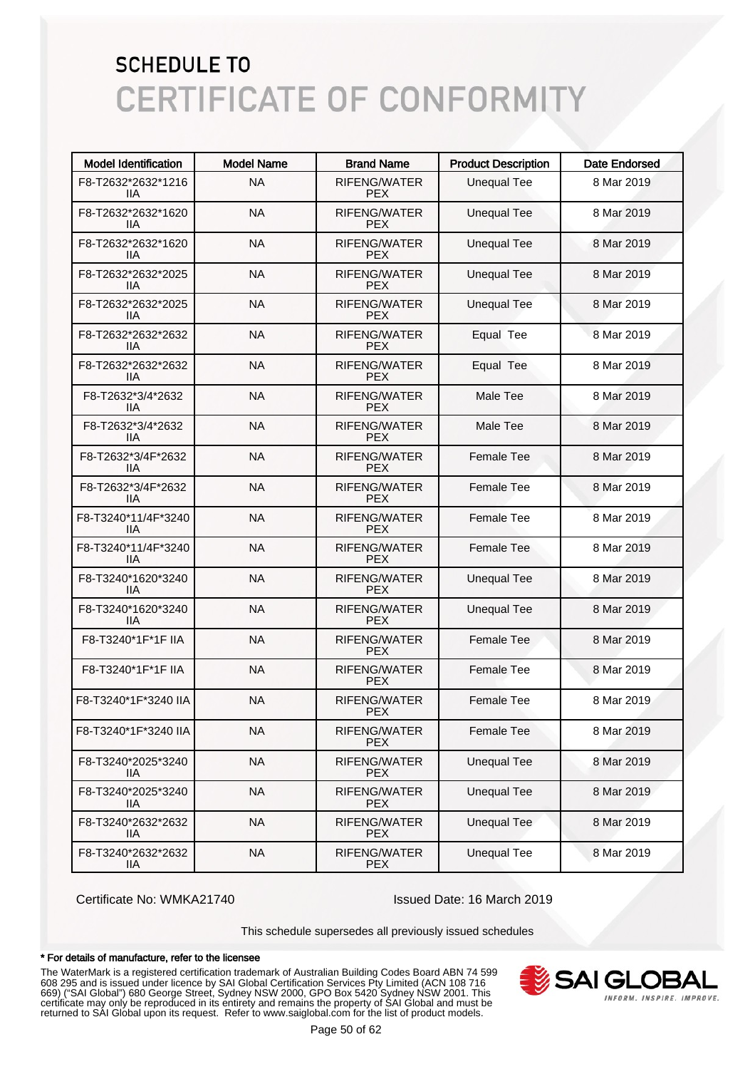# SCHEDULE TO

# CERTIFICATE OF CONFORMITY

| Model Identification | Model Name | Brand Name | Product Description | Date Endorsed |
|---|---|---|---|---|
| F8-T2632*2632*1216 IIA | NA | RIFENG/WATER PEX | Unequal Tee | 8 Mar 2019 |
| F8-T2632*2632*1620 IIA | NA | RIFENG/WATER PEX | Unequal Tee | 8 Mar 2019 |
| F8-T2632*2632*1620 IIA | NA | RIFENG/WATER PEX | Unequal Tee | 8 Mar 2019 |
| F8-T2632*2632*2025 IIA | NA | RIFENG/WATER PEX | Unequal Tee | 8 Mar 2019 |
| F8-T2632*2632*2025 IIA | NA | RIFENG/WATER PEX | Unequal Tee | 8 Mar 2019 |
| F8-T2632*2632*2632 IIA | NA | RIFENG/WATER PEX | Equal Tee | 8 Mar 2019 |
| F8-T2632*2632*2632 IIA | NA | RIFENG/WATER PEX | Equal Tee | 8 Mar 2019 |
| F8-T2632*3/4*2632 IIA | NA | RIFENG/WATER PEX | Male Tee | 8 Mar 2019 |
| F8-T2632*3/4*2632 IIA | NA | RIFENG/WATER PEX | Male Tee | 8 Mar 2019 |
| F8-T2632*3/4F*2632 IIA | NA | RIFENG/WATER PEX | Female Tee | 8 Mar 2019 |
| F8-T2632*3/4F*2632 IIA | NA | RIFENG/WATER PEX | Female Tee | 8 Mar 2019 |
| F8-T3240*11/4F*3240 IIA | NA | RIFENG/WATER PEX | Female Tee | 8 Mar 2019 |
| F8-T3240*11/4F*3240 IIA | NA | RIFENG/WATER PEX | Female Tee | 8 Mar 2019 |
| F8-T3240*1620*3240 IIA | NA | RIFENG/WATER PEX | Unequal Tee | 8 Mar 2019 |
| F8-T3240*1620*3240 IIA | NA | RIFENG/WATER PEX | Unequal Tee | 8 Mar 2019 |
| F8-T3240*1F*1F IIA | NA | RIFENG/WATER PEX | Female Tee | 8 Mar 2019 |
| F8-T3240*1F*1F IIA | NA | RIFENG/WATER PEX | Female Tee | 8 Mar 2019 |
| F8-T3240*1F*3240 IIA | NA | RIFENG/WATER PEX | Female Tee | 8 Mar 2019 |
| F8-T3240*1F*3240 IIA | NA | RIFENG/WATER PEX | Female Tee | 8 Mar 2019 |
| F8-T3240*2025*3240 IIA | NA | RIFENG/WATER PEX | Unequal Tee | 8 Mar 2019 |
| F8-T3240*2025*3240 IIA | NA | RIFENG/WATER PEX | Unequal Tee | 8 Mar 2019 |
| F8-T3240*2632*2632 IIA | NA | RIFENG/WATER PEX | Unequal Tee | 8 Mar 2019 |
| F8-T3240*2632*2632 IIA | NA | RIFENG/WATER PEX | Unequal Tee | 8 Mar 2019 |

Certificate No: WMKA21740

Issued Date: 16 March 2019

This schedule supersedes all previously issued schedules

**\* For details of manufacture, refer to the licensee**

The WaterMark is a registered certification trademark of Australian Building Codes Board ABN 74 599 608 295 and is issued under licence by SAI Global Certification Services Pty Limited (ACN 108 716 669) ("SAI Global") 680 George Street, Sydney NSW 2000, GPO Box 5420 Sydney NSW 2001. This certificate may only be reproduced in its entirety and remains the property of SAI Global and must be returned to SAI Global upon its request. Refer to www.saiglobal.com for the list of product models.

SAI GLOBAL — INFORM. INSPIRE. IMPROVE.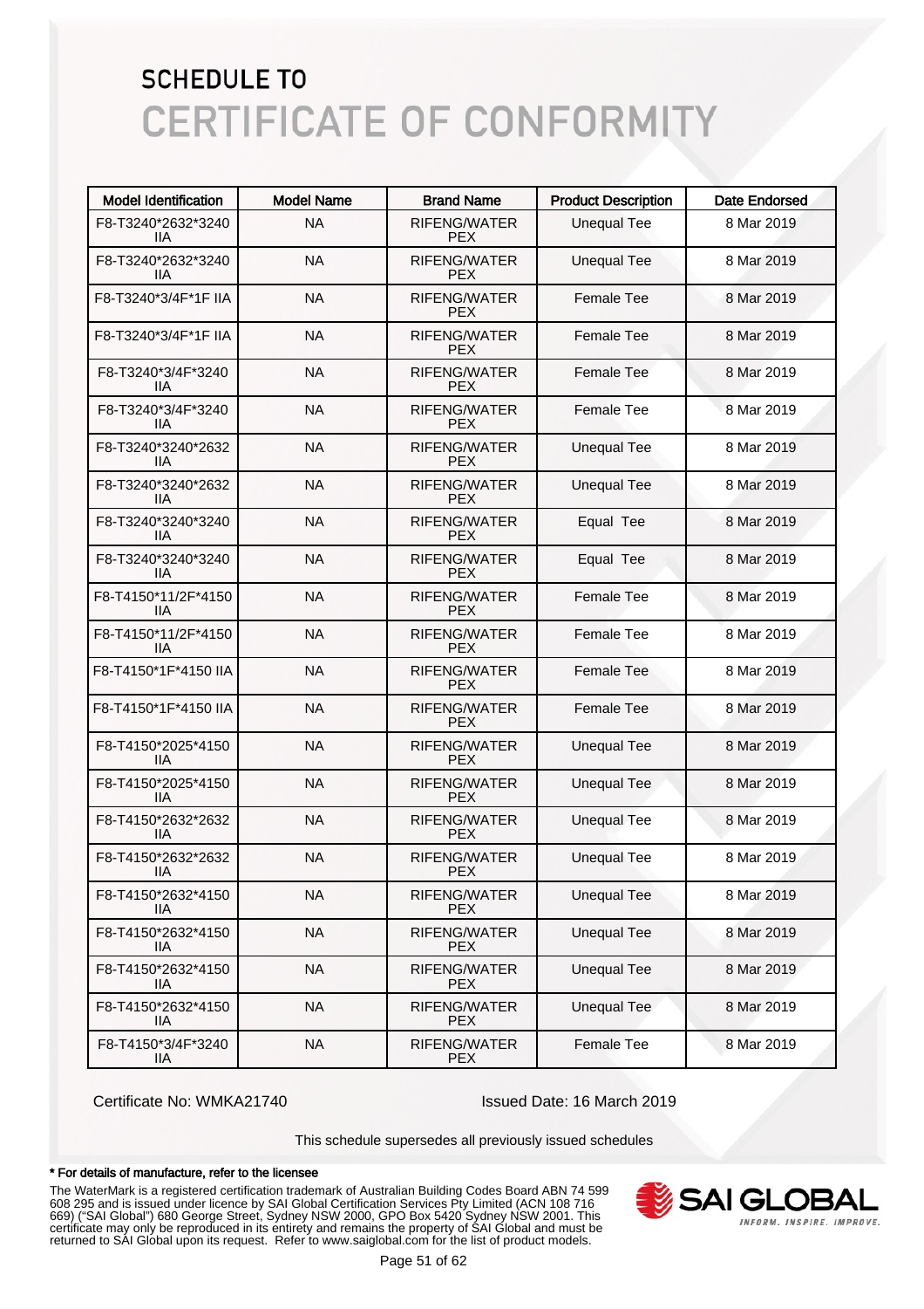# SCHEDULE TO

# CERTIFICATE OF CONFORMITY

| Model Identification | Model Name | Brand Name | Product Description | Date Endorsed |
|---|---|---|---|---|
| F8-T3240*2632*3240 IIA | NA | RIFENG/WATER PEX | Unequal Tee | 8 Mar 2019 |
| F8-T3240*2632*3240 IIA | NA | RIFENG/WATER PEX | Unequal Tee | 8 Mar 2019 |
| F8-T3240*3/4F*1F IIA | NA | RIFENG/WATER PEX | Female Tee | 8 Mar 2019 |
| F8-T3240*3/4F*1F IIA | NA | RIFENG/WATER PEX | Female Tee | 8 Mar 2019 |
| F8-T3240*3/4F*3240 IIA | NA | RIFENG/WATER PEX | Female Tee | 8 Mar 2019 |
| F8-T3240*3/4F*3240 IIA | NA | RIFENG/WATER PEX | Female Tee | 8 Mar 2019 |
| F8-T3240*3240*2632 IIA | NA | RIFENG/WATER PEX | Unequal Tee | 8 Mar 2019 |
| F8-T3240*3240*2632 IIA | NA | RIFENG/WATER PEX | Unequal Tee | 8 Mar 2019 |
| F8-T3240*3240*3240 IIA | NA | RIFENG/WATER PEX | Equal Tee | 8 Mar 2019 |
| F8-T3240*3240*3240 IIA | NA | RIFENG/WATER PEX | Equal Tee | 8 Mar 2019 |
| F8-T4150*11/2F*4150 IIA | NA | RIFENG/WATER PEX | Female Tee | 8 Mar 2019 |
| F8-T4150*11/2F*4150 IIA | NA | RIFENG/WATER PEX | Female Tee | 8 Mar 2019 |
| F8-T4150*1F*4150 IIA | NA | RIFENG/WATER PEX | Female Tee | 8 Mar 2019 |
| F8-T4150*1F*4150 IIA | NA | RIFENG/WATER PEX | Female Tee | 8 Mar 2019 |
| F8-T4150*2025*4150 IIA | NA | RIFENG/WATER PEX | Unequal Tee | 8 Mar 2019 |
| F8-T4150*2025*4150 IIA | NA | RIFENG/WATER PEX | Unequal Tee | 8 Mar 2019 |
| F8-T4150*2632*2632 IIA | NA | RIFENG/WATER PEX | Unequal Tee | 8 Mar 2019 |
| F8-T4150*2632*2632 IIA | NA | RIFENG/WATER PEX | Unequal Tee | 8 Mar 2019 |
| F8-T4150*2632*4150 IIA | NA | RIFENG/WATER PEX | Unequal Tee | 8 Mar 2019 |
| F8-T4150*2632*4150 IIA | NA | RIFENG/WATER PEX | Unequal Tee | 8 Mar 2019 |
| F8-T4150*2632*4150 IIA | NA | RIFENG/WATER PEX | Unequal Tee | 8 Mar 2019 |
| F8-T4150*2632*4150 IIA | NA | RIFENG/WATER PEX | Unequal Tee | 8 Mar 2019 |
| F8-T4150*3/4F*3240 IIA | NA | RIFENG/WATER PEX | Female Tee | 8 Mar 2019 |

Certificate No: WMKA21740

Issued Date: 16 March 2019

This schedule supersedes all previously issued schedules

**\* For details of manufacture, refer to the licensee**

The WaterMark is a registered certification trademark of Australian Building Codes Board ABN 74 599 608 295 and is issued under licence by SAI Global Certification Services Pty Limited (ACN 108 716 669) ("SAI Global") 680 George Street, Sydney NSW 2000, GPO Box 5420 Sydney NSW 2001. This certificate may only be reproduced in its entirety and remains the property of SAI Global and must be returned to SAI Global upon its request. Refer to www.saiglobal.com for the list of product models.

SAI GLOBAL
INFORM. INSPIRE. IMPROVE.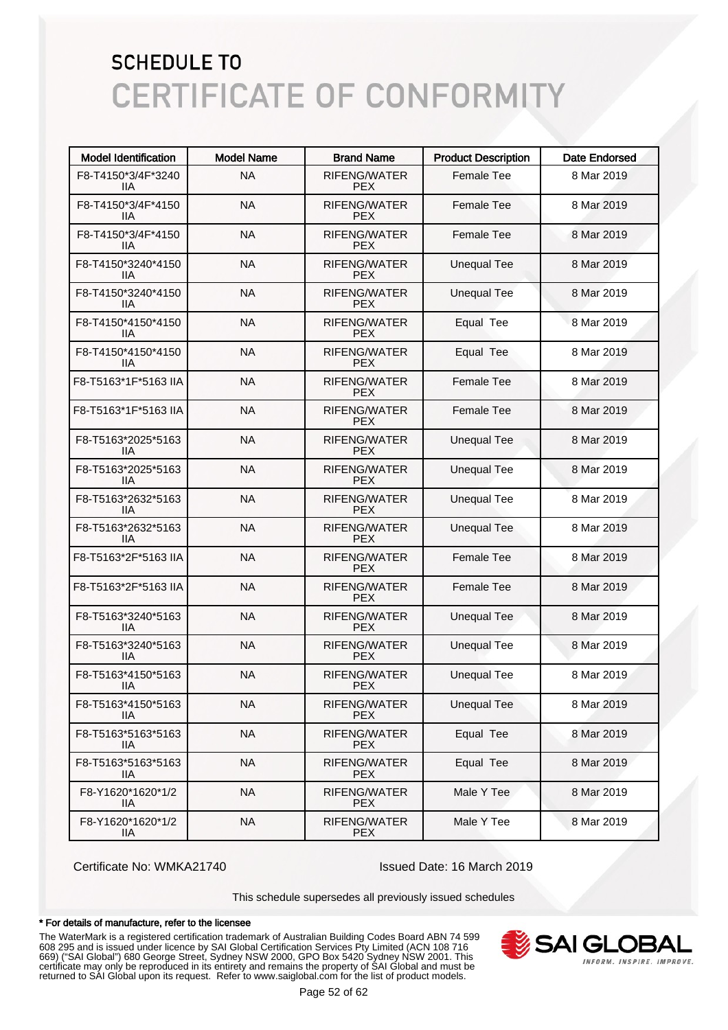# SCHEDULE TO
# CERTIFICATE OF CONFORMITY

| Model Identification | Model Name | Brand Name | Product Description | Date Endorsed |
|---|---|---|---|---|
| F8-T4150*3/4F*3240 IIA | NA | RIFENG/WATER PEX | Female Tee | 8 Mar 2019 |
| F8-T4150*3/4F*4150 IIA | NA | RIFENG/WATER PEX | Female Tee | 8 Mar 2019 |
| F8-T4150*3/4F*4150 IIA | NA | RIFENG/WATER PEX | Female Tee | 8 Mar 2019 |
| F8-T4150*3240*4150 IIA | NA | RIFENG/WATER PEX | Unequal Tee | 8 Mar 2019 |
| F8-T4150*3240*4150 IIA | NA | RIFENG/WATER PEX | Unequal Tee | 8 Mar 2019 |
| F8-T4150*4150*4150 IIA | NA | RIFENG/WATER PEX | Equal Tee | 8 Mar 2019 |
| F8-T4150*4150*4150 IIA | NA | RIFENG/WATER PEX | Equal Tee | 8 Mar 2019 |
| F8-T5163*1F*5163 IIA | NA | RIFENG/WATER PEX | Female Tee | 8 Mar 2019 |
| F8-T5163*1F*5163 IIA | NA | RIFENG/WATER PEX | Female Tee | 8 Mar 2019 |
| F8-T5163*2025*5163 IIA | NA | RIFENG/WATER PEX | Unequal Tee | 8 Mar 2019 |
| F8-T5163*2025*5163 IIA | NA | RIFENG/WATER PEX | Unequal Tee | 8 Mar 2019 |
| F8-T5163*2632*5163 IIA | NA | RIFENG/WATER PEX | Unequal Tee | 8 Mar 2019 |
| F8-T5163*2632*5163 IIA | NA | RIFENG/WATER PEX | Unequal Tee | 8 Mar 2019 |
| F8-T5163*2F*5163 IIA | NA | RIFENG/WATER PEX | Female Tee | 8 Mar 2019 |
| F8-T5163*2F*5163 IIA | NA | RIFENG/WATER PEX | Female Tee | 8 Mar 2019 |
| F8-T5163*3240*5163 IIA | NA | RIFENG/WATER PEX | Unequal Tee | 8 Mar 2019 |
| F8-T5163*3240*5163 IIA | NA | RIFENG/WATER PEX | Unequal Tee | 8 Mar 2019 |
| F8-T5163*4150*5163 IIA | NA | RIFENG/WATER PEX | Unequal Tee | 8 Mar 2019 |
| F8-T5163*4150*5163 IIA | NA | RIFENG/WATER PEX | Unequal Tee | 8 Mar 2019 |
| F8-T5163*5163*5163 IIA | NA | RIFENG/WATER PEX | Equal Tee | 8 Mar 2019 |
| F8-T5163*5163*5163 IIA | NA | RIFENG/WATER PEX | Equal Tee | 8 Mar 2019 |
| F8-Y1620*1620*1/2 IIA | NA | RIFENG/WATER PEX | Male Y Tee | 8 Mar 2019 |
| F8-Y1620*1620*1/2 IIA | NA | RIFENG/WATER PEX | Male Y Tee | 8 Mar 2019 |

Certificate No: WMKA21740

Issued Date: 16 March 2019

This schedule supersedes all previously issued schedules

**\* For details of manufacture, refer to the licensee**

The WaterMark is a registered certification trademark of Australian Building Codes Board ABN 74 599 608 295 and is issued under licence by SAI Global Certification Services Pty Limited (ACN 108 716 669) ("SAI Global") 680 George Street, Sydney NSW 2000, GPO Box 5420 Sydney NSW 2001. This certificate may only be reproduced in its entirety and remains the property of SAI Global and must be returned to SAI Global upon its request. Refer to www.saiglobal.com for the list of product models.

SAI GLOBAL
INFORM. INSPIRE. IMPROVE.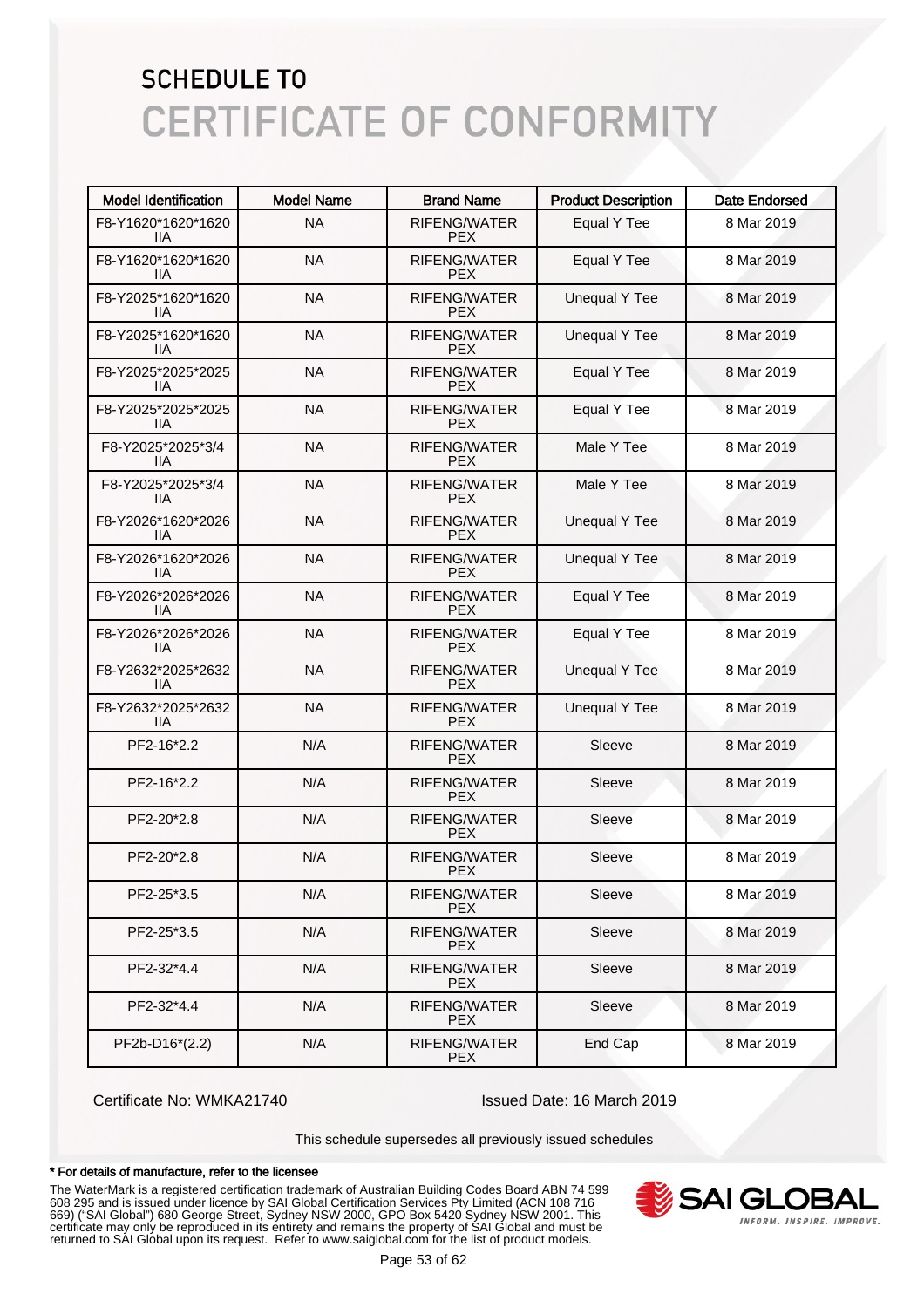# SCHEDULE TO
# CERTIFICATE OF CONFORMITY

| Model Identification | Model Name | Brand Name | Product Description | Date Endorsed |
| --- | --- | --- | --- | --- |
| F8-Y1620*1620*1620 IIA | NA | RIFENG/WATER PEX | Equal Y Tee | 8 Mar 2019 |
| F8-Y1620*1620*1620 IIA | NA | RIFENG/WATER PEX | Equal Y Tee | 8 Mar 2019 |
| F8-Y2025*1620*1620 IIA | NA | RIFENG/WATER PEX | Unequal Y Tee | 8 Mar 2019 |
| F8-Y2025*1620*1620 IIA | NA | RIFENG/WATER PEX | Unequal Y Tee | 8 Mar 2019 |
| F8-Y2025*2025*2025 IIA | NA | RIFENG/WATER PEX | Equal Y Tee | 8 Mar 2019 |
| F8-Y2025*2025*2025 IIA | NA | RIFENG/WATER PEX | Equal Y Tee | 8 Mar 2019 |
| F8-Y2025*2025*3/4 IIA | NA | RIFENG/WATER PEX | Male Y Tee | 8 Mar 2019 |
| F8-Y2025*2025*3/4 IIA | NA | RIFENG/WATER PEX | Male Y Tee | 8 Mar 2019 |
| F8-Y2026*1620*2026 IIA | NA | RIFENG/WATER PEX | Unequal Y Tee | 8 Mar 2019 |
| F8-Y2026*1620*2026 IIA | NA | RIFENG/WATER PEX | Unequal Y Tee | 8 Mar 2019 |
| F8-Y2026*2026*2026 IIA | NA | RIFENG/WATER PEX | Equal Y Tee | 8 Mar 2019 |
| F8-Y2026*2026*2026 IIA | NA | RIFENG/WATER PEX | Equal Y Tee | 8 Mar 2019 |
| F8-Y2632*2025*2632 IIA | NA | RIFENG/WATER PEX | Unequal Y Tee | 8 Mar 2019 |
| F8-Y2632*2025*2632 IIA | NA | RIFENG/WATER PEX | Unequal Y Tee | 8 Mar 2019 |
| PF2-16*2.2 | N/A | RIFENG/WATER PEX | Sleeve | 8 Mar 2019 |
| PF2-16*2.2 | N/A | RIFENG/WATER PEX | Sleeve | 8 Mar 2019 |
| PF2-20*2.8 | N/A | RIFENG/WATER PEX | Sleeve | 8 Mar 2019 |
| PF2-20*2.8 | N/A | RIFENG/WATER PEX | Sleeve | 8 Mar 2019 |
| PF2-25*3.5 | N/A | RIFENG/WATER PEX | Sleeve | 8 Mar 2019 |
| PF2-25*3.5 | N/A | RIFENG/WATER PEX | Sleeve | 8 Mar 2019 |
| PF2-32*4.4 | N/A | RIFENG/WATER PEX | Sleeve | 8 Mar 2019 |
| PF2-32*4.4 | N/A | RIFENG/WATER PEX | Sleeve | 8 Mar 2019 |
| PF2b-D16*(2.2) | N/A | RIFENG/WATER PEX | End Cap | 8 Mar 2019 |

Certificate No: WMKA21740

Issued Date: 16 March 2019

This schedule supersedes all previously issued schedules

**\* For details of manufacture, refer to the licensee**

The WaterMark is a registered certification trademark of Australian Building Codes Board ABN 74 599 608 295 and is issued under licence by SAI Global Certification Services Pty Limited (ACN 108 716 669) ("SAI Global") 680 George Street, Sydney NSW 2000, GPO Box 5420 Sydney NSW 2001. This certificate may only be reproduced in its entirety and remains the property of SAI Global and must be returned to SAI Global upon its request. Refer to www.saiglobal.com for the list of product models.

SAI GLOBAL
INFORM. INSPIRE. IMPROVE.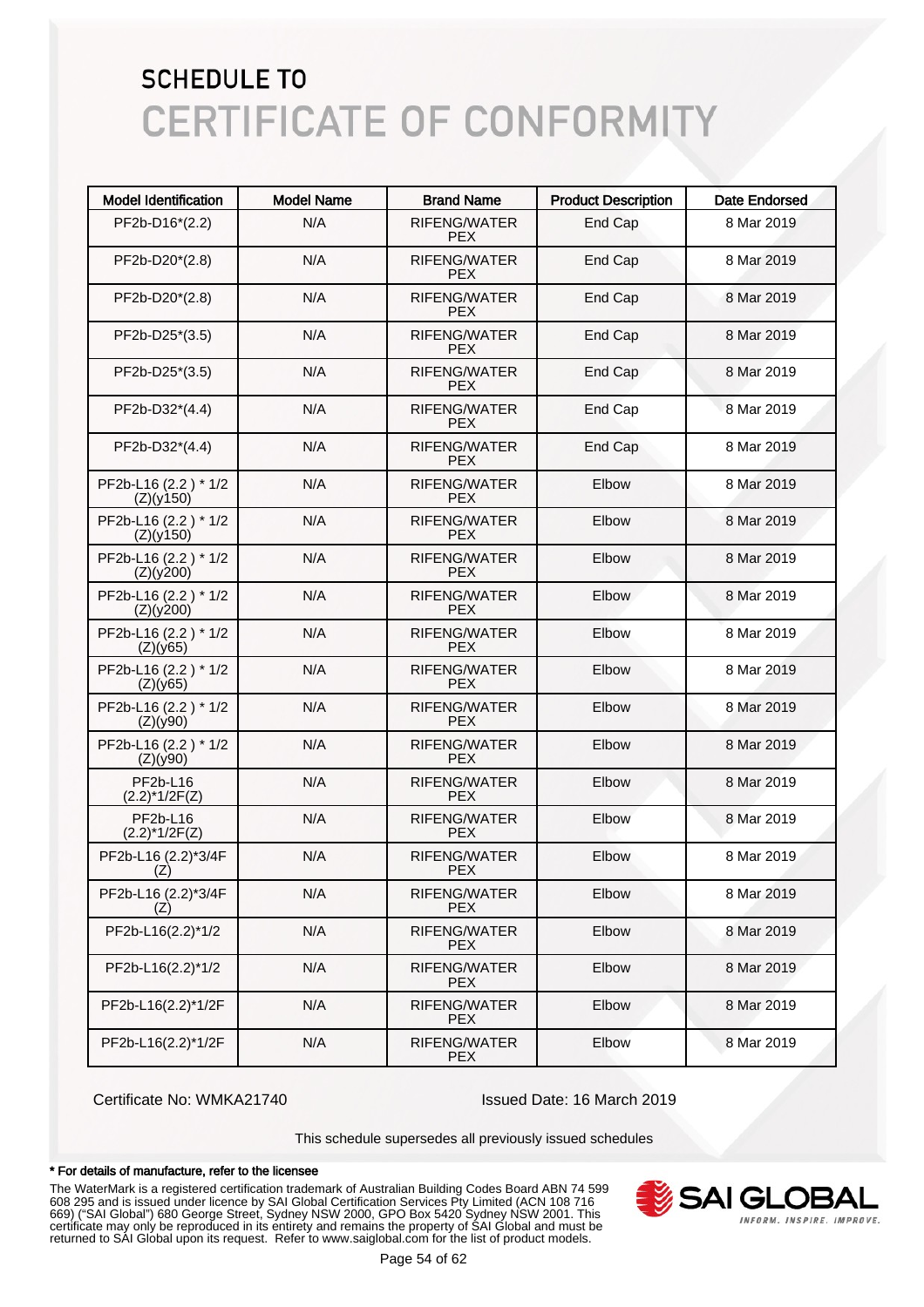# SCHEDULE TO
# CERTIFICATE OF CONFORMITY

| Model Identification | Model Name | Brand Name | Product Description | Date Endorsed |
|---|---|---|---|---|
| PF2b-D16*(2.2) | N/A | RIFENG/WATER PEX | End Cap | 8 Mar 2019 |
| PF2b-D20*(2.8) | N/A | RIFENG/WATER PEX | End Cap | 8 Mar 2019 |
| PF2b-D20*(2.8) | N/A | RIFENG/WATER PEX | End Cap | 8 Mar 2019 |
| PF2b-D25*(3.5) | N/A | RIFENG/WATER PEX | End Cap | 8 Mar 2019 |
| PF2b-D25*(3.5) | N/A | RIFENG/WATER PEX | End Cap | 8 Mar 2019 |
| PF2b-D32*(4.4) | N/A | RIFENG/WATER PEX | End Cap | 8 Mar 2019 |
| PF2b-D32*(4.4) | N/A | RIFENG/WATER PEX | End Cap | 8 Mar 2019 |
| PF2b-L16 (2.2 ) * 1/2 (Z)(y150) | N/A | RIFENG/WATER PEX | Elbow | 8 Mar 2019 |
| PF2b-L16 (2.2 ) * 1/2 (Z)(y150) | N/A | RIFENG/WATER PEX | Elbow | 8 Mar 2019 |
| PF2b-L16 (2.2 ) * 1/2 (Z)(y200) | N/A | RIFENG/WATER PEX | Elbow | 8 Mar 2019 |
| PF2b-L16 (2.2 ) * 1/2 (Z)(y200) | N/A | RIFENG/WATER PEX | Elbow | 8 Mar 2019 |
| PF2b-L16 (2.2 ) * 1/2 (Z)(y65) | N/A | RIFENG/WATER PEX | Elbow | 8 Mar 2019 |
| PF2b-L16 (2.2 ) * 1/2 (Z)(y65) | N/A | RIFENG/WATER PEX | Elbow | 8 Mar 2019 |
| PF2b-L16 (2.2 ) * 1/2 (Z)(y90) | N/A | RIFENG/WATER PEX | Elbow | 8 Mar 2019 |
| PF2b-L16 (2.2 ) * 1/2 (Z)(y90) | N/A | RIFENG/WATER PEX | Elbow | 8 Mar 2019 |
| PF2b-L16 (2.2)*1/2F(Z) | N/A | RIFENG/WATER PEX | Elbow | 8 Mar 2019 |
| PF2b-L16 (2.2)*1/2F(Z) | N/A | RIFENG/WATER PEX | Elbow | 8 Mar 2019 |
| PF2b-L16 (2.2)*3/4F (Z) | N/A | RIFENG/WATER PEX | Elbow | 8 Mar 2019 |
| PF2b-L16 (2.2)*3/4F (Z) | N/A | RIFENG/WATER PEX | Elbow | 8 Mar 2019 |
| PF2b-L16(2.2)*1/2 | N/A | RIFENG/WATER PEX | Elbow | 8 Mar 2019 |
| PF2b-L16(2.2)*1/2 | N/A | RIFENG/WATER PEX | Elbow | 8 Mar 2019 |
| PF2b-L16(2.2)*1/2F | N/A | RIFENG/WATER PEX | Elbow | 8 Mar 2019 |
| PF2b-L16(2.2)*1/2F | N/A | RIFENG/WATER PEX | Elbow | 8 Mar 2019 |

Certificate No: WMKA21740

Issued Date: 16 March 2019

This schedule supersedes all previously issued schedules

**\* For details of manufacture, refer to the licensee**

The WaterMark is a registered certification trademark of Australian Building Codes Board ABN 74 599 608 295 and is issued under licence by SAI Global Certification Services Pty Limited (ACN 108 716 669) ("SAI Global") 680 George Street, Sydney NSW 2000, GPO Box 5420 Sydney NSW 2001. This certificate may only be reproduced in its entirety and remains the property of SAI Global and must be returned to SAI Global upon its request. Refer to www.saiglobal.com for the list of product models.

SAI GLOBAL
INFORM. INSPIRE. IMPROVE.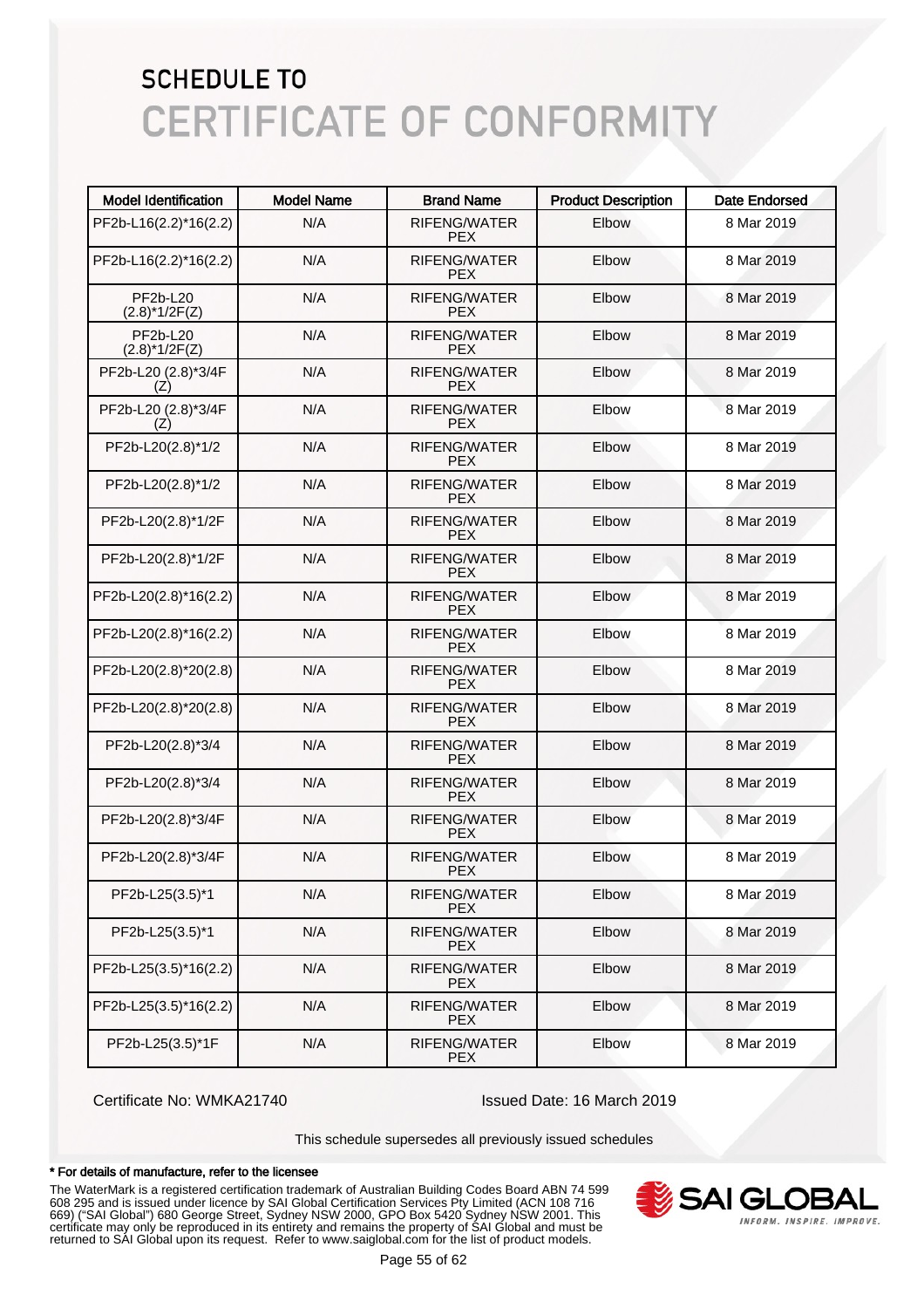## SCHEDULE TO

# CERTIFICATE OF CONFORMITY

| Model Identification | Model Name | Brand Name | Product Description | Date Endorsed |
|---|---|---|---|---|
| PF2b-L16(2.2)*16(2.2) | N/A | RIFENG/WATER PEX | Elbow | 8 Mar 2019 |
| PF2b-L16(2.2)*16(2.2) | N/A | RIFENG/WATER PEX | Elbow | 8 Mar 2019 |
| PF2b-L20 (2.8)*1/2F(Z) | N/A | RIFENG/WATER PEX | Elbow | 8 Mar 2019 |
| PF2b-L20 (2.8)*1/2F(Z) | N/A | RIFENG/WATER PEX | Elbow | 8 Mar 2019 |
| PF2b-L20 (2.8)*3/4F (Z) | N/A | RIFENG/WATER PEX | Elbow | 8 Mar 2019 |
| PF2b-L20 (2.8)*3/4F (Z) | N/A | RIFENG/WATER PEX | Elbow | 8 Mar 2019 |
| PF2b-L20(2.8)*1/2 | N/A | RIFENG/WATER PEX | Elbow | 8 Mar 2019 |
| PF2b-L20(2.8)*1/2 | N/A | RIFENG/WATER PEX | Elbow | 8 Mar 2019 |
| PF2b-L20(2.8)*1/2F | N/A | RIFENG/WATER PEX | Elbow | 8 Mar 2019 |
| PF2b-L20(2.8)*1/2F | N/A | RIFENG/WATER PEX | Elbow | 8 Mar 2019 |
| PF2b-L20(2.8)*16(2.2) | N/A | RIFENG/WATER PEX | Elbow | 8 Mar 2019 |
| PF2b-L20(2.8)*16(2.2) | N/A | RIFENG/WATER PEX | Elbow | 8 Mar 2019 |
| PF2b-L20(2.8)*20(2.8) | N/A | RIFENG/WATER PEX | Elbow | 8 Mar 2019 |
| PF2b-L20(2.8)*20(2.8) | N/A | RIFENG/WATER PEX | Elbow | 8 Mar 2019 |
| PF2b-L20(2.8)*3/4 | N/A | RIFENG/WATER PEX | Elbow | 8 Mar 2019 |
| PF2b-L20(2.8)*3/4 | N/A | RIFENG/WATER PEX | Elbow | 8 Mar 2019 |
| PF2b-L20(2.8)*3/4F | N/A | RIFENG/WATER PEX | Elbow | 8 Mar 2019 |
| PF2b-L20(2.8)*3/4F | N/A | RIFENG/WATER PEX | Elbow | 8 Mar 2019 |
| PF2b-L25(3.5)*1 | N/A | RIFENG/WATER PEX | Elbow | 8 Mar 2019 |
| PF2b-L25(3.5)*1 | N/A | RIFENG/WATER PEX | Elbow | 8 Mar 2019 |
| PF2b-L25(3.5)*16(2.2) | N/A | RIFENG/WATER PEX | Elbow | 8 Mar 2019 |
| PF2b-L25(3.5)*16(2.2) | N/A | RIFENG/WATER PEX | Elbow | 8 Mar 2019 |
| PF2b-L25(3.5)*1F | N/A | RIFENG/WATER PEX | Elbow | 8 Mar 2019 |

Certificate No: WMKA21740 Issued Date: 16 March 2019

This schedule supersedes all previously issued schedules

**\* For details of manufacture, refer to the licensee**

The WaterMark is a registered certification trademark of Australian Building Codes Board ABN 74 599 608 295 and is issued under licence by SAI Global Certification Services Pty Limited (ACN 108 716 669) ("SAI Global") 680 George Street, Sydney NSW 2000, GPO Box 5420 Sydney NSW 2001. This certificate may only be reproduced in its entirety and remains the property of SAI Global and must be returned to SAI Global upon its request. Refer to www.saiglobal.com for the list of product models.

SAI GLOBAL — INFORM. INSPIRE. IMPROVE.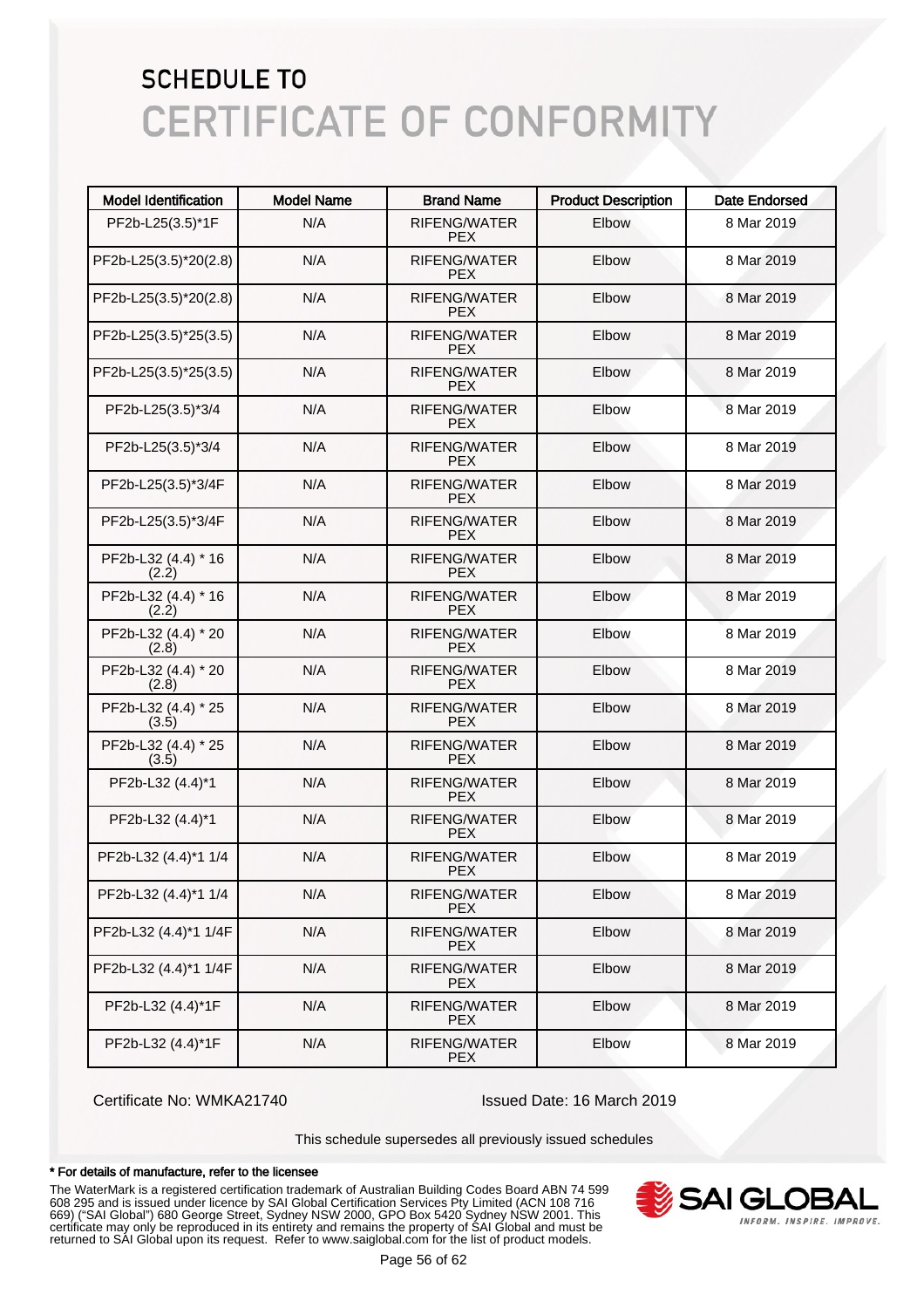# SCHEDULE TO

# CERTIFICATE OF CONFORMITY

| Model Identification | Model Name | Brand Name | Product Description | Date Endorsed |
|---|---|---|---|---|
| PF2b-L25(3.5)*1F | N/A | RIFENG/WATER PEX | Elbow | 8 Mar 2019 |
| PF2b-L25(3.5)*20(2.8) | N/A | RIFENG/WATER PEX | Elbow | 8 Mar 2019 |
| PF2b-L25(3.5)*20(2.8) | N/A | RIFENG/WATER PEX | Elbow | 8 Mar 2019 |
| PF2b-L25(3.5)*25(3.5) | N/A | RIFENG/WATER PEX | Elbow | 8 Mar 2019 |
| PF2b-L25(3.5)*25(3.5) | N/A | RIFENG/WATER PEX | Elbow | 8 Mar 2019 |
| PF2b-L25(3.5)*3/4 | N/A | RIFENG/WATER PEX | Elbow | 8 Mar 2019 |
| PF2b-L25(3.5)*3/4 | N/A | RIFENG/WATER PEX | Elbow | 8 Mar 2019 |
| PF2b-L25(3.5)*3/4F | N/A | RIFENG/WATER PEX | Elbow | 8 Mar 2019 |
| PF2b-L25(3.5)*3/4F | N/A | RIFENG/WATER PEX | Elbow | 8 Mar 2019 |
| PF2b-L32 (4.4) * 16 (2.2) | N/A | RIFENG/WATER PEX | Elbow | 8 Mar 2019 |
| PF2b-L32 (4.4) * 16 (2.2) | N/A | RIFENG/WATER PEX | Elbow | 8 Mar 2019 |
| PF2b-L32 (4.4) * 20 (2.8) | N/A | RIFENG/WATER PEX | Elbow | 8 Mar 2019 |
| PF2b-L32 (4.4) * 20 (2.8) | N/A | RIFENG/WATER PEX | Elbow | 8 Mar 2019 |
| PF2b-L32 (4.4) * 25 (3.5) | N/A | RIFENG/WATER PEX | Elbow | 8 Mar 2019 |
| PF2b-L32 (4.4) * 25 (3.5) | N/A | RIFENG/WATER PEX | Elbow | 8 Mar 2019 |
| PF2b-L32 (4.4)*1 | N/A | RIFENG/WATER PEX | Elbow | 8 Mar 2019 |
| PF2b-L32 (4.4)*1 | N/A | RIFENG/WATER PEX | Elbow | 8 Mar 2019 |
| PF2b-L32 (4.4)*1 1/4 | N/A | RIFENG/WATER PEX | Elbow | 8 Mar 2019 |
| PF2b-L32 (4.4)*1 1/4 | N/A | RIFENG/WATER PEX | Elbow | 8 Mar 2019 |
| PF2b-L32 (4.4)*1 1/4F | N/A | RIFENG/WATER PEX | Elbow | 8 Mar 2019 |
| PF2b-L32 (4.4)*1 1/4F | N/A | RIFENG/WATER PEX | Elbow | 8 Mar 2019 |
| PF2b-L32 (4.4)*1F | N/A | RIFENG/WATER PEX | Elbow | 8 Mar 2019 |
| PF2b-L32 (4.4)*1F | N/A | RIFENG/WATER PEX | Elbow | 8 Mar 2019 |

Certificate No: WMKA21740

Issued Date: 16 March 2019

This schedule supersedes all previously issued schedules

**\* For details of manufacture, refer to the licensee**

The WaterMark is a registered certification trademark of Australian Building Codes Board ABN 74 599 608 295 and is issued under licence by SAI Global Certification Services Pty Limited (ACN 108 716 669) ("SAI Global") 680 George Street, Sydney NSW 2000, GPO Box 5420 Sydney NSW 2001. This certificate may only be reproduced in its entirety and remains the property of SAI Global and must be returned to SAI Global upon its request. Refer to www.saiglobal.com for the list of product models.

SAI GLOBAL
INFORM. INSPIRE. IMPROVE.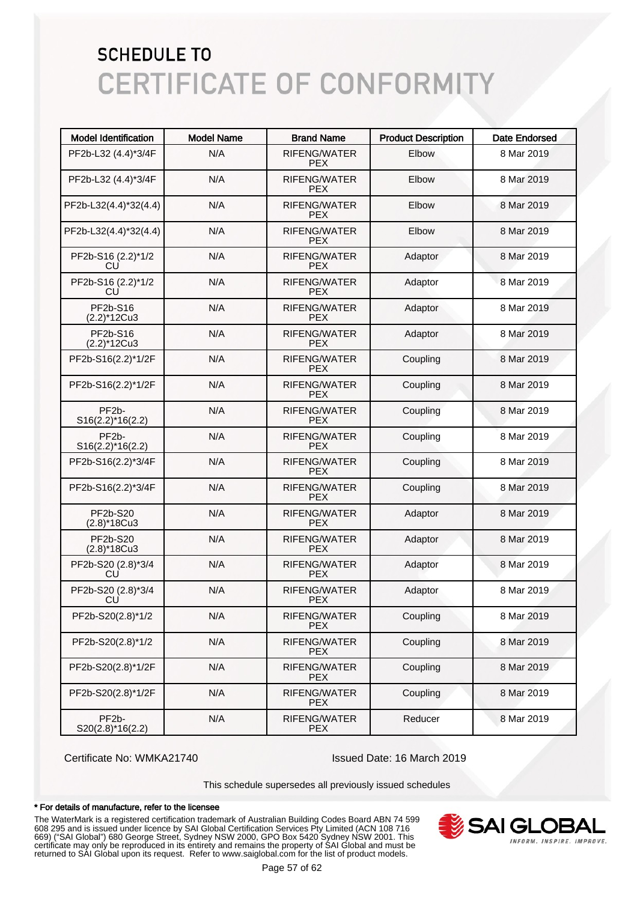# SCHEDULE TO
# CERTIFICATE OF CONFORMITY

| Model Identification | Model Name | Brand Name | Product Description | Date Endorsed |
|---|---|---|---|---|
| PF2b-L32 (4.4)*3/4F | N/A | RIFENG/WATER PEX | Elbow | 8 Mar 2019 |
| PF2b-L32 (4.4)*3/4F | N/A | RIFENG/WATER PEX | Elbow | 8 Mar 2019 |
| PF2b-L32(4.4)*32(4.4) | N/A | RIFENG/WATER PEX | Elbow | 8 Mar 2019 |
| PF2b-L32(4.4)*32(4.4) | N/A | RIFENG/WATER PEX | Elbow | 8 Mar 2019 |
| PF2b-S16 (2.2)*1/2 CU | N/A | RIFENG/WATER PEX | Adaptor | 8 Mar 2019 |
| PF2b-S16 (2.2)*1/2 CU | N/A | RIFENG/WATER PEX | Adaptor | 8 Mar 2019 |
| PF2b-S16 (2.2)*12Cu3 | N/A | RIFENG/WATER PEX | Adaptor | 8 Mar 2019 |
| PF2b-S16 (2.2)*12Cu3 | N/A | RIFENG/WATER PEX | Adaptor | 8 Mar 2019 |
| PF2b-S16(2.2)*1/2F | N/A | RIFENG/WATER PEX | Coupling | 8 Mar 2019 |
| PF2b-S16(2.2)*1/2F | N/A | RIFENG/WATER PEX | Coupling | 8 Mar 2019 |
| PF2b-S16(2.2)*16(2.2) | N/A | RIFENG/WATER PEX | Coupling | 8 Mar 2019 |
| PF2b-S16(2.2)*16(2.2) | N/A | RIFENG/WATER PEX | Coupling | 8 Mar 2019 |
| PF2b-S16(2.2)*3/4F | N/A | RIFENG/WATER PEX | Coupling | 8 Mar 2019 |
| PF2b-S16(2.2)*3/4F | N/A | RIFENG/WATER PEX | Coupling | 8 Mar 2019 |
| PF2b-S20 (2.8)*18Cu3 | N/A | RIFENG/WATER PEX | Adaptor | 8 Mar 2019 |
| PF2b-S20 (2.8)*18Cu3 | N/A | RIFENG/WATER PEX | Adaptor | 8 Mar 2019 |
| PF2b-S20 (2.8)*3/4 CU | N/A | RIFENG/WATER PEX | Adaptor | 8 Mar 2019 |
| PF2b-S20 (2.8)*3/4 CU | N/A | RIFENG/WATER PEX | Adaptor | 8 Mar 2019 |
| PF2b-S20(2.8)*1/2 | N/A | RIFENG/WATER PEX | Coupling | 8 Mar 2019 |
| PF2b-S20(2.8)*1/2 | N/A | RIFENG/WATER PEX | Coupling | 8 Mar 2019 |
| PF2b-S20(2.8)*1/2F | N/A | RIFENG/WATER PEX | Coupling | 8 Mar 2019 |
| PF2b-S20(2.8)*1/2F | N/A | RIFENG/WATER PEX | Coupling | 8 Mar 2019 |
| PF2b-S20(2.8)*16(2.2) | N/A | RIFENG/WATER PEX | Reducer | 8 Mar 2019 |

Certificate No: WMKA21740

Issued Date: 16 March 2019

This schedule supersedes all previously issued schedules

**\* For details of manufacture, refer to the licensee**

The WaterMark is a registered certification trademark of Australian Building Codes Board ABN 74 599 608 295 and is issued under licence by SAI Global Certification Services Pty Limited (ACN 108 716 669) ("SAI Global") 680 George Street, Sydney NSW 2000, GPO Box 5420 Sydney NSW 2001. This certificate may only be reproduced in its entirety and remains the property of SAI Global and must be returned to SAI Global upon its request. Refer to www.saiglobal.com for the list of product models.

SAI GLOBAL
INFORM. INSPIRE. IMPROVE.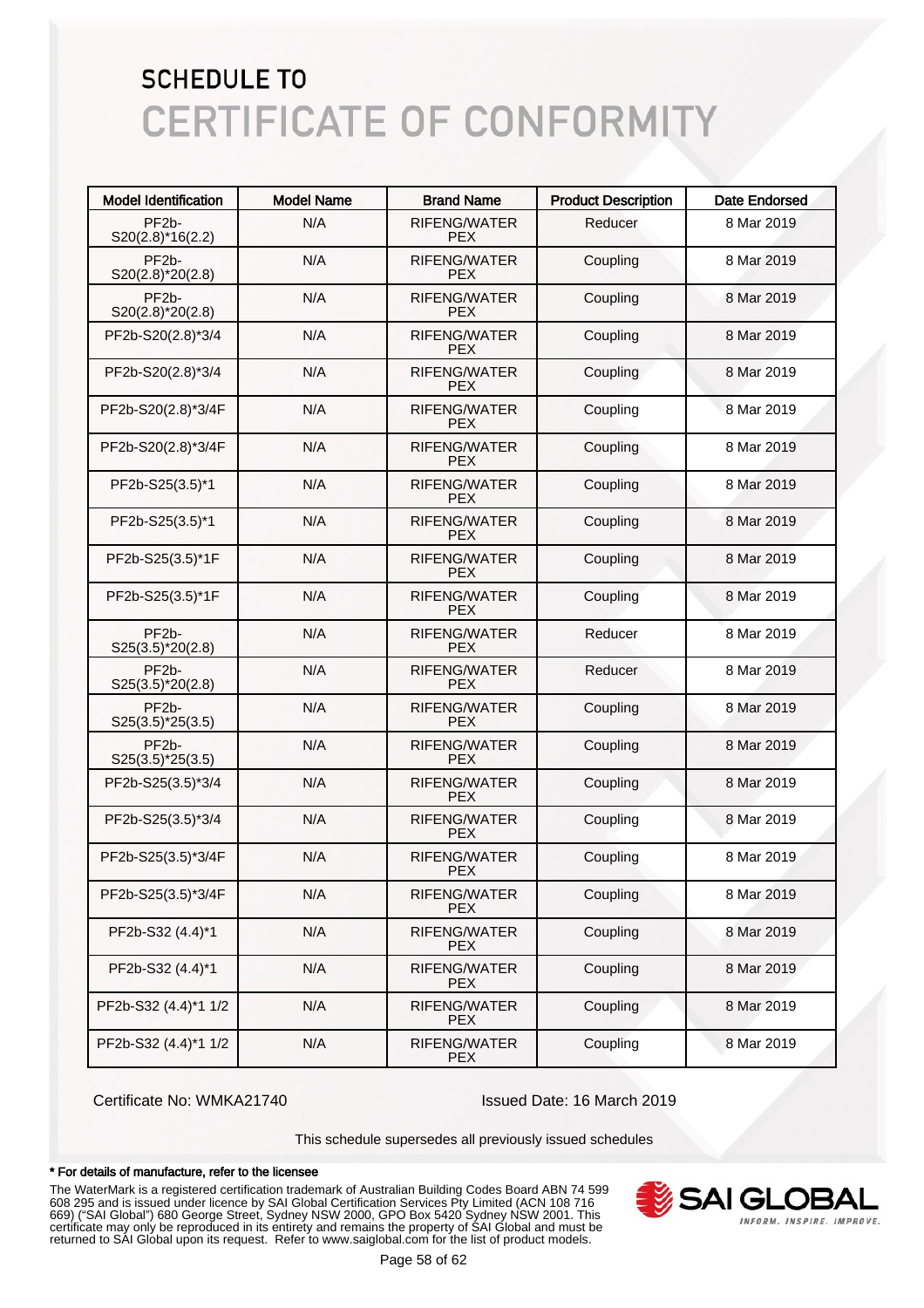# SCHEDULE TO

# CERTIFICATE OF CONFORMITY

| Model Identification | Model Name | Brand Name | Product Description | Date Endorsed |
|---|---|---|---|---|
| PF2b-S20(2.8)*16(2.2) | N/A | RIFENG/WATER PEX | Reducer | 8 Mar 2019 |
| PF2b-S20(2.8)*20(2.8) | N/A | RIFENG/WATER PEX | Coupling | 8 Mar 2019 |
| PF2b-S20(2.8)*20(2.8) | N/A | RIFENG/WATER PEX | Coupling | 8 Mar 2019 |
| PF2b-S20(2.8)*3/4 | N/A | RIFENG/WATER PEX | Coupling | 8 Mar 2019 |
| PF2b-S20(2.8)*3/4 | N/A | RIFENG/WATER PEX | Coupling | 8 Mar 2019 |
| PF2b-S20(2.8)*3/4F | N/A | RIFENG/WATER PEX | Coupling | 8 Mar 2019 |
| PF2b-S20(2.8)*3/4F | N/A | RIFENG/WATER PEX | Coupling | 8 Mar 2019 |
| PF2b-S25(3.5)*1 | N/A | RIFENG/WATER PEX | Coupling | 8 Mar 2019 |
| PF2b-S25(3.5)*1 | N/A | RIFENG/WATER PEX | Coupling | 8 Mar 2019 |
| PF2b-S25(3.5)*1F | N/A | RIFENG/WATER PEX | Coupling | 8 Mar 2019 |
| PF2b-S25(3.5)*1F | N/A | RIFENG/WATER PEX | Coupling | 8 Mar 2019 |
| PF2b-S25(3.5)*20(2.8) | N/A | RIFENG/WATER PEX | Reducer | 8 Mar 2019 |
| PF2b-S25(3.5)*20(2.8) | N/A | RIFENG/WATER PEX | Reducer | 8 Mar 2019 |
| PF2b-S25(3.5)*25(3.5) | N/A | RIFENG/WATER PEX | Coupling | 8 Mar 2019 |
| PF2b-S25(3.5)*25(3.5) | N/A | RIFENG/WATER PEX | Coupling | 8 Mar 2019 |
| PF2b-S25(3.5)*3/4 | N/A | RIFENG/WATER PEX | Coupling | 8 Mar 2019 |
| PF2b-S25(3.5)*3/4 | N/A | RIFENG/WATER PEX | Coupling | 8 Mar 2019 |
| PF2b-S25(3.5)*3/4F | N/A | RIFENG/WATER PEX | Coupling | 8 Mar 2019 |
| PF2b-S25(3.5)*3/4F | N/A | RIFENG/WATER PEX | Coupling | 8 Mar 2019 |
| PF2b-S32 (4.4)*1 | N/A | RIFENG/WATER PEX | Coupling | 8 Mar 2019 |
| PF2b-S32 (4.4)*1 | N/A | RIFENG/WATER PEX | Coupling | 8 Mar 2019 |
| PF2b-S32 (4.4)*1 1/2 | N/A | RIFENG/WATER PEX | Coupling | 8 Mar 2019 |
| PF2b-S32 (4.4)*1 1/2 | N/A | RIFENG/WATER PEX | Coupling | 8 Mar 2019 |

Certificate No: WMKA21740

Issued Date: 16 March 2019

This schedule supersedes all previously issued schedules

**\* For details of manufacture, refer to the licensee**

The WaterMark is a registered certification trademark of Australian Building Codes Board ABN 74 599 608 295 and is issued under licence by SAI Global Certification Services Pty Limited (ACN 108 716 669) ("SAI Global") 680 George Street, Sydney NSW 2000, GPO Box 5420 Sydney NSW 2001. This certificate may only be reproduced in its entirety and remains the property of SAI Global and must be returned to SAI Global upon its request. Refer to www.saiglobal.com for the list of product models.

SAI GLOBAL
INFORM. INSPIRE. IMPROVE.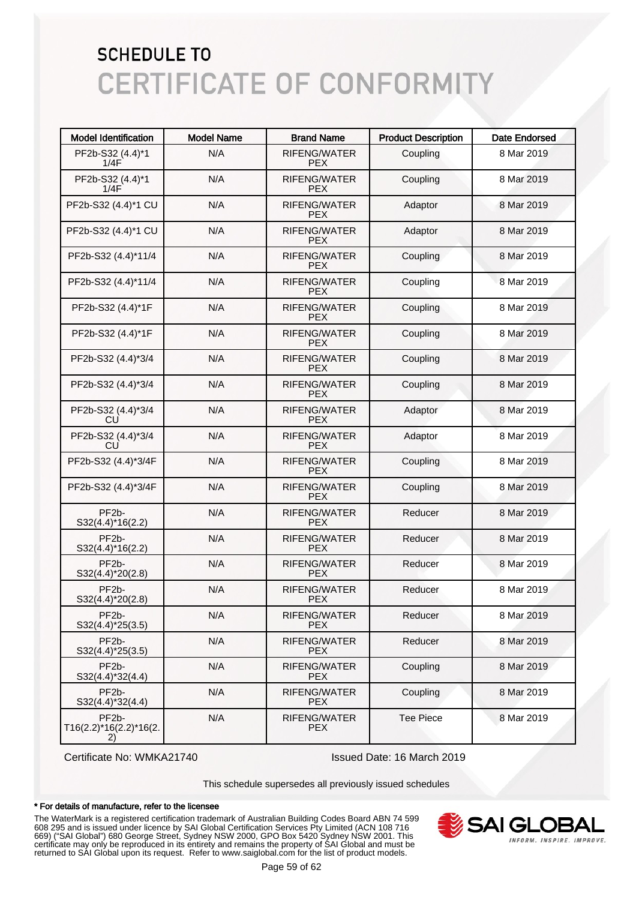# SCHEDULE TO
# CERTIFICATE OF CONFORMITY

| Model Identification | Model Name | Brand Name | Product Description | Date Endorsed |
|---|---|---|---|---|
| PF2b-S32 (4.4)*1 1/4F | N/A | RIFENG/WATER PEX | Coupling | 8 Mar 2019 |
| PF2b-S32 (4.4)*1 1/4F | N/A | RIFENG/WATER PEX | Coupling | 8 Mar 2019 |
| PF2b-S32 (4.4)*1 CU | N/A | RIFENG/WATER PEX | Adaptor | 8 Mar 2019 |
| PF2b-S32 (4.4)*1 CU | N/A | RIFENG/WATER PEX | Adaptor | 8 Mar 2019 |
| PF2b-S32 (4.4)*11/4 | N/A | RIFENG/WATER PEX | Coupling | 8 Mar 2019 |
| PF2b-S32 (4.4)*11/4 | N/A | RIFENG/WATER PEX | Coupling | 8 Mar 2019 |
| PF2b-S32 (4.4)*1F | N/A | RIFENG/WATER PEX | Coupling | 8 Mar 2019 |
| PF2b-S32 (4.4)*1F | N/A | RIFENG/WATER PEX | Coupling | 8 Mar 2019 |
| PF2b-S32 (4.4)*3/4 | N/A | RIFENG/WATER PEX | Coupling | 8 Mar 2019 |
| PF2b-S32 (4.4)*3/4 | N/A | RIFENG/WATER PEX | Coupling | 8 Mar 2019 |
| PF2b-S32 (4.4)*3/4 CU | N/A | RIFENG/WATER PEX | Adaptor | 8 Mar 2019 |
| PF2b-S32 (4.4)*3/4 CU | N/A | RIFENG/WATER PEX | Adaptor | 8 Mar 2019 |
| PF2b-S32 (4.4)*3/4F | N/A | RIFENG/WATER PEX | Coupling | 8 Mar 2019 |
| PF2b-S32 (4.4)*3/4F | N/A | RIFENG/WATER PEX | Coupling | 8 Mar 2019 |
| PF2b-S32(4.4)*16(2.2) | N/A | RIFENG/WATER PEX | Reducer | 8 Mar 2019 |
| PF2b-S32(4.4)*16(2.2) | N/A | RIFENG/WATER PEX | Reducer | 8 Mar 2019 |
| PF2b-S32(4.4)*20(2.8) | N/A | RIFENG/WATER PEX | Reducer | 8 Mar 2019 |
| PF2b-S32(4.4)*20(2.8) | N/A | RIFENG/WATER PEX | Reducer | 8 Mar 2019 |
| PF2b-S32(4.4)*25(3.5) | N/A | RIFENG/WATER PEX | Reducer | 8 Mar 2019 |
| PF2b-S32(4.4)*25(3.5) | N/A | RIFENG/WATER PEX | Reducer | 8 Mar 2019 |
| PF2b-S32(4.4)*32(4.4) | N/A | RIFENG/WATER PEX | Coupling | 8 Mar 2019 |
| PF2b-S32(4.4)*32(4.4) | N/A | RIFENG/WATER PEX | Coupling | 8 Mar 2019 |
| PF2b-T16(2.2)*16(2.2)*16(2.2) | N/A | RIFENG/WATER PEX | Tee Piece | 8 Mar 2019 |

Certificate No: WMKA21740

Issued Date: 16 March 2019

This schedule supersedes all previously issued schedules

**\* For details of manufacture, refer to the licensee**

The WaterMark is a registered certification trademark of Australian Building Codes Board ABN 74 599 608 295 and is issued under licence by SAI Global Certification Services Pty Limited (ACN 108 716 669) ("SAI Global") 680 George Street, Sydney NSW 2000, GPO Box 5420 Sydney NSW 2001. This certificate may only be reproduced in its entirety and remains the property of SAI Global and must be returned to SAI Global upon its request. Refer to www.saiglobal.com for the list of product models.

SAI GLOBAL
INFORM. INSPIRE. IMPROVE.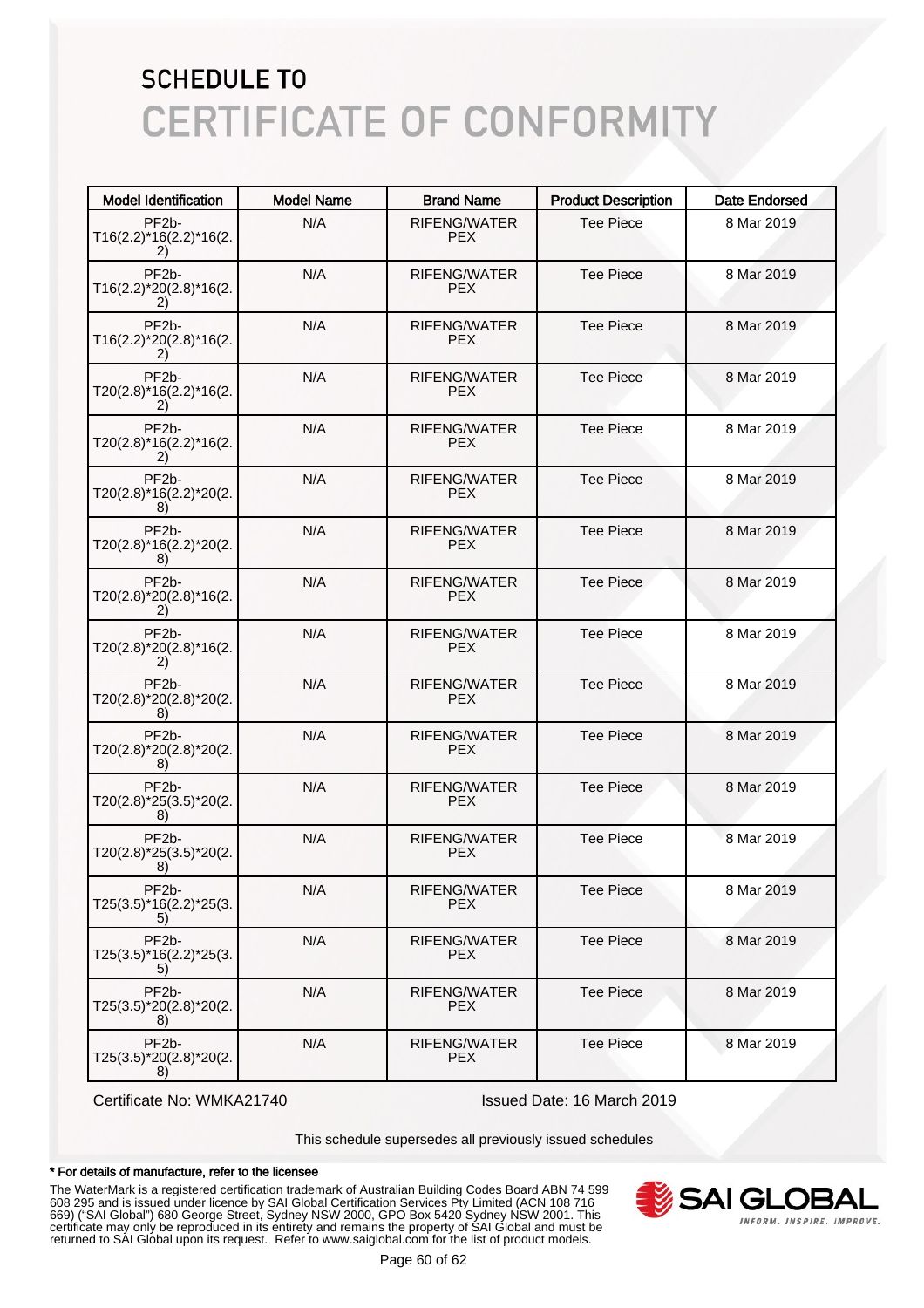# SCHEDULE TO
# CERTIFICATE OF CONFORMITY

| Model Identification | Model Name | Brand Name | Product Description | Date Endorsed |
|---|---|---|---|---|
| PF2b-T16(2.2)*16(2.2)*16(2.2) | N/A | RIFENG/WATER PEX | Tee Piece | 8 Mar 2019 |
| PF2b-T16(2.2)*20(2.8)*16(2.2) | N/A | RIFENG/WATER PEX | Tee Piece | 8 Mar 2019 |
| PF2b-T16(2.2)*20(2.8)*16(2.2) | N/A | RIFENG/WATER PEX | Tee Piece | 8 Mar 2019 |
| PF2b-T20(2.8)*16(2.2)*16(2.2) | N/A | RIFENG/WATER PEX | Tee Piece | 8 Mar 2019 |
| PF2b-T20(2.8)*16(2.2)*16(2.2) | N/A | RIFENG/WATER PEX | Tee Piece | 8 Mar 2019 |
| PF2b-T20(2.8)*16(2.2)*20(2.8) | N/A | RIFENG/WATER PEX | Tee Piece | 8 Mar 2019 |
| PF2b-T20(2.8)*16(2.2)*20(2.8) | N/A | RIFENG/WATER PEX | Tee Piece | 8 Mar 2019 |
| PF2b-T20(2.8)*20(2.8)*16(2.2) | N/A | RIFENG/WATER PEX | Tee Piece | 8 Mar 2019 |
| PF2b-T20(2.8)*20(2.8)*16(2.2) | N/A | RIFENG/WATER PEX | Tee Piece | 8 Mar 2019 |
| PF2b-T20(2.8)*20(2.8)*20(2.8) | N/A | RIFENG/WATER PEX | Tee Piece | 8 Mar 2019 |
| PF2b-T20(2.8)*20(2.8)*20(2.8) | N/A | RIFENG/WATER PEX | Tee Piece | 8 Mar 2019 |
| PF2b-T20(2.8)*25(3.5)*20(2.8) | N/A | RIFENG/WATER PEX | Tee Piece | 8 Mar 2019 |
| PF2b-T20(2.8)*25(3.5)*20(2.8) | N/A | RIFENG/WATER PEX | Tee Piece | 8 Mar 2019 |
| PF2b-T25(3.5)*16(2.2)*25(3.5) | N/A | RIFENG/WATER PEX | Tee Piece | 8 Mar 2019 |
| PF2b-T25(3.5)*16(2.2)*25(3.5) | N/A | RIFENG/WATER PEX | Tee Piece | 8 Mar 2019 |
| PF2b-T25(3.5)*20(2.8)*20(2.8) | N/A | RIFENG/WATER PEX | Tee Piece | 8 Mar 2019 |
| PF2b-T25(3.5)*20(2.8)*20(2.8) | N/A | RIFENG/WATER PEX | Tee Piece | 8 Mar 2019 |

Certificate No: WMKA21740

Issued Date: 16 March 2019

This schedule supersedes all previously issued schedules

**\* For details of manufacture, refer to the licensee**

The WaterMark is a registered certification trademark of Australian Building Codes Board ABN 74 599 608 295 and is issued under licence by SAI Global Certification Services Pty Limited (ACN 108 716 669) ("SAI Global") 680 George Street, Sydney NSW 2000, GPO Box 5420 Sydney NSW 2001. This certificate may only be reproduced in its entirety and remains the property of SAI Global and must be returned to SAI Global upon its request. Refer to www.saiglobal.com for the list of product models.

SAI GLOBAL
INFORM. INSPIRE. IMPROVE.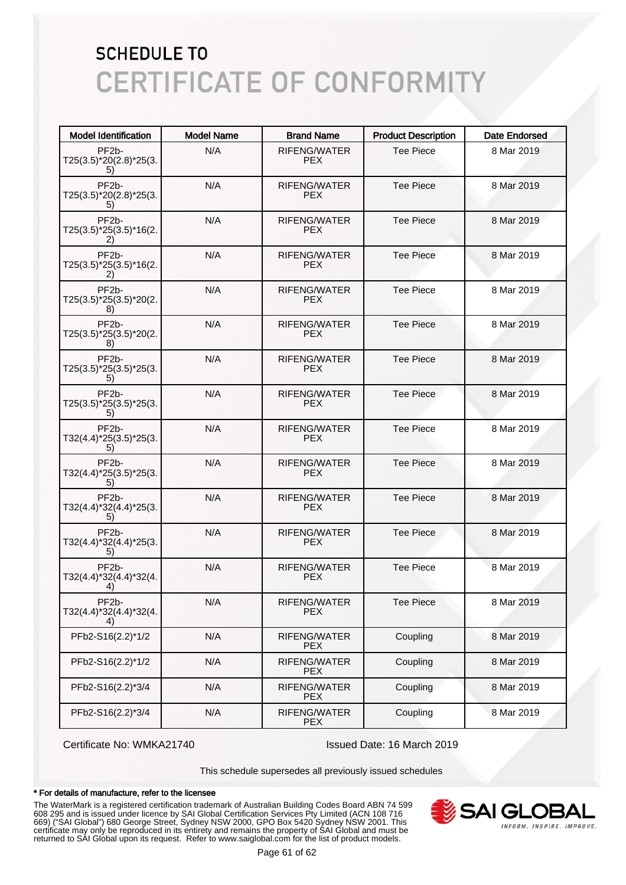# SCHEDULE TO
# CERTIFICATE OF CONFORMITY

| Model Identification | Model Name | Brand Name | Product Description | Date Endorsed |
|---|---|---|---|---|
| PF2b-T25(3.5)*20(2.8)*25(3.5) | N/A | RIFENG/WATER PEX | Tee Piece | 8 Mar 2019 |
| PF2b-T25(3.5)*20(2.8)*25(3.5) | N/A | RIFENG/WATER PEX | Tee Piece | 8 Mar 2019 |
| PF2b-T25(3.5)*25(3.5)*16(2.2) | N/A | RIFENG/WATER PEX | Tee Piece | 8 Mar 2019 |
| PF2b-T25(3.5)*25(3.5)*16(2.2) | N/A | RIFENG/WATER PEX | Tee Piece | 8 Mar 2019 |
| PF2b-T25(3.5)*25(3.5)*20(2.8) | N/A | RIFENG/WATER PEX | Tee Piece | 8 Mar 2019 |
| PF2b-T25(3.5)*25(3.5)*20(2.8) | N/A | RIFENG/WATER PEX | Tee Piece | 8 Mar 2019 |
| PF2b-T25(3.5)*25(3.5)*25(3.5) | N/A | RIFENG/WATER PEX | Tee Piece | 8 Mar 2019 |
| PF2b-T25(3.5)*25(3.5)*25(3.5) | N/A | RIFENG/WATER PEX | Tee Piece | 8 Mar 2019 |
| PF2b-T32(4.4)*25(3.5)*25(3.5) | N/A | RIFENG/WATER PEX | Tee Piece | 8 Mar 2019 |
| PF2b-T32(4.4)*25(3.5)*25(3.5) | N/A | RIFENG/WATER PEX | Tee Piece | 8 Mar 2019 |
| PF2b-T32(4.4)*32(4.4)*25(3.5) | N/A | RIFENG/WATER PEX | Tee Piece | 8 Mar 2019 |
| PF2b-T32(4.4)*32(4.4)*25(3.5) | N/A | RIFENG/WATER PEX | Tee Piece | 8 Mar 2019 |
| PF2b-T32(4.4)*32(4.4)*32(4.4) | N/A | RIFENG/WATER PEX | Tee Piece | 8 Mar 2019 |
| PF2b-T32(4.4)*32(4.4)*32(4.4) | N/A | RIFENG/WATER PEX | Tee Piece | 8 Mar 2019 |
| PFb2-S16(2.2)*1/2 | N/A | RIFENG/WATER PEX | Coupling | 8 Mar 2019 |
| PFb2-S16(2.2)*1/2 | N/A | RIFENG/WATER PEX | Coupling | 8 Mar 2019 |
| PFb2-S16(2.2)*3/4 | N/A | RIFENG/WATER PEX | Coupling | 8 Mar 2019 |
| PFb2-S16(2.2)*3/4 | N/A | RIFENG/WATER PEX | Coupling | 8 Mar 2019 |

Certificate No: WMKA21740

Issued Date: 16 March 2019

This schedule supersedes all previously issued schedules

**\* For details of manufacture, refer to the licensee**

The WaterMark is a registered certification trademark of Australian Building Codes Board ABN 74 599 608 295 and is issued under licence by SAI Global Certification Services Pty Limited (ACN 108 716 669) ("SAI Global") 680 George Street, Sydney NSW 2000, GPO Box 5420 Sydney NSW 2001. This certificate may only be reproduced in its entirety and remains the property of SAI Global and must be returned to SAI Global upon its request. Refer to www.saiglobal.com for the list of product models.

SAI GLOBAL
INFORM. INSPIRE. IMPROVE.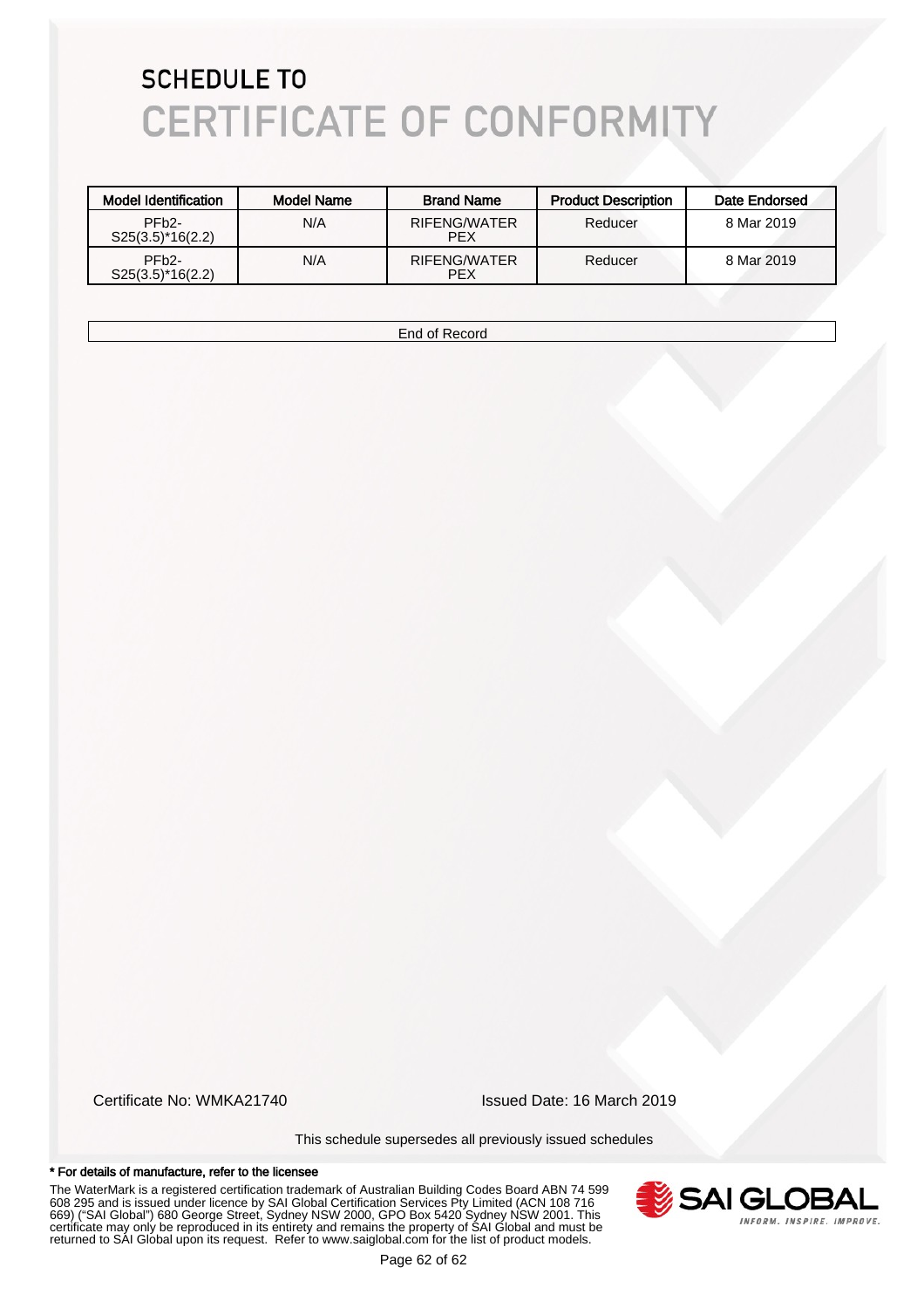# SCHEDULE TO
# CERTIFICATE OF CONFORMITY

| Model Identification | Model Name | Brand Name | Product Description | Date Endorsed |
|---|---|---|---|---|
| PFb2-S25(3.5)*16(2.2) | N/A | RIFENG/WATER PEX | Reducer | 8 Mar 2019 |
| PFb2-S25(3.5)*16(2.2) | N/A | RIFENG/WATER PEX | Reducer | 8 Mar 2019 |

End of Record

Certificate No: WMKA21740

Issued Date: 16 March 2019

This schedule supersedes all previously issued schedules

**\* For details of manufacture, refer to the licensee**

The WaterMark is a registered certification trademark of Australian Building Codes Board ABN 74 599 608 295 and is issued under licence by SAI Global Certification Services Pty Limited (ACN 108 716 669) ("SAI Global") 680 George Street, Sydney NSW 2000, GPO Box 5420 Sydney NSW 2001. This certificate may only be reproduced in its entirety and remains the property of SAI Global and must be returned to SAI Global upon its request. Refer to www.saiglobal.com for the list of product models.

SAI GLOBAL
INFORM. INSPIRE. IMPROVE.